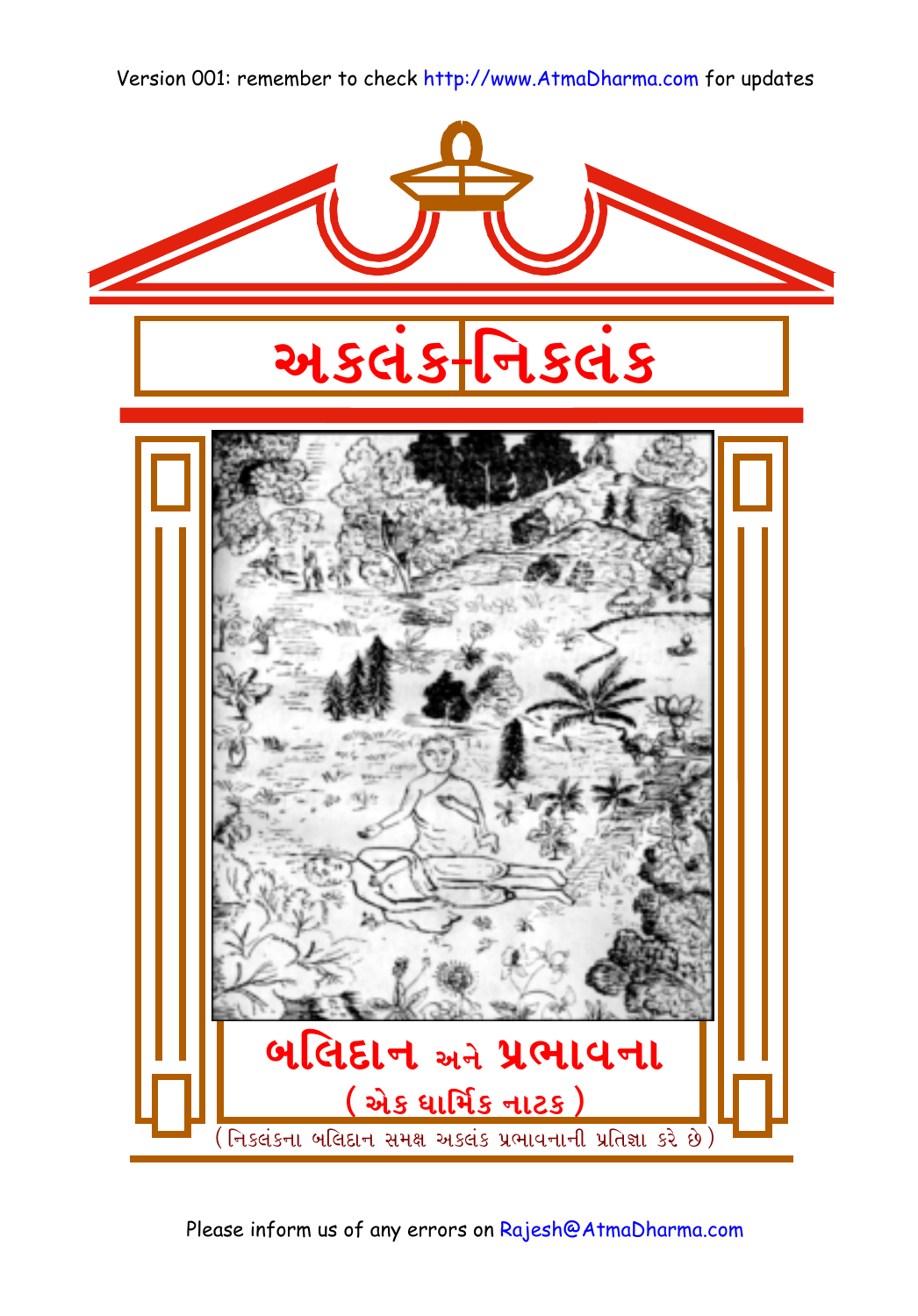Version 001: remember to check http://www.AtmaDharma.com for updates

# અકલંક-નિકલંક

## બલિદાન અને પ્રભાવના

### ( એક ધાર્મિક નાટક )

( નિકલંકના બલિદાન સમક્ષ અકલંક પ્રભાવનાની પ્રતિજ્ઞા કરે છે )

Please inform us of any errors on Rajesh@AtmaDharma.com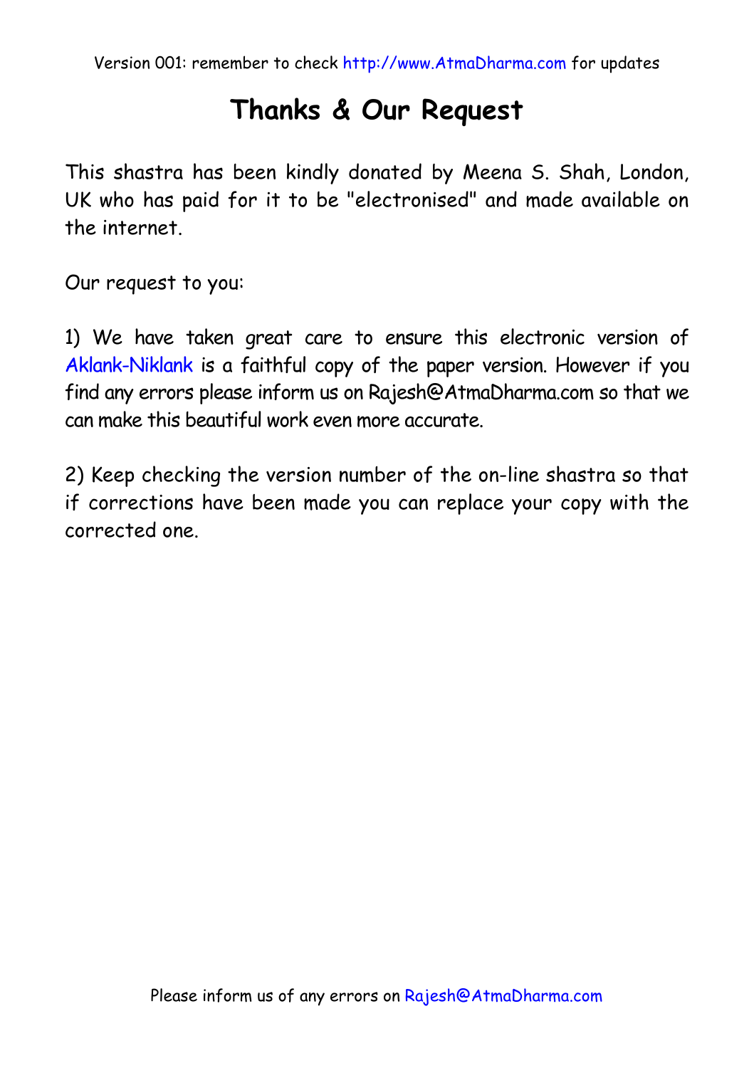# Thanks & Our Request

This shastra has been kindly donated by Meena S. Shah, London, UK who has paid for it to be "electronised" and made available on the internet.

Our request to you:

1) We have taken great care to ensure this electronic version of Aklank-Niklank is a faithful copy of the paper version. However if you find any errors please inform us on Rajesh@AtmaDharma.com so that we can make this beautiful work even more accurate.

2) Keep checking the version number of the on-line shastra so that if corrections have been made you can replace your copy with the corrected one.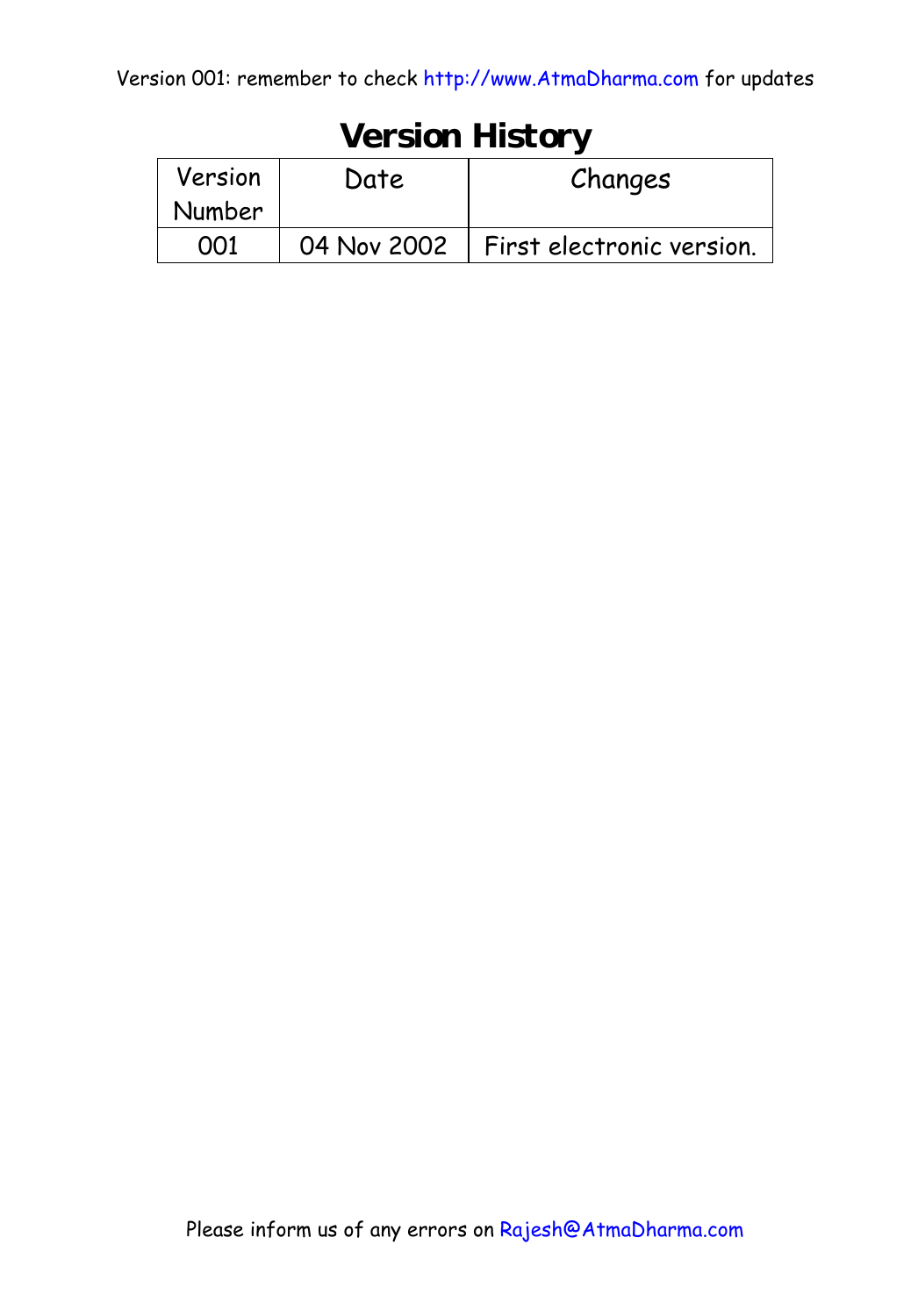# Version History

| Version Number | Date | Changes |
|---|---|---|
| 001 | 04 Nov 2002 | First electronic version. |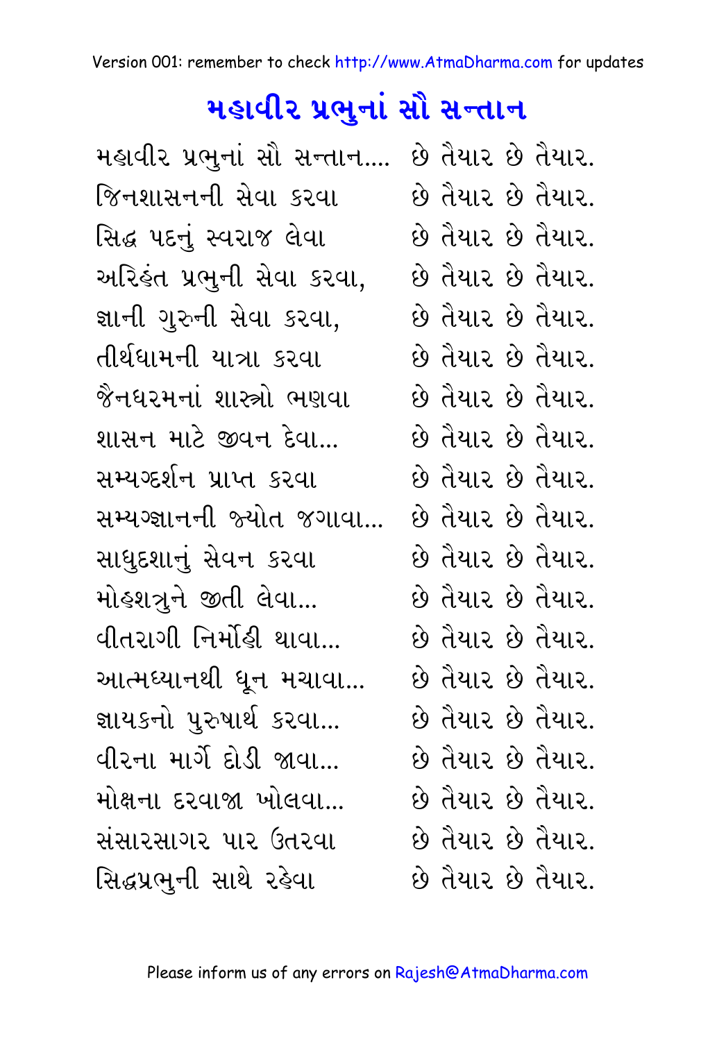# મહાવીર પ્રભુનાં સૌ સન્તાન

મહાવીર પ્રભુનાં સૌ સન્તાન.... છે તૈયાર છે તૈયાર.
જિનશાસનની સેવા કરવા છે તૈયાર છે તૈયાર.
સિદ્ધ પદનું સ્વરાજ લેવા છે તૈયાર છે તૈયાર.
અરિહંત પ્રભુની સેવા કરવા, છે તૈયાર છે તૈયાર.
જ્ઞાની ગુરુની સેવા કરવા, છે તૈયાર છે તૈયાર.
તીર્થધામની યાત્રા કરવા છે તૈયાર છે તૈયાર.
જૈનધરમનાં શાસ્ત્રો ભણવા છે તૈયાર છે તૈયાર.
શાસન માટે જીવન દેવા... છે તૈયાર છે તૈયાર.
સમ્યગ્દર્શન પ્રાપ્ત કરવા છે તૈયાર છે તૈયાર.
સમ્યગ્જ્ઞાનની જ્યોત જગાવા... છે તૈયાર છે તૈયાર.
સાધુદશાનું સેવન કરવા છે તૈયાર છે તૈયાર.
મોહશત્રુને જીતી લેવા... છે તૈયાર છે તૈયાર.
વીતરાગી નિર્મોહી થાવા... છે તૈયાર છે તૈયાર.
આત્મધ્યાનથી ધૂન મચાવા... છે તૈયાર છે તૈયાર.
જ્ઞાયકનો પુરુષાર્થ કરવા... છે તૈયાર છે તૈયાર.
વીરના માર્ગે દોડી જાવા... છે તૈયાર છે તૈયાર.
મોક્ષના દરવાજા ખોલવા... છે તૈયાર છે તૈયાર.
સંસારસાગર પાર ઉતરવા છે તૈયાર છે તૈયાર.
સિદ્ધપ્રભુની સાથે રહેવા છે તૈયાર છે તૈયાર.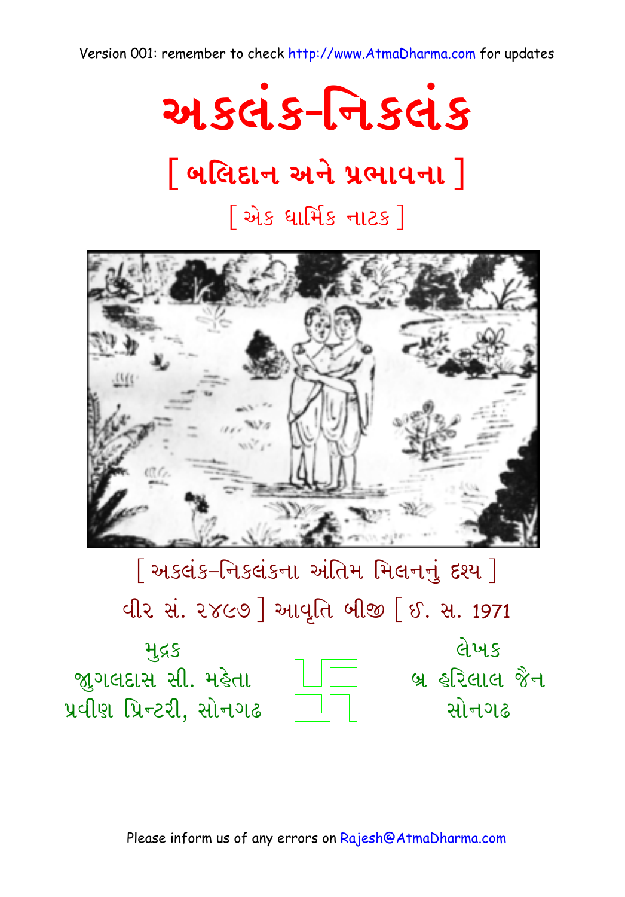# અકલંક-નિકલંક

## [ બલિદાન અને પ્રભાવના ]

### [ એક ધાર્મિક નાટક ]

[ અકલંક-નિકલંકના અંતિમ મિલનનું દૃશ્ય ]

વીર સં. ૨૪૯૭ ] આવૃતિ બીજી [ ઈ. સ. 1971

મુદ્રક
જાગલદાસ સી. મહેતા
પ્રવીણ પ્રિન્ટરી, સોનગઢ

લેખક
બ્ર હરિલાલ જૈન
સોનગઢ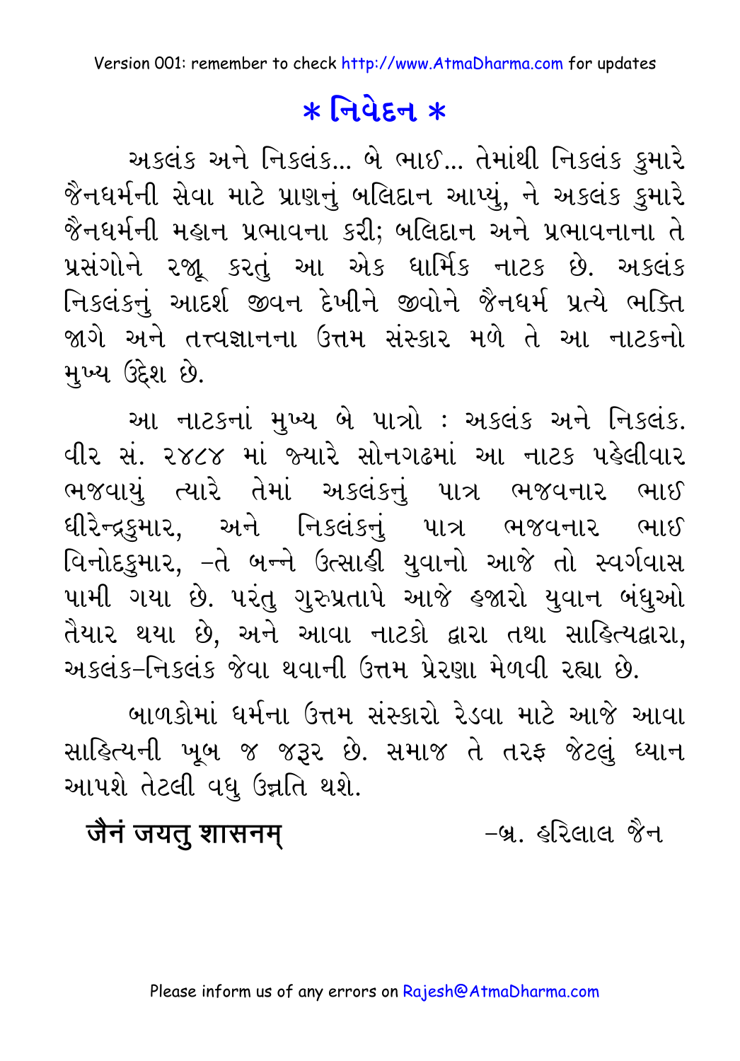# * નિવેદન *

અકલંક અને નિકલંક... બે ભાઈ... તેમાંથી નિકલંક કુમારે જૈનધર્મની સેવા માટે પ્રાણનું બલિદાન આપ્યું, ને અકલંક કુમારે જૈનધર્મની મહાન પ્રભાવના કરી; બલિદાન અને પ્રભાવનાના તે પ્રસંગોને રજૂ કરતું આ એક ધાર્મિક નાટક છે. અકલંક નિકલંકનું આદર્શ જીવન દેખીને જીવોને જૈનધર્મ પ્રત્યે ભક્તિ જાગે અને તત્ત્વજ્ઞાનના ઉત્તમ સંસ્કાર મળે તે આ નાટકનો મુખ્ય ઉદ્દેશ છે.

આ નાટકનાં મુખ્ય બે પાત્રો : અકલંક અને નિકલંક. વીર સં. ૨૪૮૪ માં જ્યારે સોનગઢમાં આ નાટક પહેલીવાર ભજવાયું ત્યારે તેમાં અકલંકનું પાત્ર ભજવનાર ભાઈ ધીરેન્દ્રકુમાર, અને નિકલંકનું પાત્ર ભજવનાર ભાઈ વિનોદકુમાર, -તે બન્ને ઉત્સાહી યુવાનો આજે તો સ્વર્ગવાસ પામી ગયા છે. પરંતુ ગુરુપ્રતાપે આજે હજારો યુવાન બંધુઓ તૈયાર થયા છે, અને આવા નાટકો દ્વારા તથા સાહિત્યદ્વારા, અકલંક-નિકલંક જેવા થવાની ઉત્તમ પ્રેરણા મેળવી રહ્યા છે.

બાળકોમાં ધર્મના ઉત્તમ સંસ્કારો રેડવા માટે આજે આવા સાહિત્યની ખૂબ જ જરૂર છે. સમાજ તે તરફ જેટલું ધ્યાન આપશે તેટલી વધુ ઉન્નતિ થશે.

**जैनं जयतु शासनम्** -બ્ર. હરિલાલ જૈન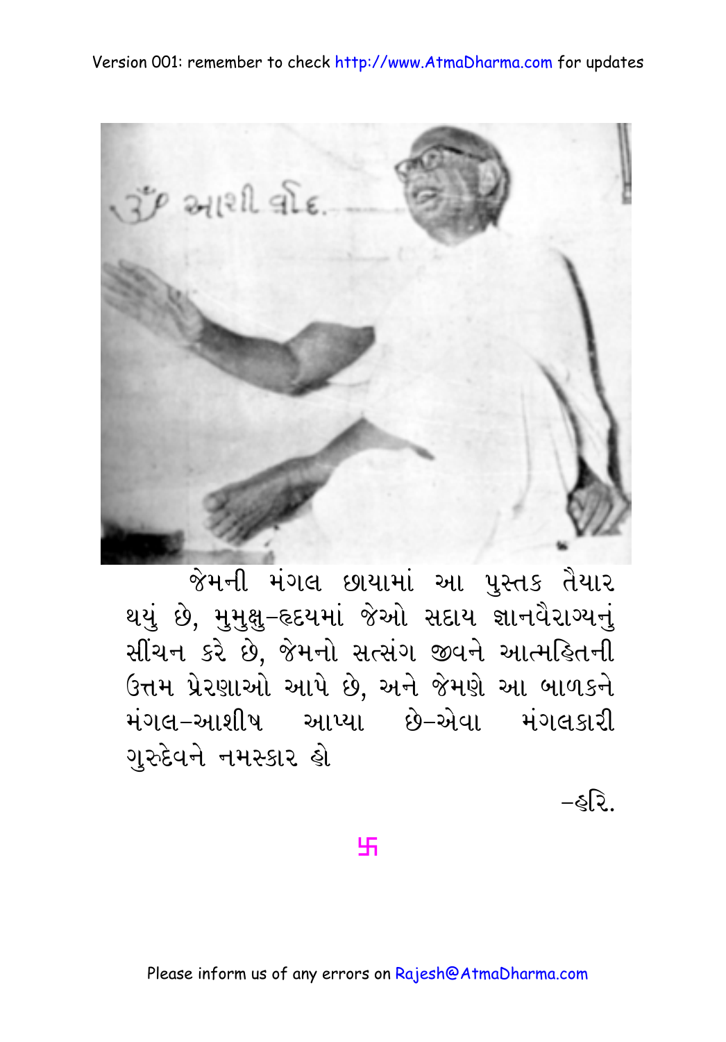જેમની મંગલ છાયામાં આ પુસ્તક તૈયાર થયું છે, મુમુક્ષુ-હૃદયમાં જેઓ સદાય જ્ઞાનવૈરાગ્યનું સીંચન કરે છે, જેમનો સત્સંગ જીવને આત્મહિતની ઉત્તમ પ્રેરણાઓ આપે છે, અને જેમણે આ બાળકને મંગલ-આશીષ આપ્યા છે-એવા મંગલકારી ગુરુદેવને નમસ્કાર હો

–હરિ.

卐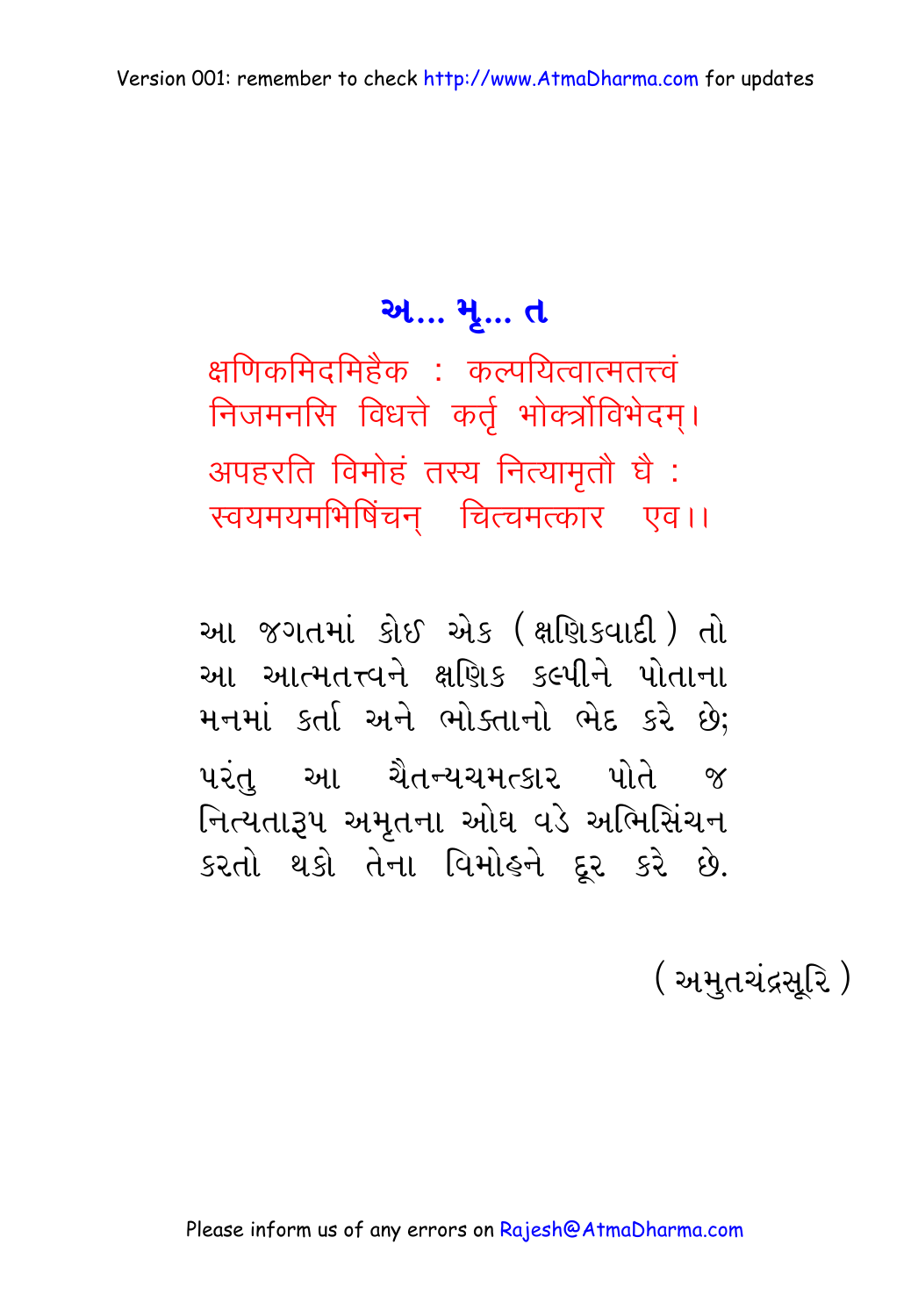# અ... મૃ... ત

क्षणिकमिदमिहैक : कल्पयित्वात्मतत्त्वं
निजमनसि विधत्ते कर्तृ भोक्त्रोर्विभेदम्।
अपहरति विमोहं तस्य नित्यामृतौ घै :
स्वयमयमभिषिंचन् चित्चमत्कार एव।।

આ જગતમાં કોઈ એક (ક્ષણિકવાદી) તો આ આત્મતત્ત્વને ક્ષણિક કલ્પીને પોતાના મનમાં કર્તા અને ભોક્તાનો ભેદ કરે છે; પરંતુ આ ચૈતન્યચમત્કાર પોતે જ નિત્યતારૂપ અમૃતના ઓઘ વડે અભિસિંચન કરતો થકો તેના વિમોહને દૂર કરે છે.

(અમૃતચંદ્રસૂરિ)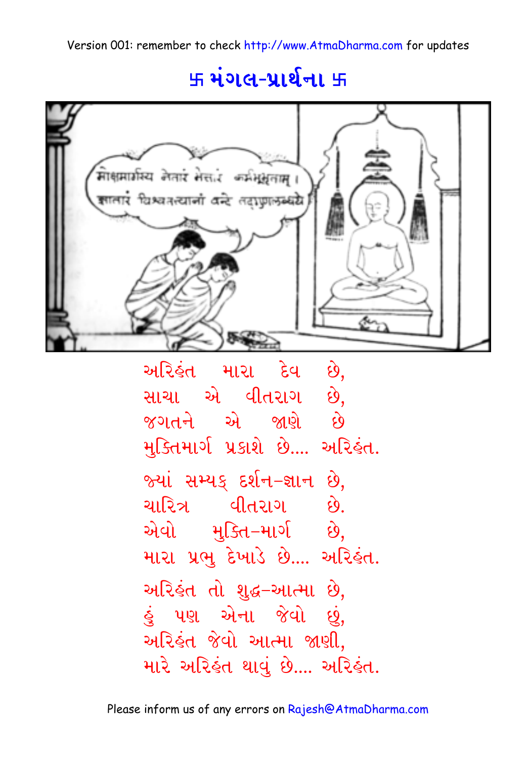# 卐 મંગલ-પ્રાર્થના 卐

અરિહંત મારા દેવ છે,
સાચા એ વીતરાગ છે,
જગતને એ જાણે છે
મુક્તિમાર્ગ પ્રકાશે છે.... અરિહંત.

જ્યાં સમ્યક્ દર્શન–જ્ઞાન છે,
ચારિત્ર વીતરાગ છે.
એવો મુક્તિ–માર્ગ છે,
મારા પ્રભુ દેખાડે છે.... અરિહંત.

અરિહંત તો શુદ્ધ–આત્મા છે,
હું પણ એના જેવો છું,
અરિહંત જેવો આત્મા જાણી,
મારે અરિહંત થાવું છે.... અરિહંત.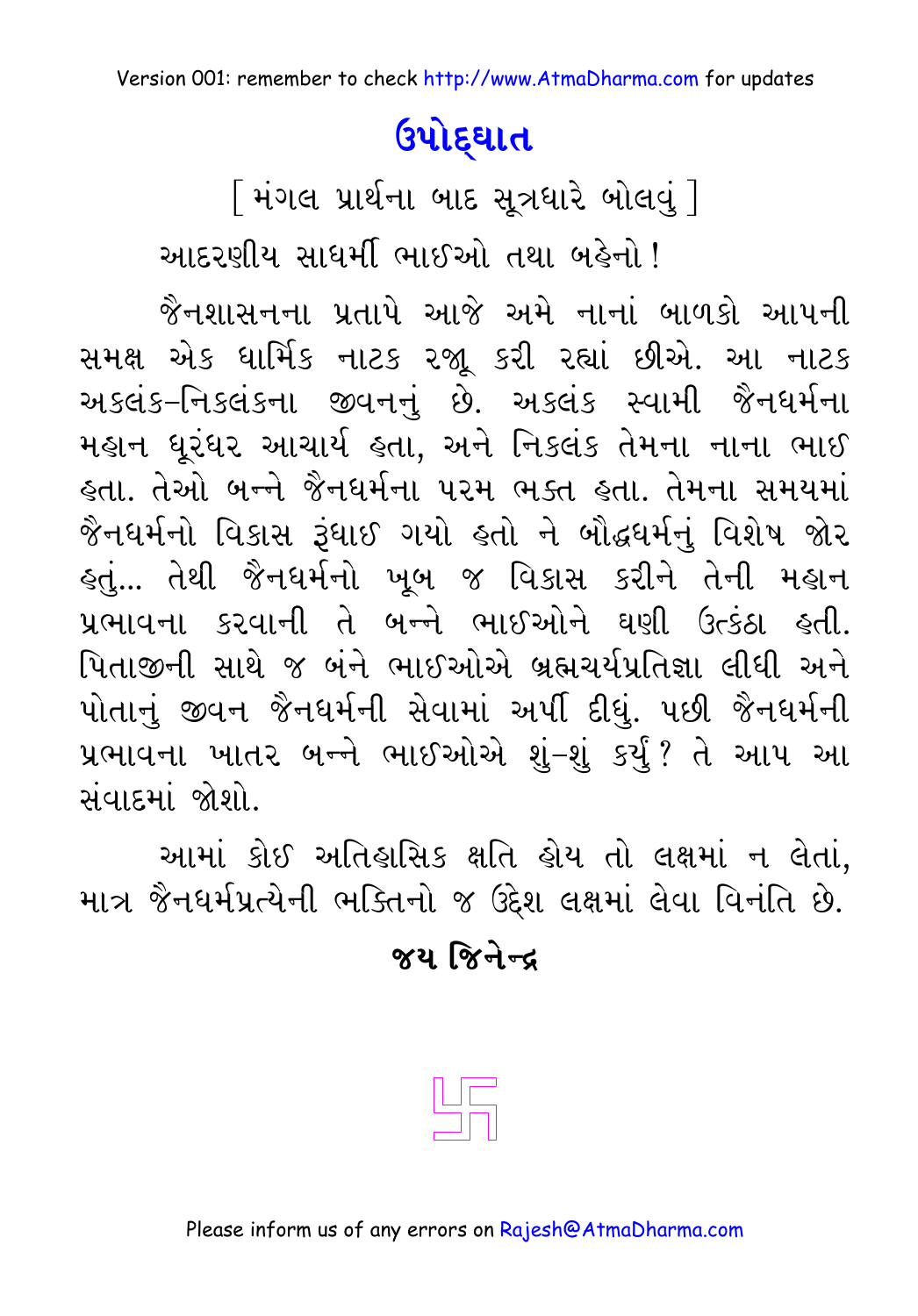# ઉપોદ્‌ઘાત

[ મંગલ પ્રાર્થના બાદ સૂત્રધારે બોલવું ]

આદરણીય સાધર્મી ભાઈઓ તથા બહેનો !

જૈનશાસનના પ્રતાપે આજે અમે નાનાં બાળકો આપની સમક્ષ એક ધાર્મિક નાટક રજૂ કરી રહ્યાં છીએ. આ નાટક અકલંક–નિકલંકના જીવનનું છે. અકલંક સ્વામી જૈનધર્મના મહાન ધૂરંધર આચાર્ય હતા, અને નિકલંક તેમના નાના ભાઈ હતા. તેઓ બન્ને જૈનધર્મના પરમ ભક્ત હતા. તેમના સમયમાં જૈનધર્મનો વિકાસ રૂંધાઈ ગયો હતો ને બૌદ્ધધર્મનું વિશેષ જોર હતું... તેથી જૈનધર્મનો ખૂબ જ વિકાસ કરીને તેની મહાન પ્રભાવના કરવાની તે બન્ને ભાઈઓને ઘણી ઉત્કંઠા હતી. પિતાજીની સાથે જ બંને ભાઈઓએ બ્રહ્મચર્યપ્રતિજ્ઞા લીધી અને પોતાનું જીવન જૈનધર્મની સેવામાં અર્પી દીધું. પછી જૈનધર્મની પ્રભાવના ખાતર બન્ને ભાઈઓએ શું-શું કર્યું ? તે આપ આ સંવાદમાં જોશો.

આમાં કોઈ અતિહાસિક ક્ષતિ હોય તો લક્ષમાં ન લેતાં, માત્ર જૈનધર્મપ્રત્યેની ભક્તિનો જ ઉદ્દેશ લક્ષમાં લેવા વિનંતિ છે.

**જય જિનેન્દ્ર**

卐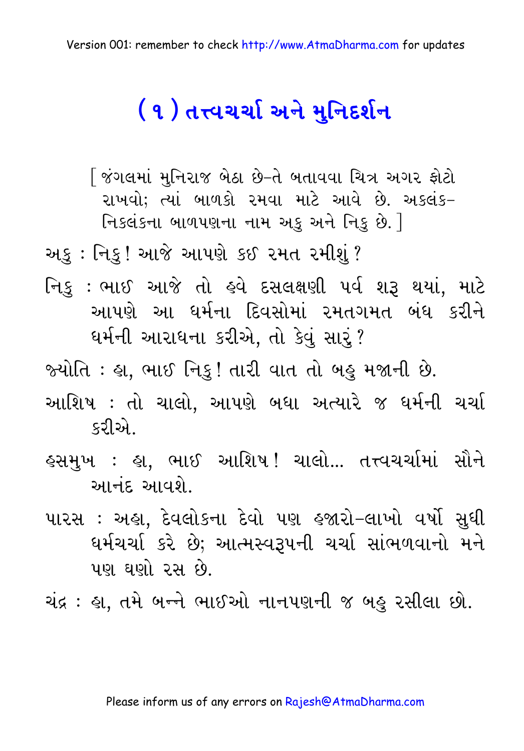# (૧) તત્ત્વચર્ચા અને મુનિદર્શન

[ જંગલમાં મુનિરાજ બેઠા છે-તે બતાવવા ચિત્ર અગર ફોટો રાખવો; ત્યાં બાળકો રમવા માટે આવે છે. અકલંક-નિકલંકના બાળપણના નામ અકુ અને નિકુ છે. ]

અકુ : નિકુ! આજે આપણે કઈ રમત રમીશું?

નિકુ : ભાઈ આજે તો હવે દસલક્ષણી પર્વ શરૂ થયાં, માટે આપણે આ ધર્મના દિવસોમાં રમતગમત બંધ કરીને ધર્મની આરાધના કરીએ, તો કેવું સારું?

જ્યોતિ : હા, ભાઈ નિકુ! તારી વાત તો બહુ મજાની છે.

આશિષ : તો ચાલો, આપણે બધા અત્યારે જ ધર્મની ચર્ચા કરીએ.

હસમુખ : હા, ભાઈ આશિષ! ચાલો... તત્ત્વચર્ચામાં સૌને આનંદ આવશે.

પારસ : અહા, દેવલોકના દેવો પણ હજારો-લાખો વર્ષો સુધી ધર્મચર્ચા કરે છે; આત્મસ્વરૂપની ચર્ચા સાંભળવાનો મને પણ ઘણો રસ છે.

ચંદ્ર : હા, તમે બન્ને ભાઈઓ નાનપણની જ બહુ રસીલા છો.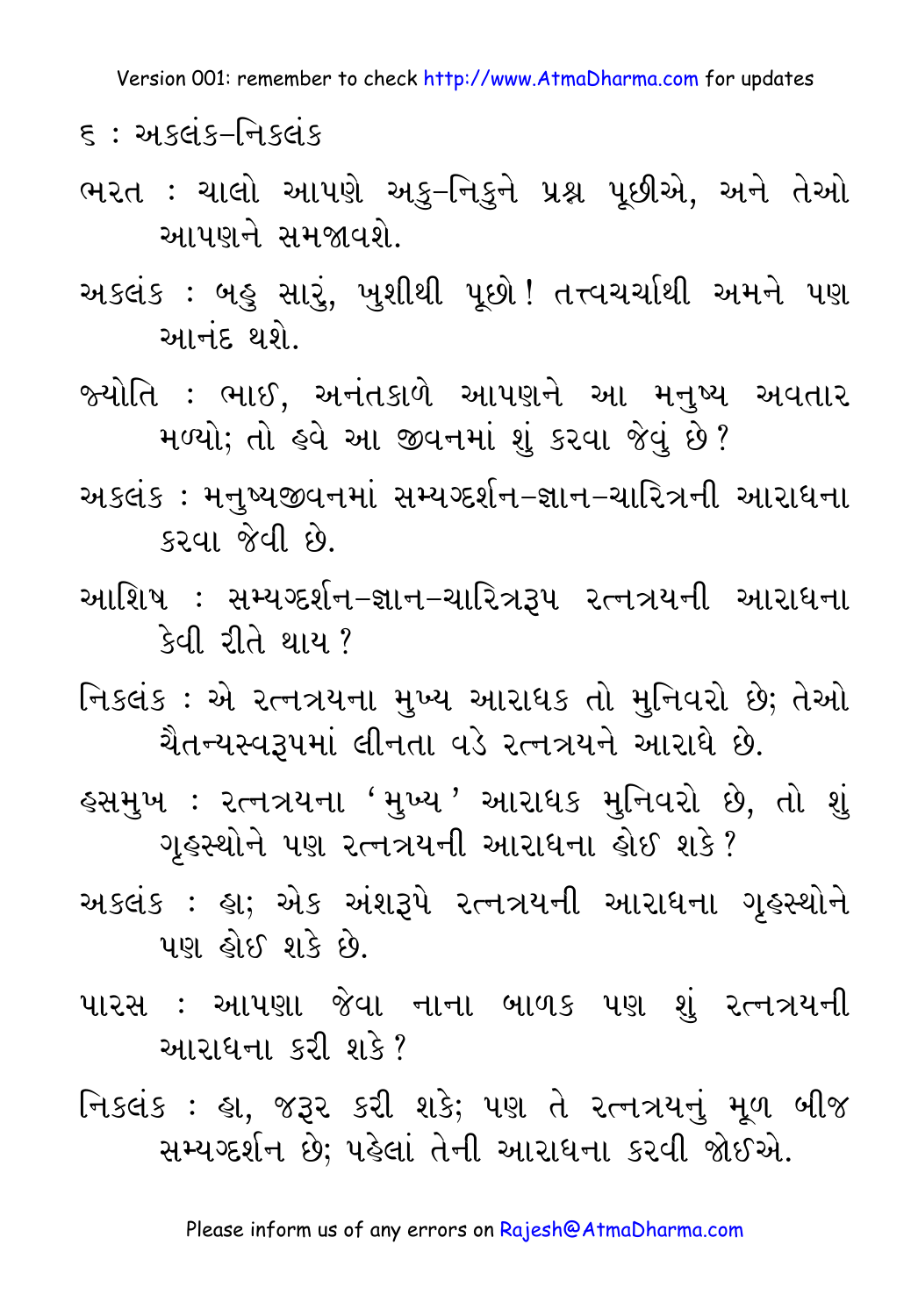૬ : અકલંક–નિકલંક

ભરત : ચાલો આપણે અકુ-નિકુને પ્રશ્ન પૂછીએ, અને તેઓ આપણને સમજાવશે.

અકલંક : બહુ સારું, ખુશીથી પૂછો! તત્ત્વચર્ચાથી અમને પણ આનંદ થશે.

જ્યોતિ : ભાઈ, અનંતકાળે આપણને આ મનુષ્ય અવતાર મળ્યો; તો હવે આ જીવનમાં શું કરવા જેવું છે?

અકલંક : મનુષ્યજીવનમાં સમ્યગ્દર્શન–જ્ઞાન–ચારિત્રની આરાધના કરવા જેવી છે.

આશિષ : સમ્યગ્દર્શન–જ્ઞાન–ચારિત્રરૂપ રત્નત્રયની આરાધના કેવી રીતે થાય?

નિકલંક : એ રત્નત્રયના મુખ્ય આરાધક તો મુનિવરો છે; તેઓ ચૈતન્યસ્વરૂપમાં લીનતા વડે રત્નત્રયને આરાધે છે.

હસમુખ : રત્નત્રયના 'મુખ્ય' આરાધક મુનિવરો છે, તો શું ગૃહસ્થોને પણ રત્નત્રયની આરાધના હોઈ શકે?

અકલંક : હા; એક અંશરૂપે રત્નત્રયની આરાધના ગૃહસ્થોને પણ હોઈ શકે છે.

પારસ : આપણા જેવા નાના બાળક પણ શું રત્નત્રયની આરાધના કરી શકે?

નિકલંક : હા, જરૂર કરી શકે; પણ તે રત્નત્રયનું મૂળ બીજ સમ્યગ્દર્શન છે; પહેલાં તેની આરાધના કરવી જોઈએ.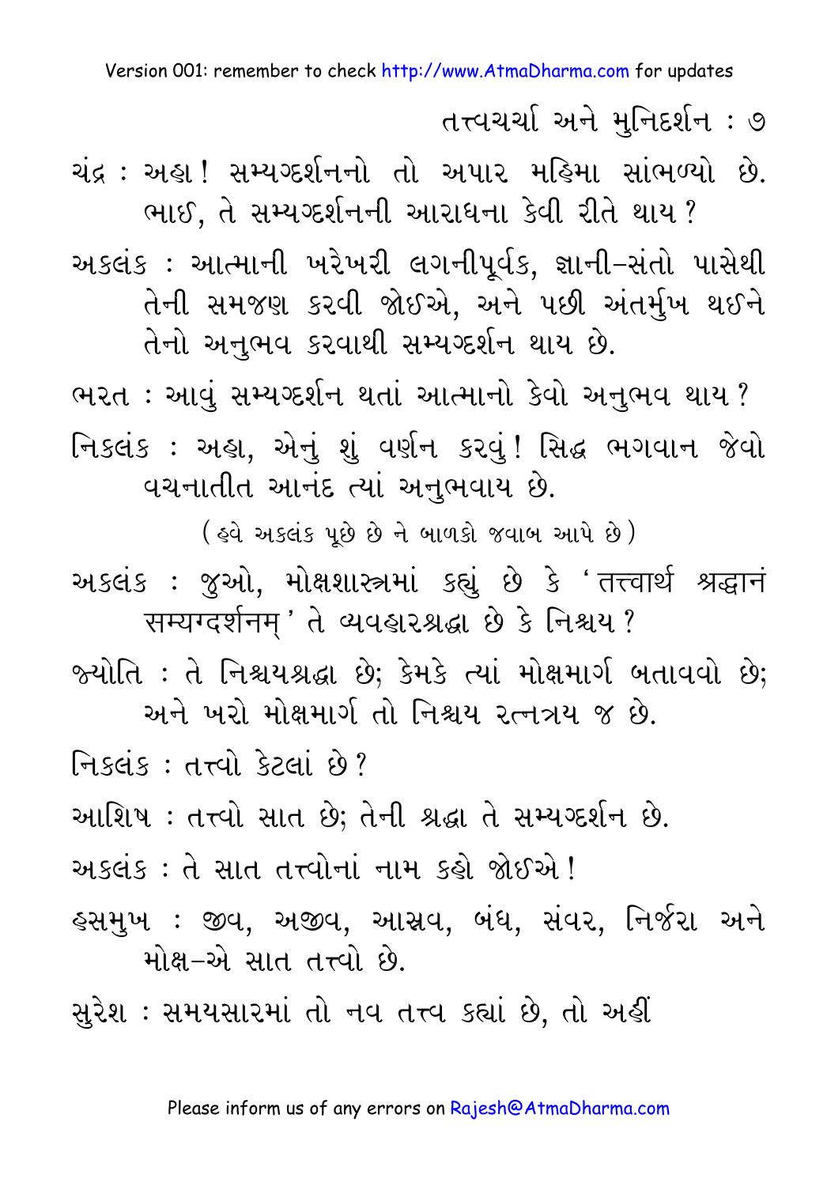ચંદ્ર : અહા ! સમ્યગ્દર્શનનો તો અપાર મહિમા સાંભળ્યો છે. ભાઈ, તે સમ્યગ્દર્શનની આરાધના કેવી રીતે થાય ?

અકલંક : આત્માની ખરેખરી લગનીપૂર્વક, જ્ઞાની-સંતો પાસેથી તેની સમજણ કરવી જોઈએ, અને પછી અંતર્મુખ થઈને તેનો અનુભવ કરવાથી સમ્યગ્દર્શન થાય છે.

ભરત : આવું સમ્યગ્દર્શન થતાં આત્માનો કેવો અનુભવ થાય ?

નિકલંક : અહા, એનું શું વર્ણન કરવું ! સિદ્ધ ભગવાન જેવો વચનાતીત આનંદ ત્યાં અનુભવાય છે.

(હવે અકલંક પૂછે છે ને બાળકો જવાબ આપે છે)

અકલંક : જુઓ, મોક્ષશાસ્ત્રમાં કહ્યું છે કે 'तत्त्वार्थ श्रद्धानं सम्यग्दर्शनम्' તે વ્યવહારશ્રદ્ધા છે કે નિશ્ચય ?

જ્યોતિ : તે નિશ્ચયશ્રદ્ધા છે; કેમકે ત્યાં મોક્ષમાર્ગ બતાવવો છે; અને ખરો મોક્ષમાર્ગ તો નિશ્ચય રત્નત્રય જ છે.

નિકલંક : તત્ત્વો કેટલાં છે ?

આશિષ : તત્ત્વો સાત છે; તેની શ્રદ્ધા તે સમ્યગ્દર્શન છે.

અકલંક : તે સાત તત્ત્વોનાં નામ કહો જોઈએ !

હસમુખ : જીવ, અજીવ, આસ્રવ, બંધ, સંવર, નિર્જરા અને મોક્ષ-એ સાત તત્ત્વો છે.

સુરેશ : સમયસારમાં તો નવ તત્ત્વ કહ્યાં છે, તો અહીં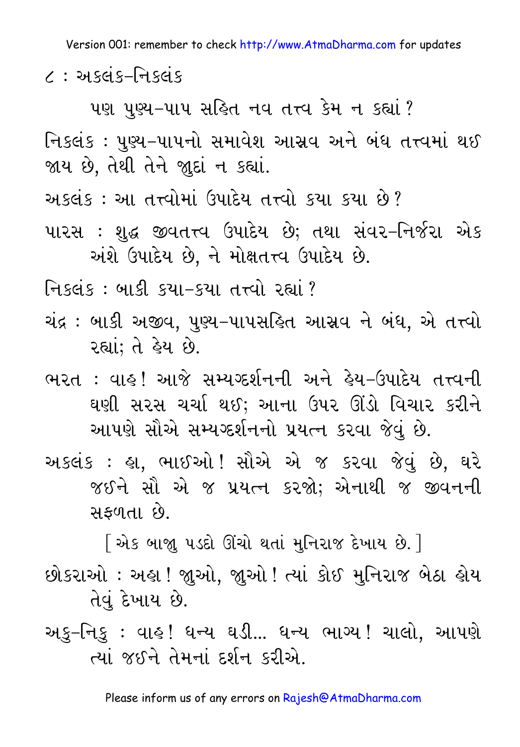પણ પુણ્ય-પાપ સહિત નવ તત્ત્વ કેમ ન કહ્યાં?

નિકલંક : પુણ્ય-પાપનો સમાવેશ આસ્રવ અને બંધ તત્ત્વમાં થઈ જાય છે, તેથી તેને જુદાં ન કહ્યાં.

અકલંક : આ તત્ત્વોમાં ઉપાદેય તત્ત્વો કયા કયા છે?

પારસ : શુદ્ધ જીવતત્ત્વ ઉપાદેય છે; તથા સંવર-નિર્જરા એક અંશે ઉપાદેય છે, ને મોક્ષતત્ત્વ ઉપાદેય છે.

નિકલંક : બાકી કયા-કયા તત્ત્વો રહ્યાં?

ચંદ્ર : બાકી અજીવ, પુણ્ય-પાપસહિત આસ્રવ ને બંધ, એ તત્ત્વો રહ્યાં; તે હેય છે.

ભરત : વાહ! આજે સમ્યગ્દર્શનની અને હેય-ઉપાદેય તત્ત્વની ઘણી સરસ ચર્ચા થઈ; આના ઉપર ઊંડો વિચાર કરીને આપણે સૌએ સમ્યગ્દર્શનનો પ્રયત્ન કરવા જેવું છે.

અકલંક : હા, ભાઈઓ! સૌએ એ જ કરવા જેવું છે, ઘરે જઈને સૌ એ જ પ્રયત્ન કરજો; એનાથી જ જીવનની સફળતા છે.

[ એક બાજુ પડદો ઊંચો થતાં મુનિરાજ દેખાય છે. ]

છોકરાઓ : અહા! જુઓ, જુઓ! ત્યાં કોઈ મુનિરાજ બેઠા હોય તેવું દેખાય છે.

અકુ-નિકુ : વાહ! ધન્ય ઘડી... ધન્ય ભાગ્ય! ચાલો, આપણે ત્યાં જઈને તેમનાં દર્શન કરીએ.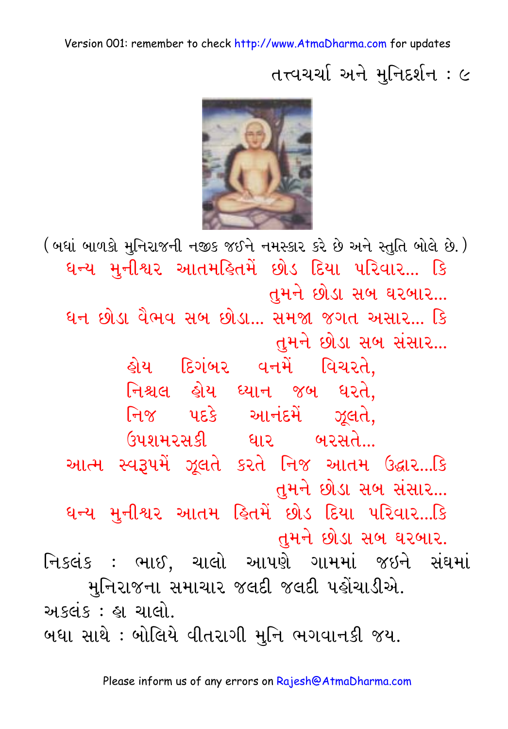(બધાં બાળકો મુનિરાજની નજીક જઈને નમસ્કાર કરે છે અને સ્તુતિ બોલે છે.)

ધન્ય મુનીશ્વર આતમહિતમેં છોડ દિયા પરિવાર... કિ
તુમને છોડા સબ ઘરબાર...
ધન છોડા વૈભવ સબ છોડા... સમજા જગત અસાર... કિ
તુમને છોડા સબ સંસાર...
હોય દિગંબર વનમેં વિચરતે,
નિશ્ચલ હોય ધ્યાન જબ ધરતે,
નિજ પદકે આનંદમેં ઝૂલતે,
ઉપશમરસકી ધાર બરસતે...
આત્મ સ્વરૂપમેં ઝૂલતે કરતે નિજ આતમ ઉદ્ધાર...કિ
તુમને છોડા સબ સંસાર...
ધન્ય મુનીશ્વર આતમ હિતમેં છોડ દિયા પરિવાર...કિ
તુમને છોડા સબ ઘરબાર.

નિકલંક : ભાઈ, ચાલો આપણે ગામમાં જઈને સંઘમાં મુનિરાજના સમાચાર જલદી જલદી પહોંચાડીએ.

અકલંક : હા ચાલો.

બધા સાથે : બોલિયે વીતરાગી મુનિ ભગવાનકી જય.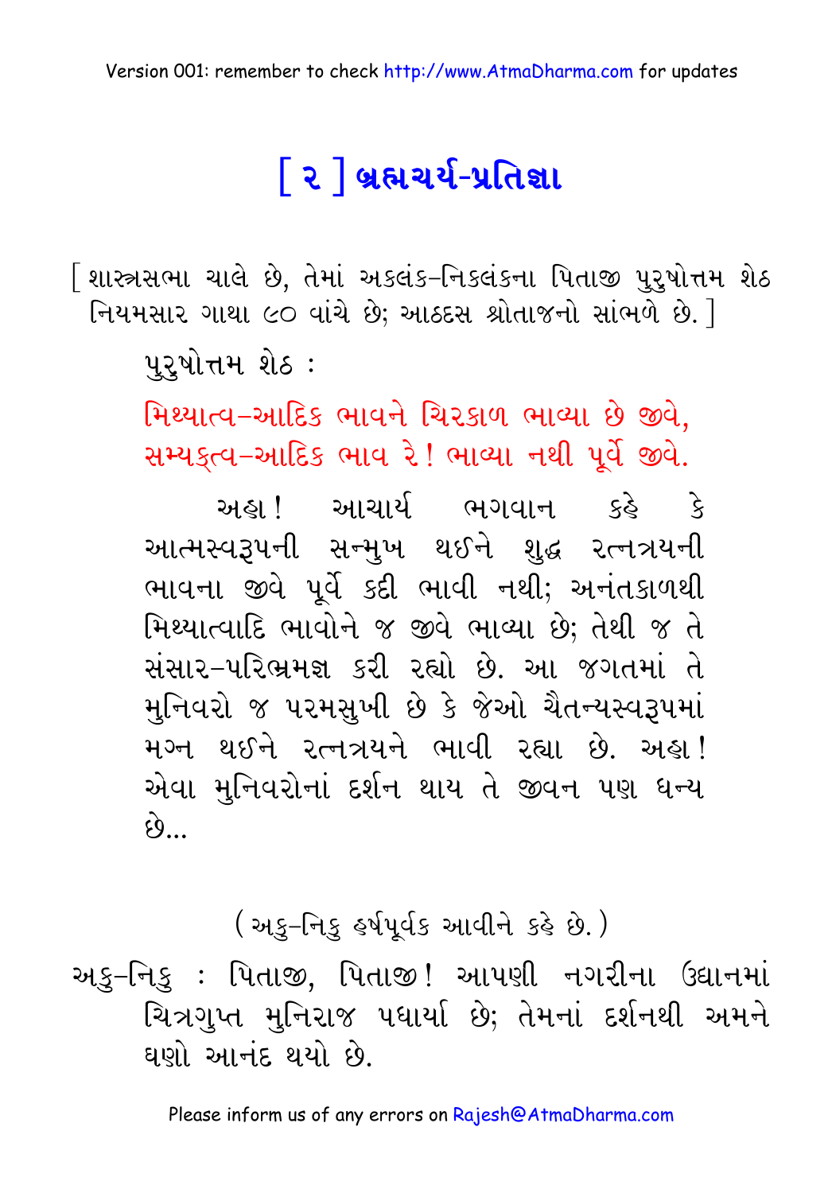# [ ૨ ] બ્રહ્મચર્ય-પ્રતિજ્ઞા

[ શાસ્ત્રસભા ચાલે છે, તેમાં અકલંક-નિકલંકના પિતાજી પુરુષોત્તમ શેઠ નિયમસાર ગાથા ૯૦ વાંચે છે; આઠદસ શ્રોતાજનો સાંભળે છે. ]

પુરુષોત્તમ શેઠ :

મિથ્યાત્વ-આદિક ભાવને ચિરકાળ ભાવ્યા છે જીવે,
સમ્યક્ત્વ-આદિક ભાવ રે! ભાવ્યા નથી પૂર્વે જીવે.

અહા! આચાર્ય ભગવાન કહે કે આત્મસ્વરૂપની સન્મુખ થઈને શુદ્ધ રત્નત્રયની ભાવના જીવે પૂર્વે કદી ભાવી નથી; અનંતકાળથી મિથ્યાત્વાદિ ભાવોને જ જીવે ભાવ્યા છે; તેથી જ તે સંસાર-પરિભ્રમણ કરી રહ્યો છે. આ જગતમાં તે મુનિવરો જ પરમસુખી છે કે જેઓ ચૈતન્યસ્વરૂપમાં મગ્ન થઈને રત્નત્રયને ભાવી રહ્યા છે. અહા! એવા મુનિવરોનાં દર્શન થાય તે જીવન પણ ધન્ય છે...

( અકુ-નિકુ હર્ષપૂર્વક આવીને કહે છે. )

અકુ-નિકુ : પિતાજી, પિતાજી! આપણી નગરીના ઉદ્યાનમાં ચિત્રગુપ્ત મુનિરાજ પધાર્યા છે; તેમનાં દર્શનથી અમને ઘણો આનંદ થયો છે.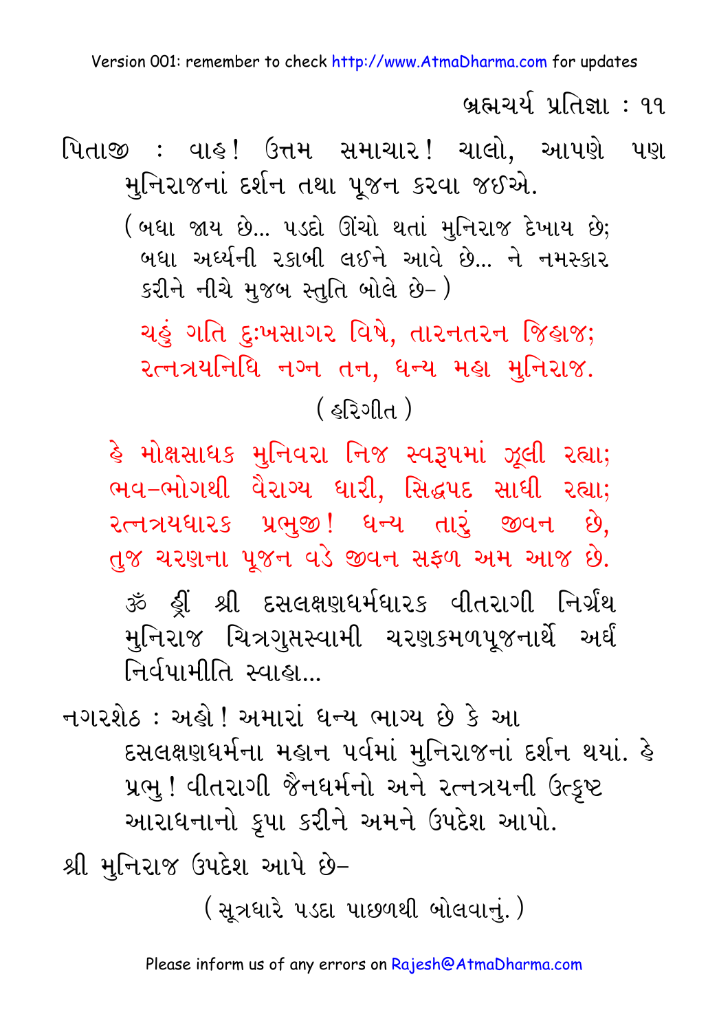પિતાજી : વાહ! ઉત્તમ સમાચાર! ચાલો, આપણે પણ મુનિરાજનાં દર્શન તથા પૂજન કરવા જઈએ.

(બધા જાય છે... પડદો ઊંચો થતાં મુનિરાજ દેખાય છે; બધા અર્ઘ્યની રકાબી લઈને આવે છે... ને નમસ્કાર કરીને નીચે મુજબ સ્તુતિ બોલે છે– )

ચહું ગતિ દુઃખસાગર વિષે, તારનતરન જિહાજ;
રત્નત્રયનિધિ નગ્ન તન, ધન્ય મહા મુનિરાજ.

(હરિગીત)

હે મોક્ષસાધક મુનિવરા નિજ સ્વરૂપમાં ઝૂલી રહ્યા;
ભવ-ભોગથી વૈરાગ્ય ધારી, સિદ્ધપદ સાધી રહ્યા;
રત્નત્રયધારક પ્રભુજી! ધન્ય તારું જીવન છે,
તુજ ચરણના પૂજન વડે જીવન સફળ અમ આજ છે.

ૐ હ્રીં શ્રી દસલક્ષણધર્મધારક વીતરાગી નિર્ગ્રંથ મુનિરાજ ચિત્રગુપ્તસ્વામી ચરણકમળપૂજનાર્થે અર્ઘં નિર્વપામીતિ સ્વાહા...

નગરશેઠ : અહો! અમારાં ધન્ય ભાગ્ય છે કે આ દસલક્ષણધર્મના મહાન પર્વમાં મુનિરાજનાં દર્શન થયાં. હે પ્રભુ! વીતરાગી જૈનધર્મનો અને રત્નત્રયની ઉત્કૃષ્ટ આરાધનાનો કૃપા કરીને અમને ઉપદેશ આપો.

શ્રી મુનિરાજ ઉપદેશ આપે છે–

(સૂત્રધારે પડદા પાછળથી બોલવાનું.)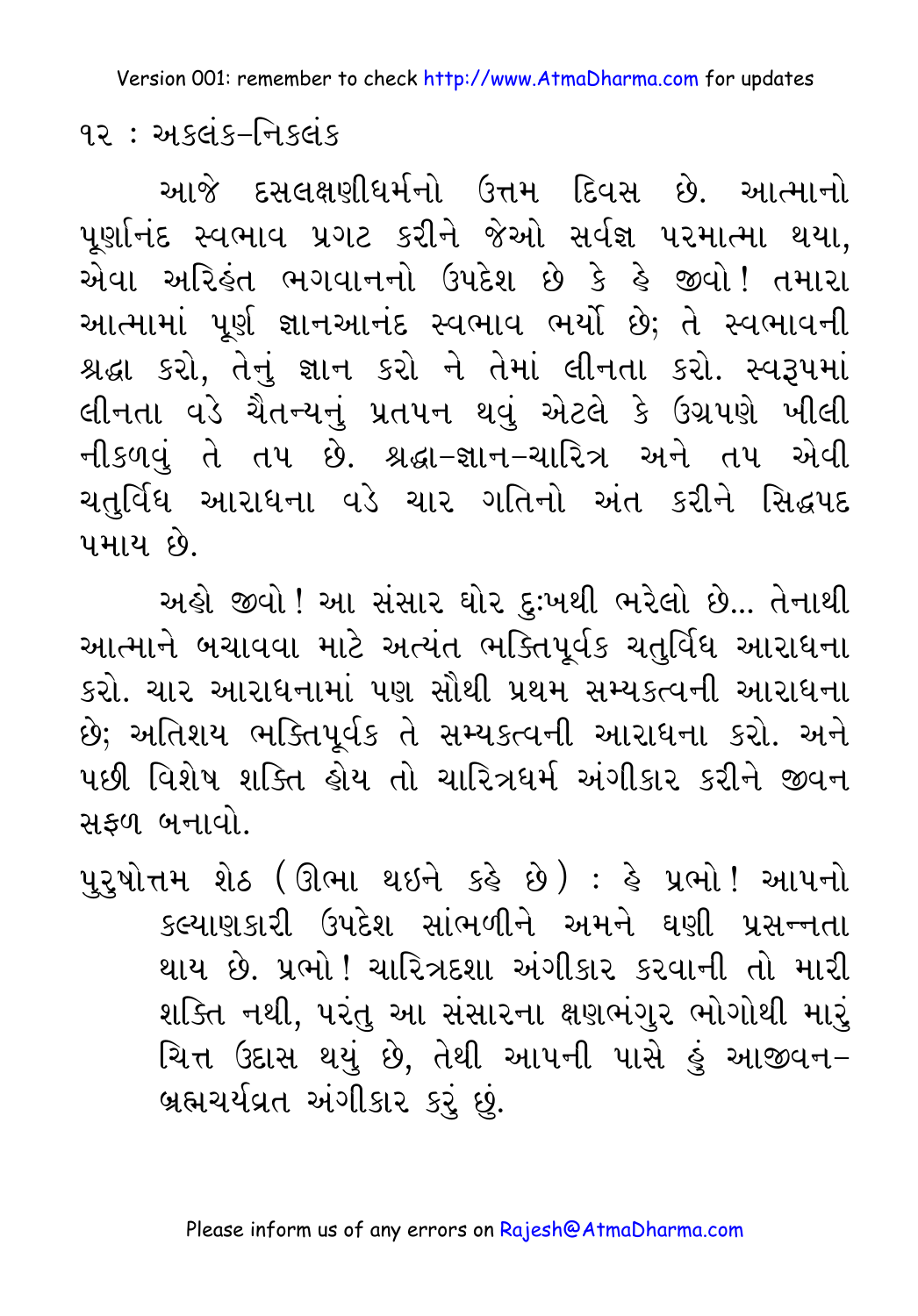આજે દસલક્ષણીધર્મનો ઉત્તમ દિવસ છે. આત્માનો પૂર્ણાનંદ સ્વભાવ પ્રગટ કરીને જેઓ સર્વજ્ઞ પરમાત્મા થયા, એવા અરિહંત ભગવાનનો ઉપદેશ છે કે હે જીવો! તમારા આત્મામાં પૂર્ણ જ્ઞાનઆનંદ સ્વભાવ ભર્યો છે; તે સ્વભાવની શ્રદ્ધા કરો, તેનું જ્ઞાન કરો ને તેમાં લીનતા કરો. સ્વરૂપમાં લીનતા વડે ચૈતન્યનું પ્રતપન થવું એટલે કે ઉગ્રપણે ખીલી નીકળવું તે તપ છે. શ્રદ્ધા-જ્ઞાન-ચારિત્ર અને તપ એવી ચતુર્વિધ આરાધના વડે ચાર ગતિનો અંત કરીને સિદ્ધપદ પમાય છે.

અહો જીવો! આ સંસાર ઘોર દુઃખથી ભરેલો છે... તેનાથી આત્માને બચાવવા માટે અત્યંત ભક્તિપૂર્વક ચતુર્વિધ આરાધના કરો. ચાર આરાધનામાં પણ સૌથી પ્રથમ સમ્યક્ત્વની આરાધના છે; અતિશય ભક્તિપૂર્વક તે સમ્યક્ત્વની આરાધના કરો. અને પછી વિશેષ શક્તિ હોય તો ચારિત્રધર્મ અંગીકાર કરીને જીવન સફળ બનાવો.

પુરુષોત્તમ શેઠ (ઊભા થઇને કહે છે) : હે પ્રભો! આપનો કલ્યાણકારી ઉપદેશ સાંભળીને અમને ઘણી પ્રસન્નતા થાય છે. પ્રભો! ચારિત્રદશા અંગીકાર કરવાની તો મારી શક્તિ નથી, પરંતુ આ સંસારના ક્ષણભંગુર ભોગોથી મારું ચિત્ત ઉદાસ થયું છે, તેથી આપની પાસે હું આજીવન-બ્રહ્મચર્યવ્રત અંગીકાર કરું છું.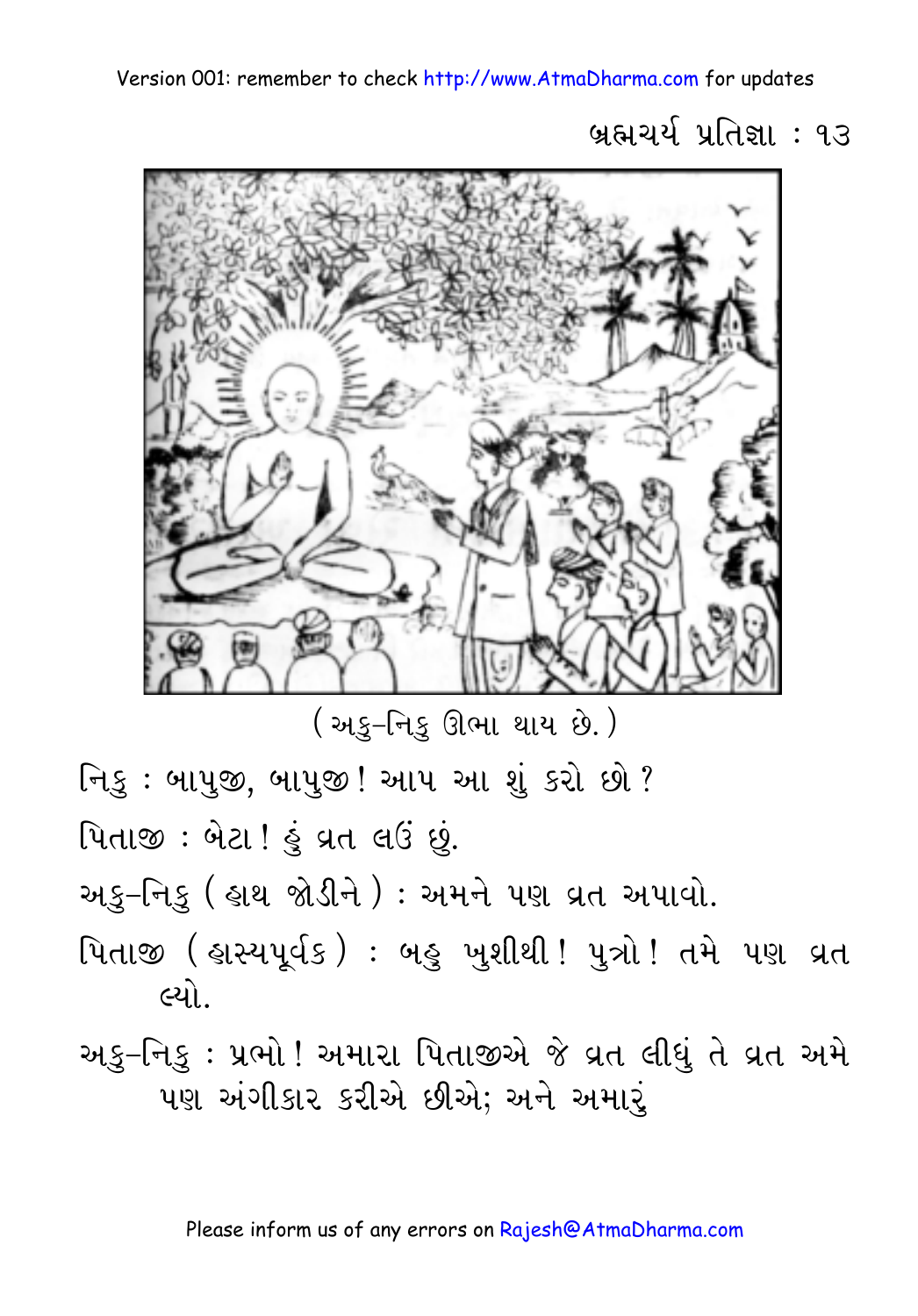( અકુ–નિકુ ઊભા થાય છે. )

નિકુ : બાપુજી, બાપુજી! આપ આ શું કરો છો?

પિતાજી : બેટા! હું વ્રત લઉં છું.

અકુ–નિકુ ( હાથ જોડીને ) : અમને પણ વ્રત અપાવો.

પિતાજી ( હાસ્યપૂર્વક ) : બહુ ખુશીથી! પુત્રો! તમે પણ વ્રત લ્યો.

અકુ–નિકુ : પ્રભો! અમારા પિતાજીએ જે વ્રત લીધું તે વ્રત અમે પણ અંગીકાર કરીએ છીએ; અને અમારું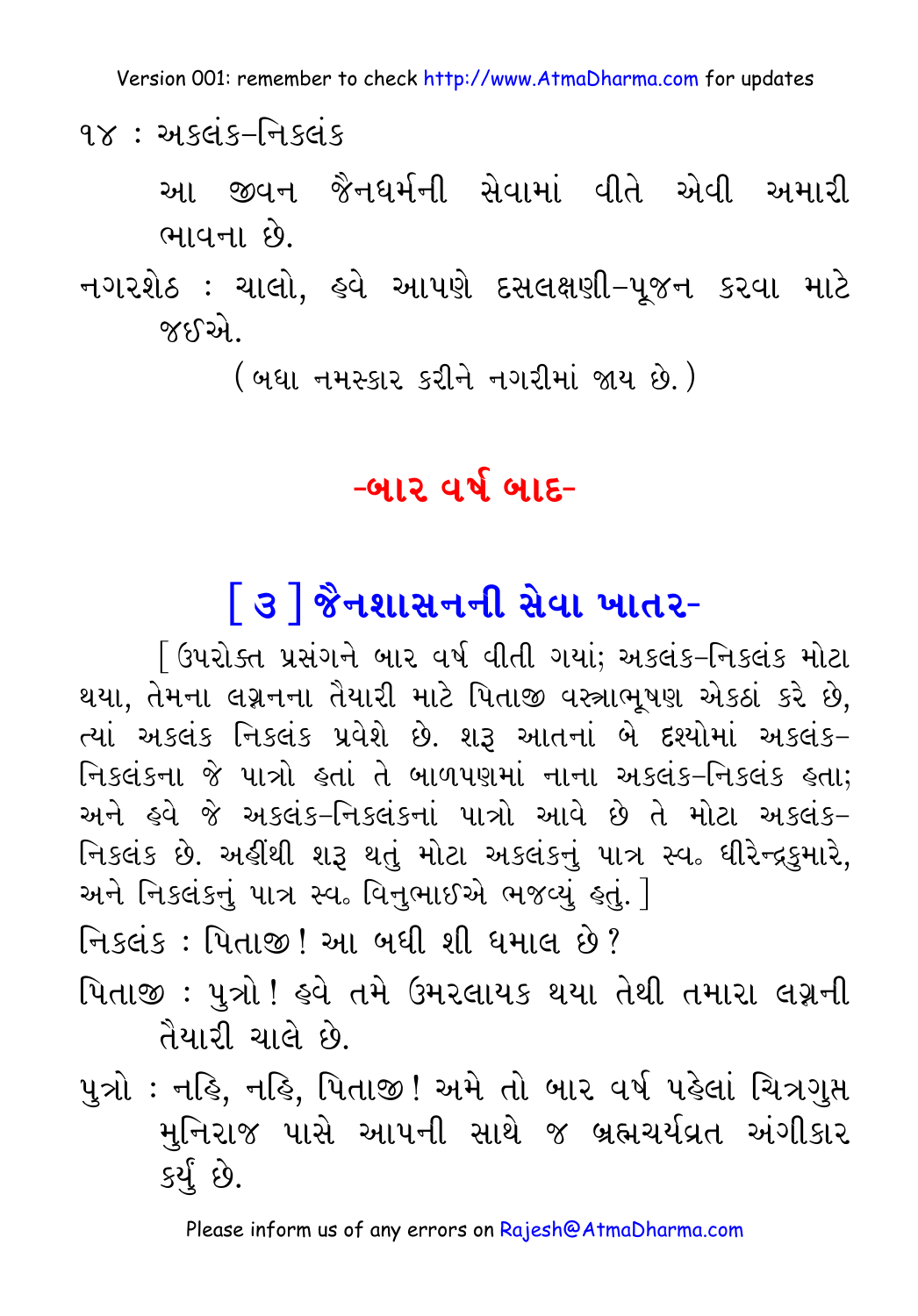૧૪ : અકલંક-નિકલંક

આ જીવન જૈનધર્મની સેવામાં વીતે એવી અમારી ભાવના છે.

નગરશેઠ : ચાલો, હવે આપણે દસલક્ષણી-પૂજન કરવા માટે જઈએ.

(બધા નમસ્કાર કરીને નગરીમાં જાય છે.)

## -બાર વર્ષ બાદ-

# [ ૩ ] જૈનશાસનની સેવા ખાતર-

[ઉપરોક્ત પ્રસંગને બાર વર્ષ વીતી ગયાં; અકલંક-નિકલંક મોટા થયા, તેમના લગ્નના તૈયારી માટે પિતાજી વસ્ત્રાભૂષણ એકઠાં કરે છે, ત્યાં અકલંક નિકલંક પ્રવેશે છે. શરૂ આતનાં બે દશ્યોમાં અકલંક-નિકલંકના જે પાત્રો હતાં તે બાળપણમાં નાના અકલંક-નિકલંક હતા; અને હવે જે અકલંક-નિકલંકનાં પાત્રો આવે છે તે મોટા અકલંક-નિકલંક છે. અહીંથી શરૂ થતું મોટા અકલંકનું પાત્ર સ્વ. ધીરેન્દ્રકુમારે, અને નિકલંકનું પાત્ર સ્વ. વિનુભાઈએ ભજવ્યું હતું.]

નિકલંક : પિતાજી! આ બધી શી ધમાલ છે?

પિતાજી : પુત્રો! હવે તમે ઉમરલાયક થયા તેથી તમારા લગ્નની તૈયારી ચાલે છે.

પુત્રો : નહિ, નહિ, પિતાજી! અમે તો બાર વર્ષ પહેલાં ચિત્રગુપ્ત મુનિરાજ પાસે આપની સાથે જ બ્રહ્મચર્યવ્રત અંગીકાર કર્યું છે.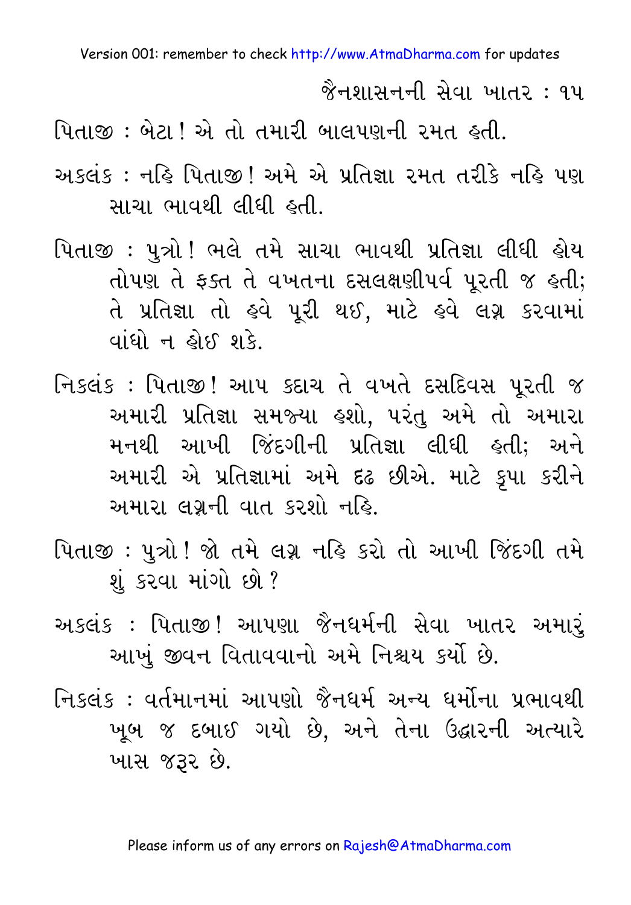પિતાજી : બેટા ! એ તો તમારી બાલપણની રમત હતી.

અકલંક : નહિ પિતાજી ! અમે એ પ્રતિજ્ઞા રમત તરીકે નહિ પણ સાચા ભાવથી લીધી હતી.

પિતાજી : પુત્રો ! ભલે તમે સાચા ભાવથી પ્રતિજ્ઞા લીધી હોય તોપણ તે ફક્ત તે વખતના દસલક્ષણીપર્વ પૂરતી જ હતી; તે પ્રતિજ્ઞા તો હવે પૂરી થઈ, માટે હવે લગ્ન કરવામાં વાંધો ન હોઈ શકે.

નિકલંક : પિતાજી ! આપ કદાચ તે વખતે દસદિવસ પૂરતી જ અમારી પ્રતિજ્ઞા સમજ્યા હશો, પરંતુ અમે તો અમારા મનથી આખી જિંદગીની પ્રતિજ્ઞા લીધી હતી; અને અમારી એ પ્રતિજ્ઞામાં અમે દૃઢ છીએ. માટે કૃપા કરીને અમારા લગ્નની વાત કરશો નહિ.

પિતાજી : પુત્રો ! જો તમે લગ્ન નહિ કરો તો આખી જિંદગી તમે શું કરવા માંગો છો ?

અકલંક : પિતાજી ! આપણા જૈનધર્મની સેવા ખાતર અમારું આખું જીવન વિતાવવાનો અમે નિશ્ચય કર્યો છે.

નિકલંક : વર્તમાનમાં આપણો જૈનધર્મ અન્ય ધર્મોના પ્રભાવથી ખૂબ જ દબાઈ ગયો છે, અને તેના ઉદ્ધારની અત્યારે ખાસ જરૂર છે.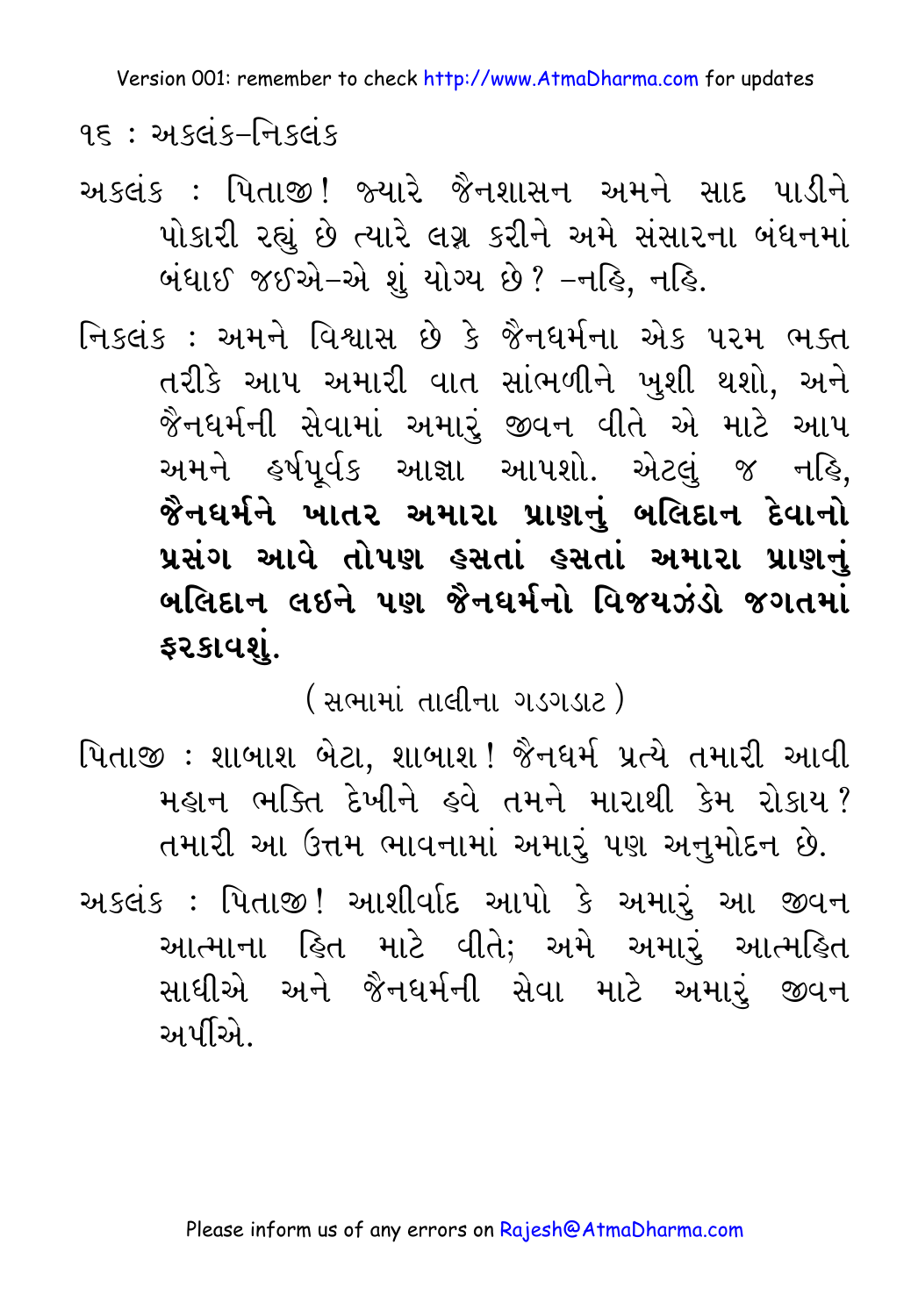અકલંક : પિતાજી! જ્યારે જૈનશાસન અમને સાદ પાડીને પોકારી રહ્યું છે ત્યારે લગ્ન કરીને અમે સંસારના બંધનમાં બંધાઈ જઈએ–એ શું યોગ્ય છે? –નહિ, નહિ.

નિકલંક : અમને વિશ્વાસ છે કે જૈનધર્મના એક પરમ ભક્ત તરીકે આપ અમારી વાત સાંભળીને ખુશી થશો, અને જૈનધર્મની સેવામાં અમારું જીવન વીતે એ માટે આપ અમને હર્ષપૂર્વક આજ્ઞા આપશો. એટલું જ નહિ, **જૈનધર્મને ખાતર અમારા પ્રાણનું બલિદાન દેવાનો પ્રસંગ આવે તોપણ હસતાં હસતાં અમારા પ્રાણનું બલિદાન લઇને પણ જૈનધર્મનો વિજયઝંડો જગતમાં ફરકાવશું.**

(સભામાં તાલીના ગડગડાટ)

પિતાજી : શાબાશ બેટા, શાબાશ! જૈનધર્મ પ્રત્યે તમારી આવી મહાન ભક્તિ દેખીને હવે તમને મારાથી કેમ રોકાય? તમારી આ ઉત્તમ ભાવનામાં અમારું પણ અનુમોદન છે.

અકલંક : પિતાજી! આશીર્વાદ આપો કે અમારું આ જીવન આત્માના હિત માટે વીતે; અમે અમારું આત્મહિત સાધીએ અને જૈનધર્મની સેવા માટે અમારું જીવન અર્પીએ.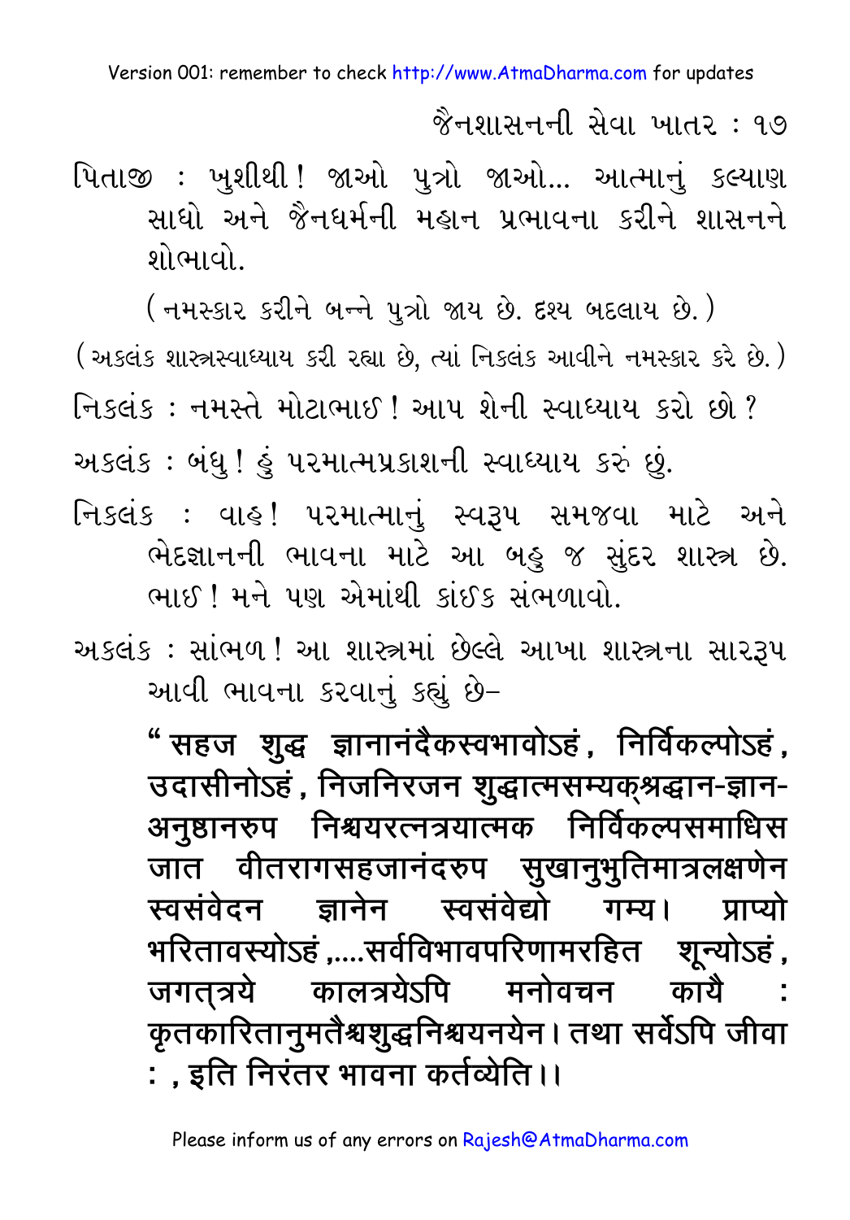પિતાજી : ખુશીથી! જાઓ પુત્રો જાઓ... આત્માનું કલ્યાણ સાધો અને જૈનધર્મની મહાન પ્રભાવના કરીને શાસનને શોભાવો.

(નમસ્કાર કરીને બન્ને પુત્રો જાય છે. દૃશ્ય બદલાય છે.)

(અકલંક શાસ્ત્રસ્વાધ્યાય કરી રહ્યા છે, ત્યાં નિકલંક આવીને નમસ્કાર કરે છે.)

નિકલંક : નમસ્તે મોટાભાઈ! આપ શેની સ્વાધ્યાય કરો છો?

અકલંક : બંધુ! હું પરમાત્મપ્રકાશની સ્વાધ્યાય કરું છું.

નિકલંક : વાહ! પરમાત્માનું સ્વરૂપ સમજવા માટે અને ભેદજ્ઞાનની ભાવના માટે આ બહુ જ સુંદર શાસ્ત્ર છે. ભાઈ! મને પણ એમાંથી કાંઈક સંભળાવો.

અકલંક : સાંભળ! આ શાસ્ત્રમાં છેલ્લે આખા શાસ્ત્રના સારરૂપ આવી ભાવના કરવાનું કહ્યું છે–

**"सहज शुद्ध ज्ञानानंदैकस्वभावोऽहं, निर्विकल्पोऽहं, उदासीनोऽहं, निजनिरजन शुद्धात्मसम्यक्श्रद्धान-ज्ञान-अनुष्ठानरुप निश्चयरत्नत्रयात्मक निर्विकल्पसमाधिस जात वीतरागसहजानंदरुप सुखानुभुतिमात्रलक्षणेन स्वसंवेदन ज्ञानेन स्वसंवेद्यो गम्य। प्राप्यो भरितावस्योऽहं,....सर्वविभावपरिणामरहित शून्योऽहं, जगत्त्रये कालत्रयेऽपि मनोवचन कायै : कृतकारितानुमतैश्चशुद्धनिश्चयनयेन। तथा सर्वेऽपि जीवा : , इति निरंतर भावना कर्तव्येति।।**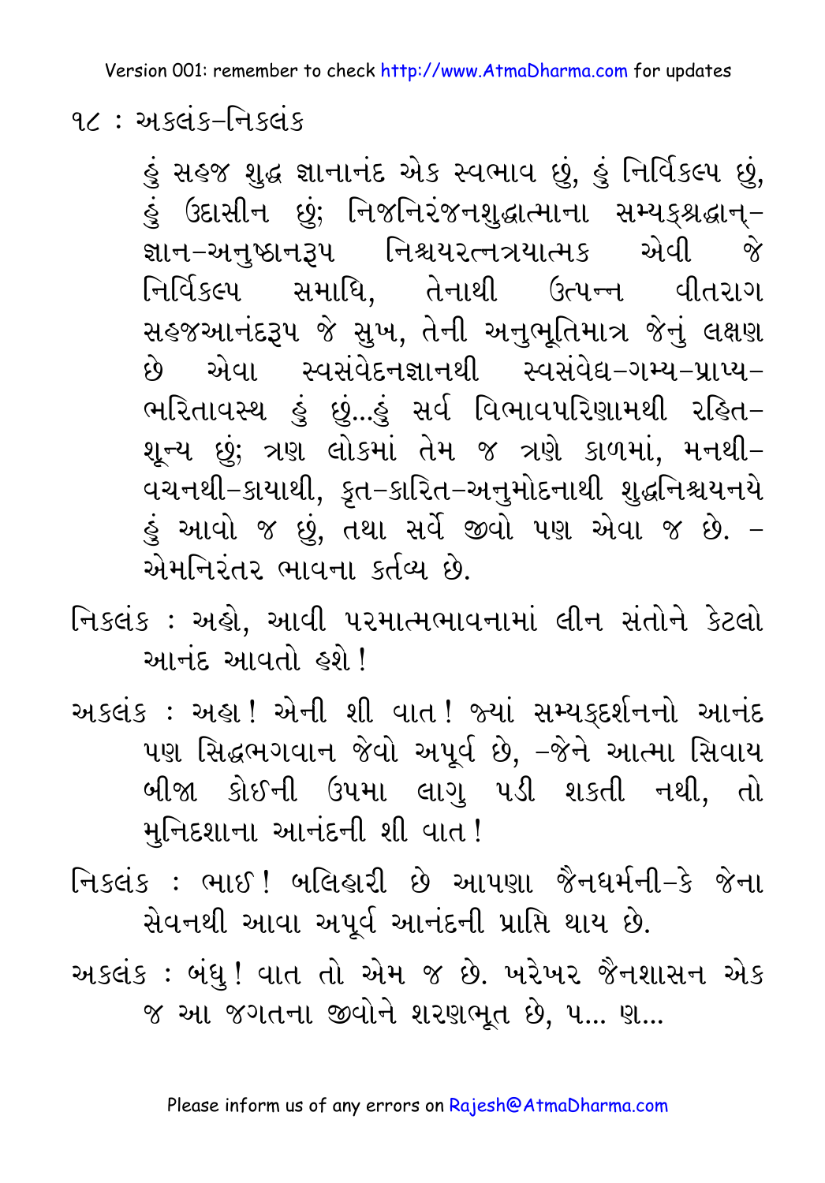હું સહજ શુદ્ધ જ્ઞાનાનંદ એક સ્વભાવ છું, હું નિર્વિકલ્પ છું, હું ઉદાસીન છું; નિજનિરંજનશુદ્ધાત્માના સમ્યક્શ્રદ્ધાન્-જ્ઞાન-અનુષ્ઠાનરૂપ નિશ્ચયરત્નત્રયાત્મક એવી જે નિર્વિકલ્પ સમાધિ, તેનાથી ઉત્પન્ન વીતરાગ સહજઆનંદરૂપ જે સુખ, તેની અનુભૂતિમાત્ર જેનું લક્ષણ છે એવા સ્વસંવેદનજ્ઞાનથી સ્વસંવેદ્ય-ગમ્ય-પ્રાપ્ય-ભરિતાવસ્થ હું છું...હું સર્વ વિભાવપરિણામથી રહિત-શૂન્ય છું; ત્રણ લોકમાં તેમ જ ત્રણે કાળમાં, મનથી-વચનથી-કાયાથી, કૃત-કારિત-અનુમોદનાથી શુદ્ધનિશ્ચયનયે હું આવો જ છું, તથા સર્વે જીવો પણ એવા જ છે. - એમનિરંતર ભાવના કર્તવ્ય છે.

નિકલંક : અહો, આવી પરમાત્મભાવનામાં લીન સંતોને કેટલો આનંદ આવતો હશે!

અકલંક : અહા! એની શી વાત! જ્યાં સમ્યક્દર્શનનો આનંદ પણ સિદ્ધભગવાન જેવો અપૂર્વ છે, -જેને આત્મા સિવાય બીજા કોઈની ઉપમા લાગુ પડી શકતી નથી, તો મુનિદશાના આનંદની શી વાત!

નિકલંક : ભાઈ! બલિહારી છે આપણા જૈનધર્મની-કે જેના સેવનથી આવા અપૂર્વ આનંદની પ્રાપ્તિ થાય છે.

અકલંક : બંધુ! વાત તો એમ જ છે. ખરેખર જૈનશાસન એક જ આ જગતના જીવોને શરણભૂત છે, પ... ણ...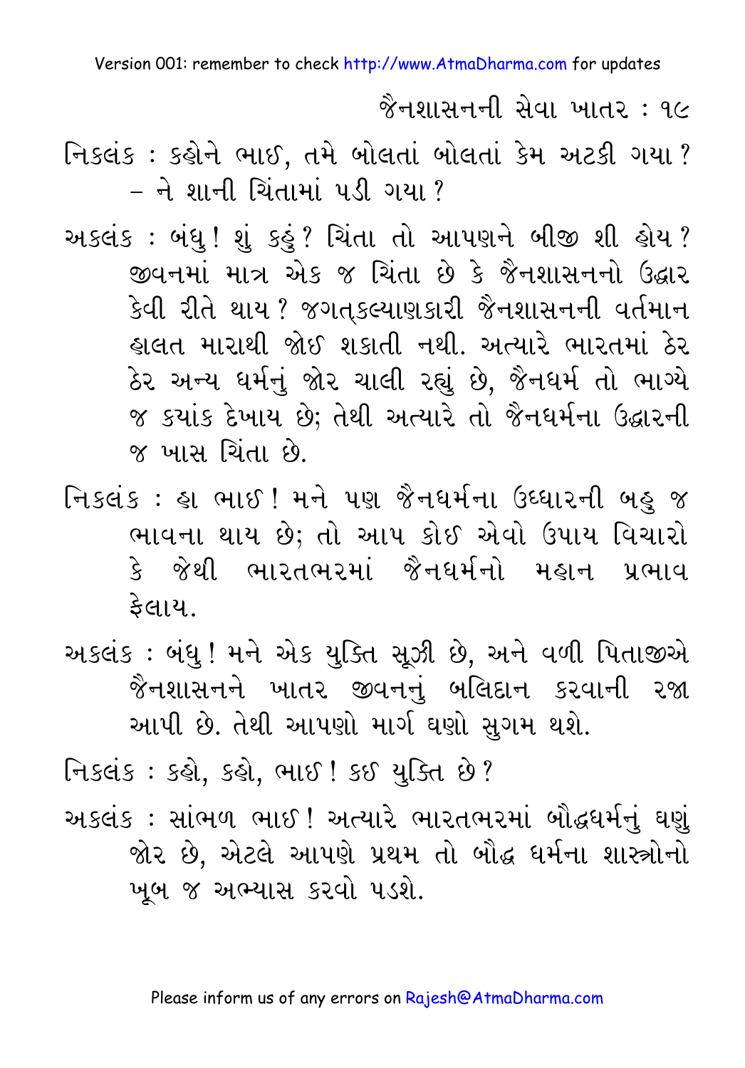નિકલંક : કહોને ભાઈ, તમે બોલતાં બોલતાં કેમ અટકી ગયા? – ને શાની ચિંતામાં પડી ગયા?

અકલંક : બંધુ! શું કહું? ચિંતા તો આપણને બીજી શી હોય? જીવનમાં માત્ર એક જ ચિંતા છે કે જૈનશાસનનો ઉદ્ધાર કેવી રીતે થાય? જગત્કલ્યાણકારી જૈનશાસનની વર્તમાન હાલત મારાથી જોઈ શકાતી નથી. અત્યારે ભારતમાં ઠેર ઠેર અન્ય ધર્મનું જોર ચાલી રહ્યું છે, જૈનધર્મ તો ભાગ્યે જ ક્યાંક દેખાય છે; તેથી અત્યારે તો જૈનધર્મના ઉદ્ધારની જ ખાસ ચિંતા છે.

નિકલંક : હા ભાઈ! મને પણ જૈનધર્મના ઉધ્ધારની બહુ જ ભાવના થાય છે; તો આપ કોઈ એવો ઉપાય વિચારો કે જેથી ભારતભરમાં જૈનધર્મનો મહાન પ્રભાવ ફેલાય.

અકલંક : બંધુ! મને એક યુક્તિ સૂઝી છે, અને વળી પિતાજીએ જૈનશાસનને ખાતર જીવનનું બલિદાન કરવાની રજા આપી છે. તેથી આપણો માર્ગ ઘણો સુગમ થશે.

નિકલંક : કહો, કહો, ભાઈ! કઈ યુક્તિ છે?

અકલંક : સાંભળ ભાઈ! અત્યારે ભારતભરમાં બૌદ્ધધર્મનું ઘણું જોર છે, એટલે આપણે પ્રથમ તો બૌદ્ધ ધર્મના શાસ્ત્રોનો ખૂબ જ અભ્યાસ કરવો પડશે.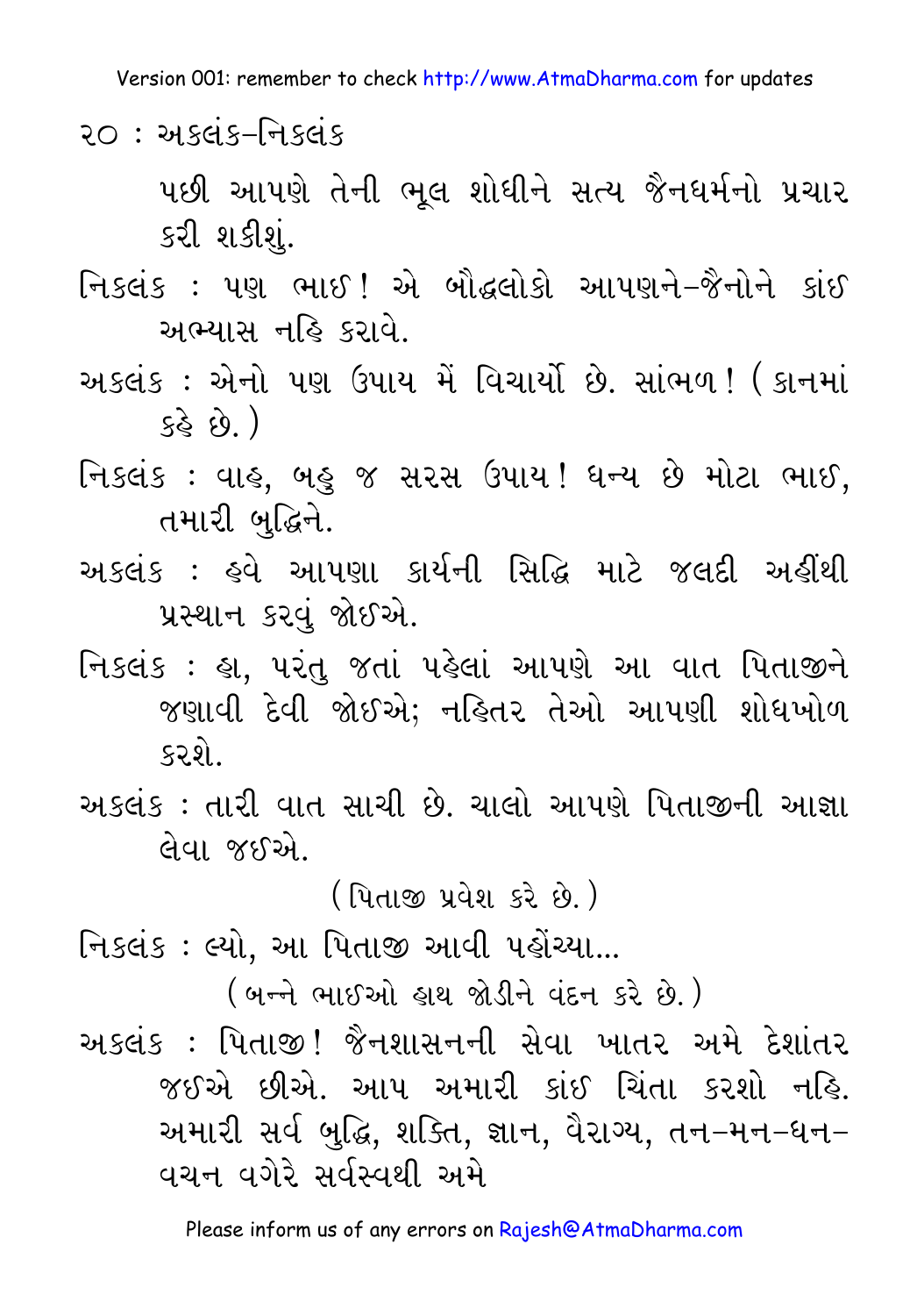પછી આપણે તેની ભૂલ શોધીને સત્ય જૈનધર્મનો પ્રચાર કરી શકીશું.

નિકલંક : પણ ભાઈ! એ બૌદ્ધલોકો આપણને–જૈનોને કાંઈ અભ્યાસ નહિ કરાવે.

અકલંક : એનો પણ ઉપાય મેં વિચાર્યો છે. સાંભળ! (કાનમાં કહે છે.)

નિકલંક : વાહ, બહુ જ સરસ ઉપાય! ધન્ય છે મોટા ભાઈ, તમારી બુદ્ધિને.

અકલંક : હવે આપણા કાર્યની સિદ્ધિ માટે જલદી અહીંથી પ્રસ્થાન કરવું જોઈએ.

નિકલંક : હા, પરંતુ જતાં પહેલાં આપણે આ વાત પિતાજીને જણાવી દેવી જોઈએ; નહિતર તેઓ આપણી શોધખોળ કરશે.

અકલંક : તારી વાત સાચી છે. ચાલો આપણે પિતાજીની આજ્ઞા લેવા જઈએ.

(પિતાજી પ્રવેશ કરે છે.)

નિકલંક : લ્યો, આ પિતાજી આવી પહોંચ્યા...

(બન્ને ભાઈઓ હાથ જોડીને વંદન કરે છે.)

અકલંક : પિતાજી! જૈનશાસનની સેવા ખાતર અમે દેશાંતર જઈએ છીએ. આપ અમારી કાંઈ ચિંતા કરશો નહિ. અમારી સર્વ બુદ્ધિ, શક્તિ, જ્ઞાન, વૈરાગ્ય, તન–મન–ધન–વચન વગેરે સર્વસ્વથી અમે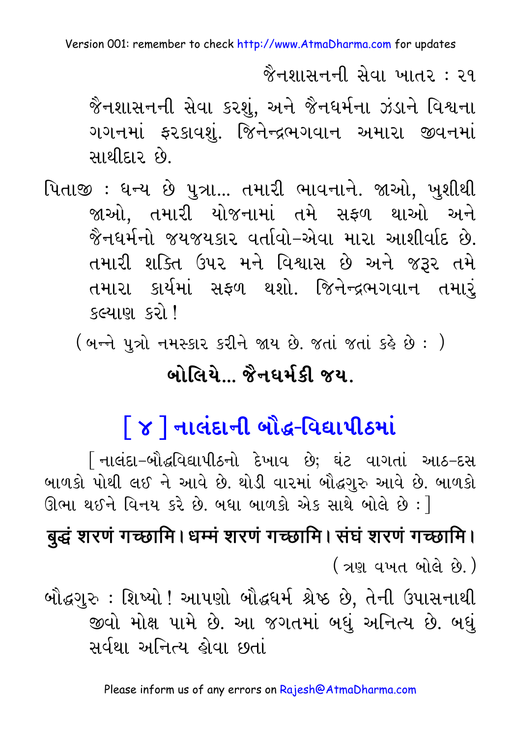જૈનશાસનની સેવા કરશું, અને જૈનધર્મના ઝંડાને વિશ્વના ગગનમાં ફરકાવશું. જિનેન્દ્રભગવાન અમારા જીવનમાં સાથીદાર છે.

પિતાજી : ધન્ય છે પુત્રા... તમારી ભાવનાને. જાઓ, ખુશીથી જાઓ, તમારી યોજનામાં તમે સફળ થાઓ અને જૈનધર્મનો જયજયકાર વર્તાવો–એવા મારા આશીર્વાદ છે. તમારી શક્તિ ઉપર મને વિશ્વાસ છે અને જરૂર તમે તમારા કાર્યમાં સફળ થશો. જિનેન્દ્રભગવાન તમારું કલ્યાણ કરો!

(બન્ને પુત્રો નમસ્કાર કરીને જાય છે. જતાં જતાં કહે છે : )

**બોલિયે... જૈનધર્મકી જય.**

## [ ૪ ] નાલંદાની બૌદ્ધ-વિદ્યાપીઠમાં

[ નાલંદા–બૌદ્ધવિદ્યાપીઠનો દેખાવ છે; ઘંટ વાગતાં આઠ–દસ બાળકો પોથી લઈ ને આવે છે. થોડી વારમાં બૌદ્ધગુરુ આવે છે. બાળકો ઊભા થઈને વિનય કરે છે. બધા બાળકો એક સાથે બોલે છે : ]

**बुद्धं शरणं गच्छामि। धम्मं शरणं गच्छामि। संघं शरणं गच्छामि।**

(ત્રણ વખત બોલે છે.)

બૌદ્ધગુરુ : શિષ્યો! આપણો બૌદ્ધધર્મ શ્રેષ્ઠ છે, તેની ઉપાસનાથી જીવો મોક્ષ પામે છે. આ જગતમાં બધું અનિત્ય છે. બધું સર્વથા અનિત્ય હોવા છતાં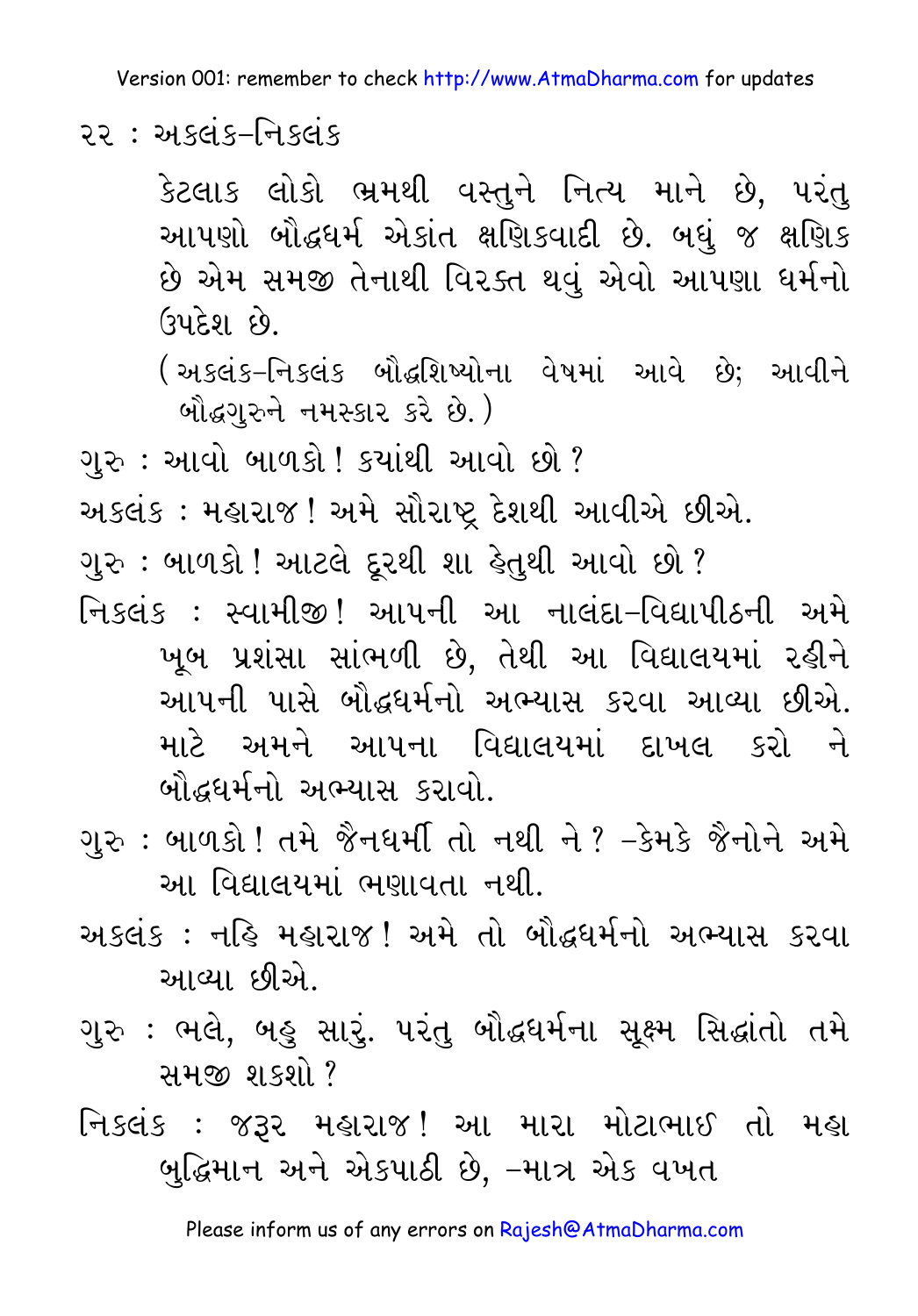કેટલાક લોકો ભ્રમથી વસ્તુને નિત્ય માને છે, પરંતુ આપણો બૌદ્ધધર્મ એકાંત ક્ષણિકવાદી છે. બધું જ ક્ષણિક છે એમ સમજી તેનાથી વિરક્ત થવું એવો આપણા ધર્મનો ઉપદેશ છે.

(અકલંક–નિકલંક બૌદ્ધશિષ્યોના વેષમાં આવે છે; આવીને બૌદ્ધગુરુને નમસ્કાર કરે છે.)

ગુરુ : આવો બાળકો! ક્યાંથી આવો છો?

અકલંક : મહારાજ! અમે સૌરાષ્ટ્ર દેશથી આવીએ છીએ.

ગુરુ : બાળકો! આટલે દૂરથી શા હેતુથી આવો છો?

નિકલંક : સ્વામીજી! આપની આ નાલંદા–વિદ્યાપીઠની અમે ખૂબ પ્રશંસા સાંભળી છે, તેથી આ વિદ્યાલયમાં રહીને આપની પાસે બૌદ્ધધર્મનો અભ્યાસ કરવા આવ્યા છીએ. માટે અમને આપના વિદ્યાલયમાં દાખલ કરો ને બૌદ્ધધર્મનો અભ્યાસ કરાવો.

ગુરુ : બાળકો! તમે જૈનધર્મી તો નથી ને? –કેમકે જૈનોને અમે આ વિદ્યાલયમાં ભણાવતા નથી.

અકલંક : નહિ મહારાજ! અમે તો બૌદ્ધધર્મનો અભ્યાસ કરવા આવ્યા છીએ.

ગુરુ : ભલે, બહુ સારું. પરંતુ બૌદ્ધધર્મના સૂક્ષ્મ સિદ્ધાંતો તમે સમજી શકશો?

નિકલંક : જરૂર મહારાજ! આ મારા મોટાભાઈ તો મહા બુદ્ધિમાન અને એકપાઠી છે, –માત્ર એક વખત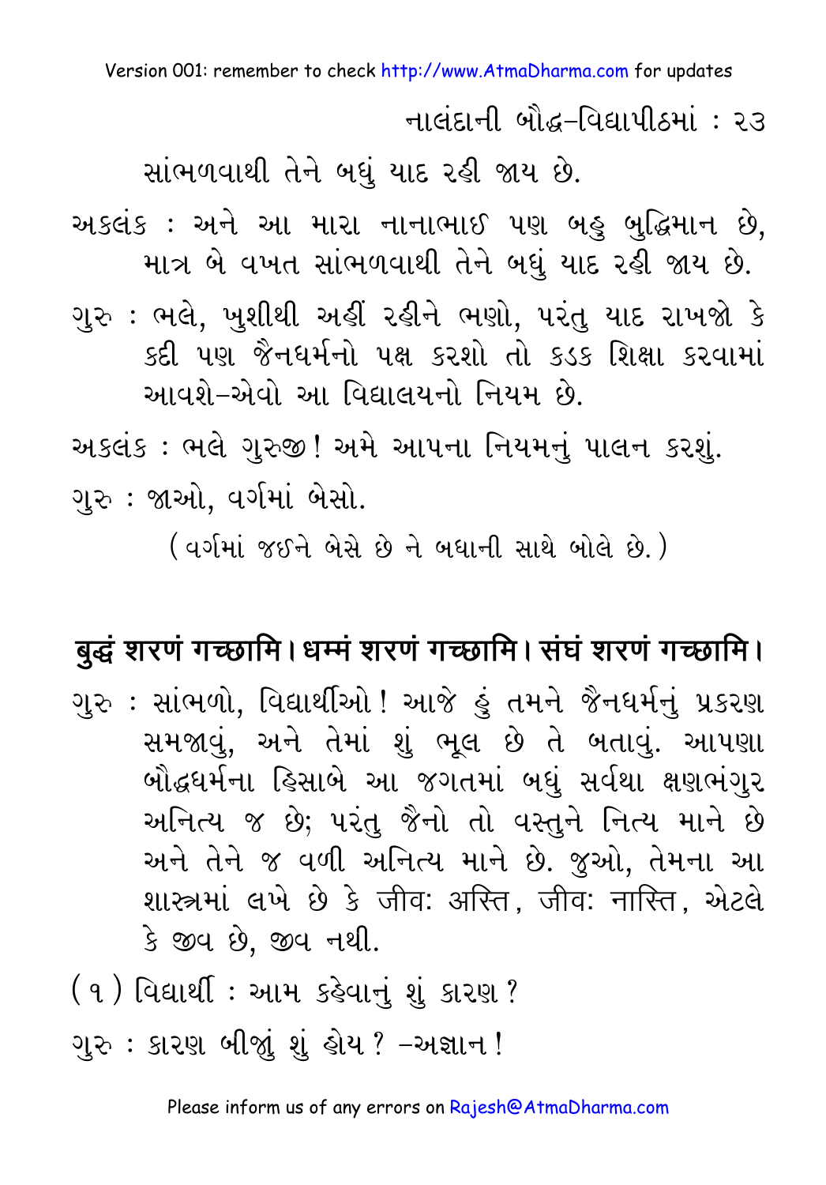સાંભળવાથી તેને બધું યાદ રહી જાય છે.

અકલંક : અને આ મારા નાનાભાઈ પણ બહુ બુદ્ધિમાન છે, માત્ર બે વખત સાંભળવાથી તેને બધું યાદ રહી જાય છે.

ગુરુ : ભલે, ખુશીથી અહીં રહીને ભણો, પરંતુ યાદ રાખજો કે કદી પણ જૈનધર્મનો પક્ષ કરશો તો કડક શિક્ષા કરવામાં આવશે–એવો આ વિદ્યાલયનો નિયમ છે.

અકલંક : ભલે ગુરુજી! અમે આપના નિયમનું પાલન કરશું.

ગુરુ : જાઓ, વર્ગમાં બેસો.

(વર્ગમાં જઈને બેસે છે ને બધાની સાથે બોલે છે.)

**बुद्धं शरणं गच्छामि। धम्मं शरणं गच्छामि। संघं शरणं गच्छामि।**

ગુરુ : સાંભળો, વિદ્યાર્થીઓ! આજે હું તમને જૈનધર્મનું પ્રકરણ સમજાવું, અને તેમાં શું ભૂલ છે તે બતાવું. આપણા બૌદ્ધધર્મના હિસાબે આ જગતમાં બધું સર્વથા ક્ષણભંગુર અનિત્ય જ છે; પરંતુ જૈનો તો વસ્તુને નિત્ય માને છે અને તેને જ વળી અનિત્ય માને છે. જુઓ, તેમના આ શાસ્ત્રમાં લખે છે કે जीवः अस्ति, जीवः नास्ति, એટલે કે જીવ છે, જીવ નથી.

(૧) વિદ્યાર્થી : આમ કહેવાનું શું કારણ?

ગુરુ : કારણ બીજું શું હોય? –અજ્ઞાન!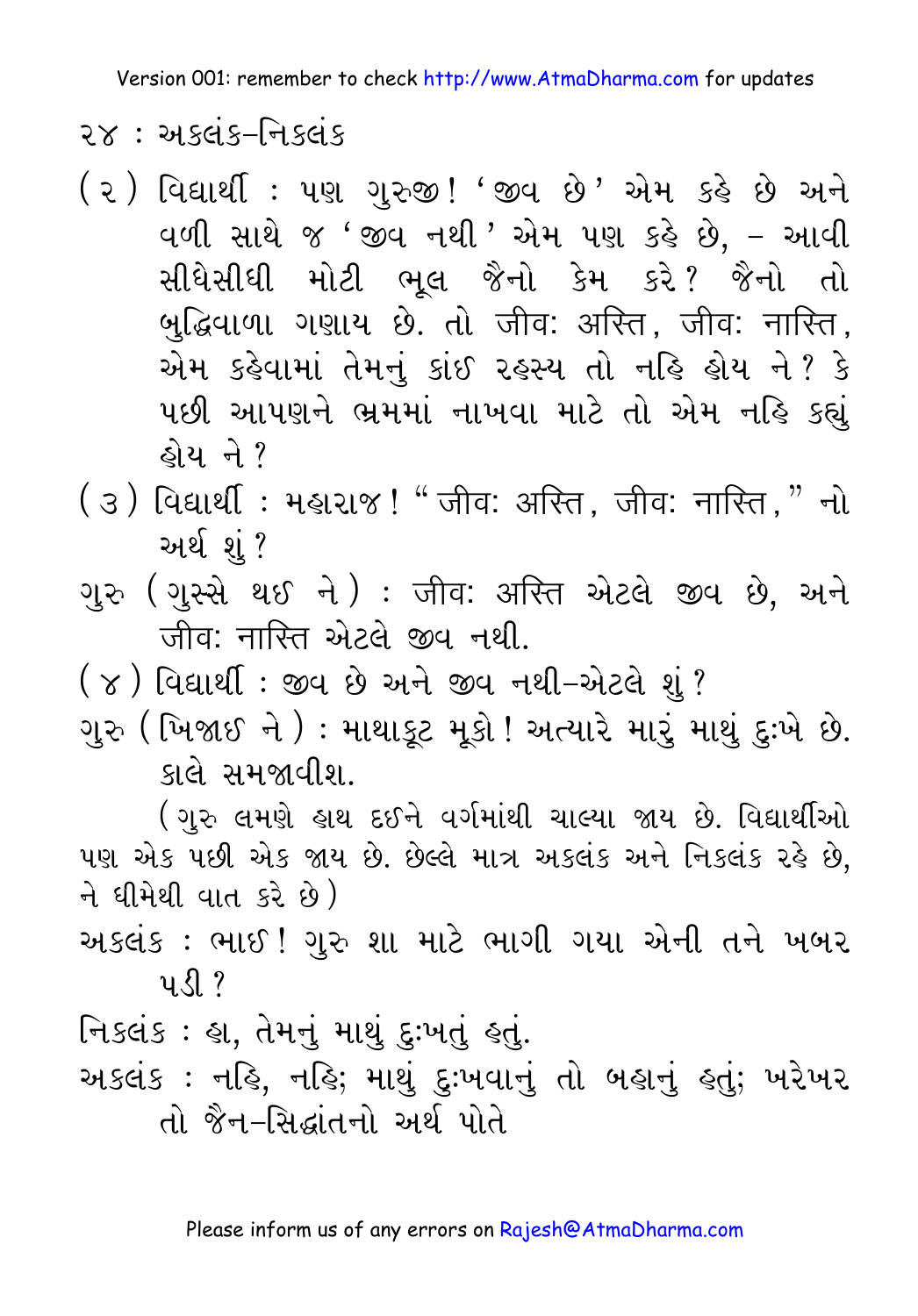(૨) વિદ્યાર્થી : પણ ગુરુજી! 'જીવ છે' એમ કહે છે અને વળી સાથે જ 'જીવ નથી' એમ પણ કહે છે, – આવી સીધેસીધી મોટી ભૂલ જૈનો કેમ કરે? જૈનો તો બુદ્ધિવાળા ગણાય છે. તો जीवः अस्ति, जीवः नास्ति, એમ કહેવામાં તેમનું કાંઈ રહસ્ય તો નહિ હોય ને? કે પછી આપણને ભ્રમમાં નાખવા માટે તો એમ નહિ કહ્યું હોય ને?

(૩) વિદ્યાર્થી : મહારાજ! "जीवः अस्ति, जीवः नास्ति," નો અર્થ શું?

ગુરુ (ગુસ્સે થઈ ને) : जीवः अस्ति એટલે જીવ છે, અને जीवः नास्ति એટલે જીવ નથી.

(૪) વિદ્યાર્થી : જીવ છે અને જીવ નથી–એટલે શું?

ગુરુ (ખિજાઈ ને) : માથાકૂટ મૂકો! અત્યારે મારું માથું દુઃખે છે. કાલે સમજાવીશ.

(ગુરુ લમણે હાથ દઈને વર્ગમાંથી ચાલ્યા જાય છે. વિદ્યાર્થીઓ પણ એક પછી એક જાય છે. છેલ્લે માત્ર અકલંક અને નિકલંક રહે છે, ને ધીમેથી વાત કરે છે)

અકલંક : ભાઈ! ગુરુ શા માટે ભાગી ગયા એની તને ખબર પડી?

નિકલંક : હા, તેમનું માથું દુઃખતું હતું.

અકલંક : નહિ, નહિ; માથું દુઃખવાનું તો બહાનું હતું; ખરેખર તો જૈન–સિદ્ધાંતનો અર્થ પોતે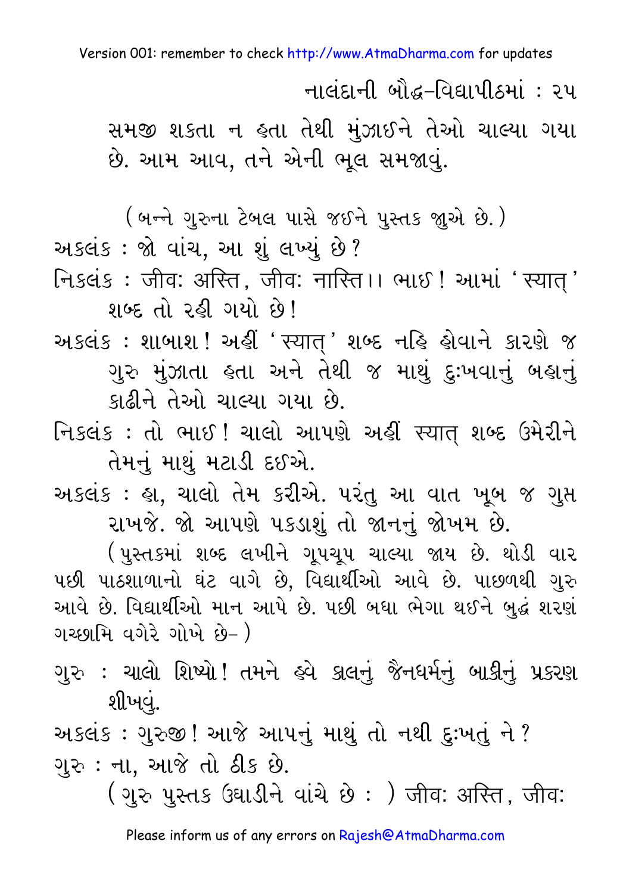સમજી શકતા ન હતા તેથી મુંઝાઈને તેઓ ચાલ્યા ગયા છે. આમ આવ, તને એની ભૂલ સમજાવું.

(બન્ને ગુરુના ટેબલ પાસે જઈને પુસ્તક જુએ છે.)

અકલંક : જો વાંચ, આ શું લખ્યું છે?

નિકલંક : जीवः अस्ति, जीवः नास्ति।। ભાઈ! આમાં 'स्यात्' શબ્દ તો રહી ગયો છે!

અકલંક : શાબાશ! અહીં 'स्यात्' શબ્દ નહિ હોવાને કારણે જ ગુરુ મુંઝાતા હતા અને તેથી જ માથું દુઃખવાનું બહાનું કાઢીને તેઓ ચાલ્યા ગયા છે.

નિકલંક : તો ભાઈ! ચાલો આપણે અહીં स्यात् શબ્દ ઉમેરીને તેમનું માથું મટાડી દઈએ.

અકલંક : હા, ચાલો તેમ કરીએ. પરંતુ આ વાત ખૂબ જ ગુપ્ત રાખજે. જો આપણે પકડાશું તો જાનનું જોખમ છે.

(પુસ્તકમાં શબ્દ લખીને ગૂપચૂપ ચાલ્યા જાય છે. થોડી વાર પછી પાઠશાળાનો ઘંટ વાગે છે, વિદ્યાર્થીઓ આવે છે. પાછળથી ગુરુ આવે છે. વિદ્યાર્થીઓ માન આપે છે. પછી બધા ભેગા થઈને બુદ્ધં શરણં ગચ્છામિ વગેરે ગોખે છે-)

ગુરુ : ચાલો શિષ્યો! તમને હવે કાલનું જૈનધર્મનું બાકીનું પ્રકરણ શીખવું.

અકલંક : ગુરુજી! આજે આપનું માથું તો નથી દુઃખતું ને?

ગુરુ : ના, આજે તો ઠીક છે.

(ગુરુ પુસ્તક ઉઘાડીને વાંચે છે : ) जीवः अस्ति, जीवः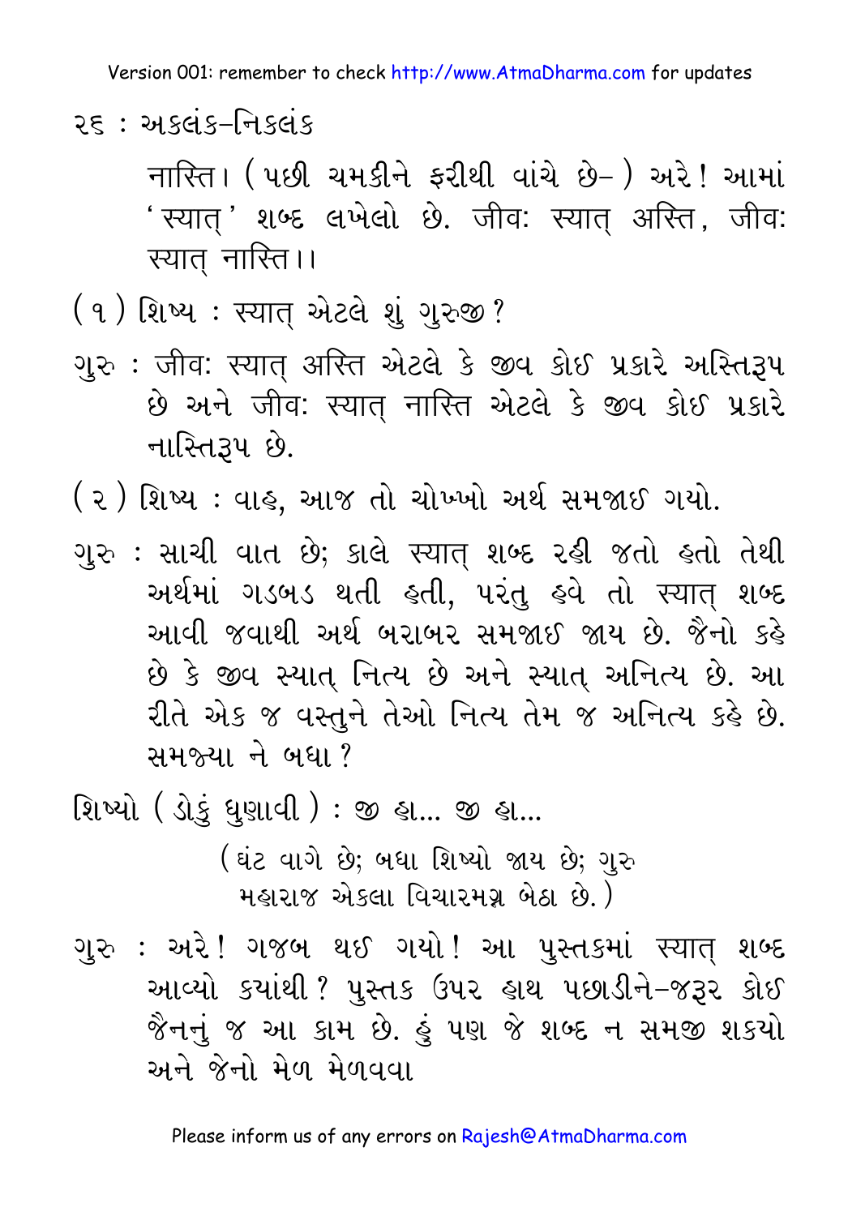नास्ति। (પછી ચમકીને ફરીથી વાંચે છે–) અરે! આમાં 'स्यात्' શબ્દ લખેલો છે. जीवः स्यात् अस्ति, जीवः स्यात् नास्ति।।

(૧) શિષ્ય : स्यात् એટલે શું ગુરુજી?

ગુરુ : जीवः स्यात् अस्ति એટલે કે જીવ કોઈ પ્રકારે અસ્તિરૂપ છે અને जीवः स्यात् नास्ति એટલે કે જીવ કોઈ પ્રકારે નાસ્તિરૂપ છે.

(૨) શિષ્ય : વાહ, આજ તો ચોખ્ખો અર્થ સમજાઈ ગયો.

ગુરુ : સાચી વાત છે; કાલે स्यात् શબ્દ રહી જતો હતો તેથી અર્થમાં ગડબડ થતી હતી, પરંતુ હવે તો स्यात् શબ્દ આવી જવાથી અર્થ બરાબર સમજાઈ જાય છે. જૈનો કહે છે કે જીવ स्यात् નિત્ય છે અને स्यात् અનિત્ય છે. આ રીતે એક જ વસ્તુને તેઓ નિત્ય તેમ જ અનિત્ય કહે છે. સમજ્યા ને બધા?

શિષ્યો (ડોકું ધુણાવી) : જી હા... જી હા...

(ઘંટ વાગે છે; બધા શિષ્યો જાય છે; ગુરુ મહારાજ એકલા વિચારમગ્ન બેઠા છે.)

ગુરુ : અરે! ગજબ થઈ ગયો! આ પુસ્તકમાં स्यात् શબ્દ આવ્યો ક્યાંથી? પુસ્તક ઉપર હાથ પછાડીને–જરૂર કોઈ જૈનનું જ આ કામ છે. હું પણ જે શબ્દ ન સમજી શક્યો અને જેનો મેળ મેળવવા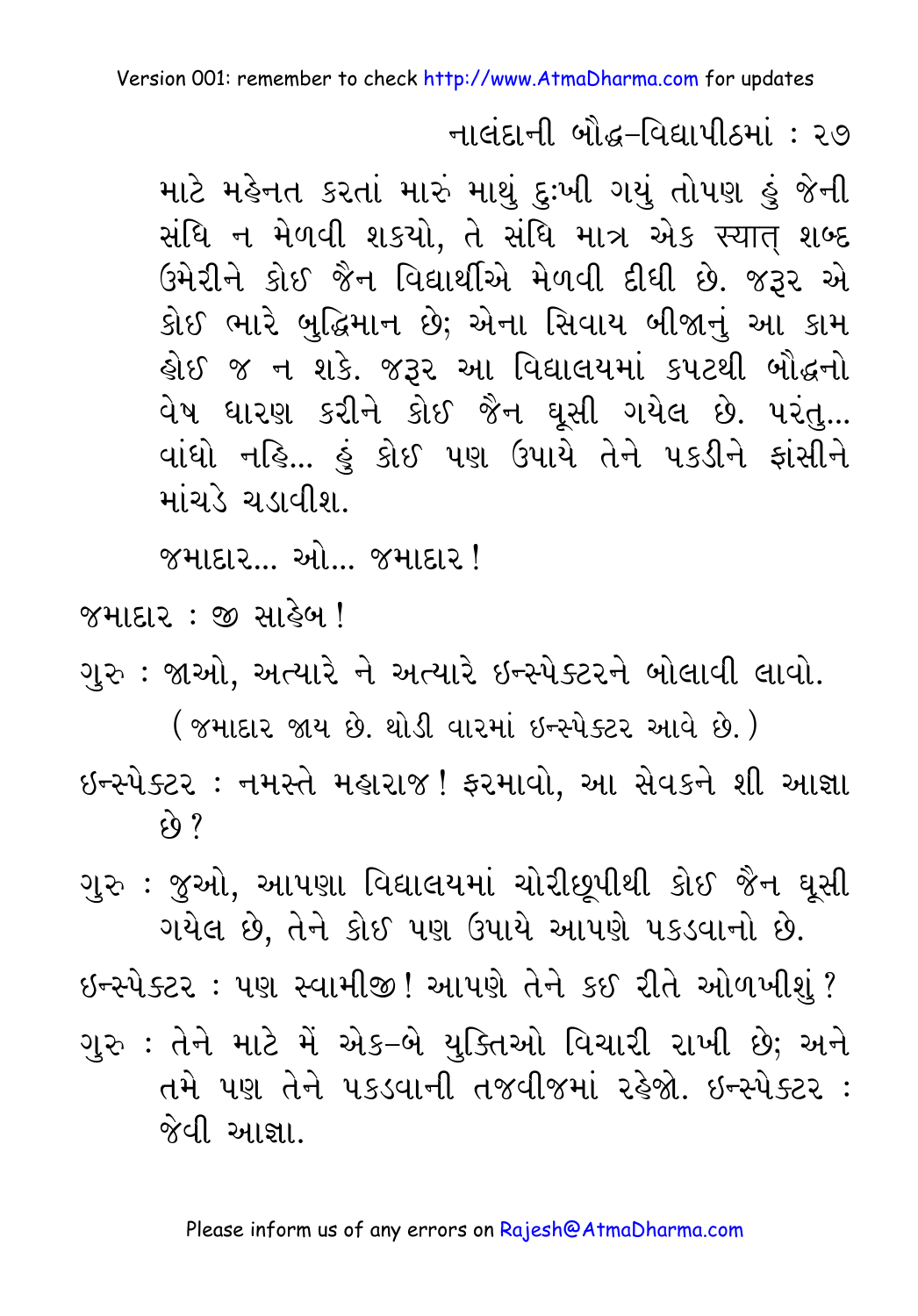માટે મહેનત કરતાં મારું માથું દુઃખી ગયું તોપણ હું જેની સંધિ ન મેળવી શકયો, તે સંધિ માત્ર એક स्यात् શબ્દ ઉમેરીને કોઈ જૈન વિદ્યાર્થીએ મેળવી દીધી છે. જરૂર એ કોઈ ભારે બુદ્ધિમાન છે; એના સિવાય બીજાનું આ કામ હોઈ જ ન શકે. જરૂર આ વિદ્યાલયમાં કપટથી બૌદ્ધનો વેષ ધારણ કરીને કોઈ જૈન ઘૂસી ગયેલ છે. પરંતુ... વાંધો નહિ... હું કોઈ પણ ઉપાયે તેને પકડીને ફાંસીને માંચડે ચડાવીશ.

જમાદાર... ઓ... જમાદાર !

જમાદાર : જી સાહેબ !

ગુરુ : જાઓ, અત્યારે ને અત્યારે ઈન્સ્પેક્ટરને બોલાવી લાવો.

(જમાદાર જાય છે. થોડી વારમાં ઈન્સ્પેક્ટર આવે છે.)

ઈન્સ્પેક્ટર : નમસ્તે મહારાજ ! ફરમાવો, આ સેવકને શી આજ્ઞા છે ?

ગુરુ : જુઓ, આપણા વિદ્યાલયમાં ચોરીછૂપીથી કોઈ જૈન ઘૂસી ગયેલ છે, તેને કોઈ પણ ઉપાયે આપણે પકડવાનો છે.

ઈન્સ્પેક્ટર : પણ સ્વામીજી ! આપણે તેને કઈ રીતે ઓળખીશું ?

ગુરુ : તેને માટે મેં એક-બે યુક્તિઓ વિચારી રાખી છે; અને તમે પણ તેને પકડવાની તજવીજમાં રહેજો. ઈન્સ્પેક્ટર : જેવી આજ્ઞા.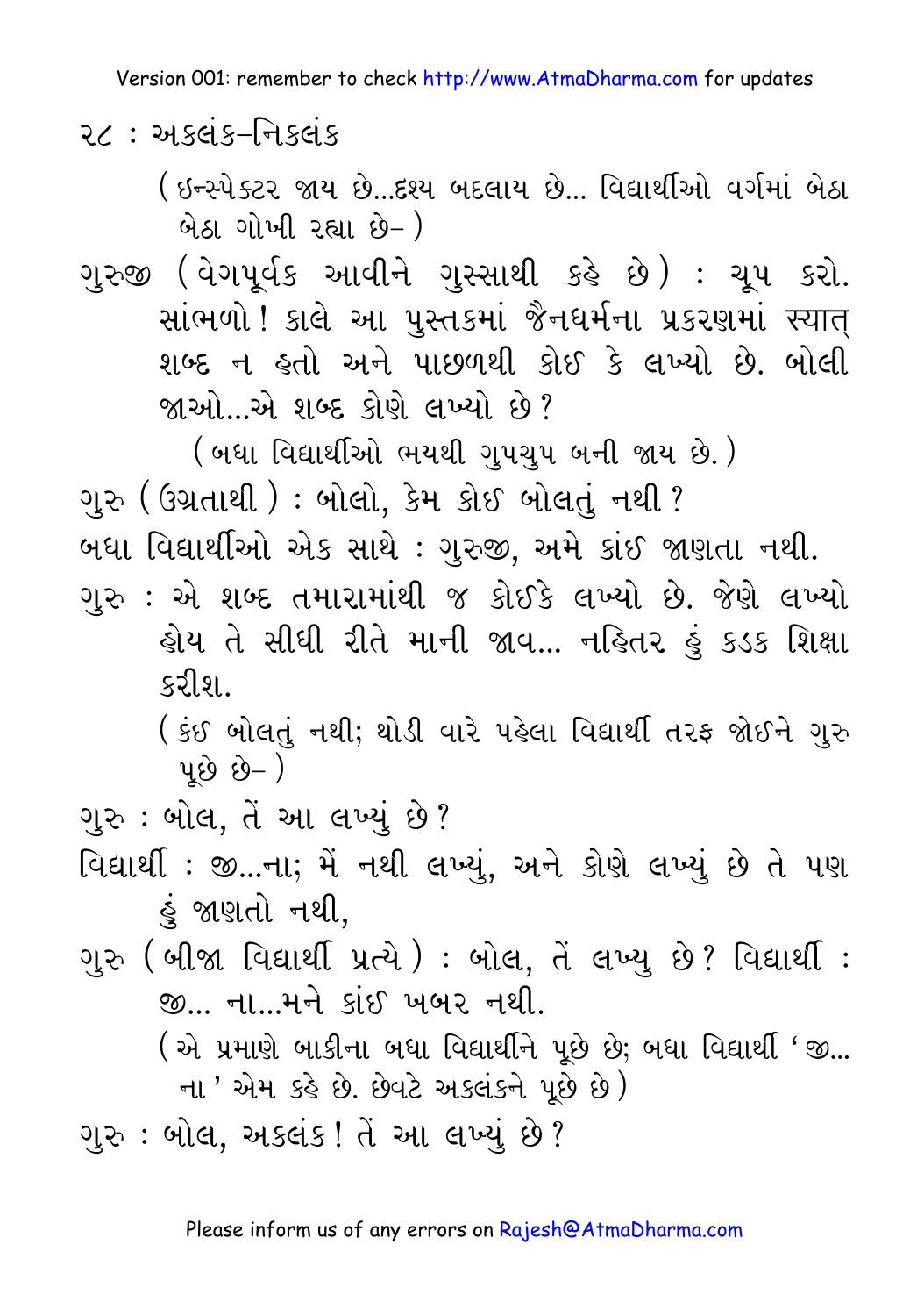(ઇન્સ્પેક્ટર જાય છે...દશ્ય બદલાય છે... વિદ્યાર્થીઓ વર્ગમાં બેઠા બેઠા ગોખી રહ્યા છે– )

ગુરુજી (વેગપૂર્વક આવીને ગુસ્સાથી કહે છે) : ચૂપ કરો. સાંભળો! કાલે આ પુસ્તકમાં જૈનધર્મના પ્રકરણમાં સ્યાત્ શબ્દ ન હતો અને પાછળથી કોઈ કે લખ્યો છે. બોલી જાઓ...એ શબ્દ કોણે લખ્યો છે?

(બધા વિદ્યાર્થીઓ ભયથી ગુપચુપ બની જાય છે.)

ગુરુ (ઉગ્રતાથી) : બોલો, કેમ કોઈ બોલતું નથી?

બધા વિદ્યાર્થીઓ એક સાથે : ગુરુજી, અમે કાંઈ જાણતા નથી.

ગુરુ : એ શબ્દ તમારામાંથી જ કોઈકે લખ્યો છે. જેણે લખ્યો હોય તે સીધી રીતે માની જાવ... નહિતર હું કડક શિક્ષા કરીશ.

(કંઈ બોલતું નથી; થોડી વારે પહેલા વિદ્યાર્થી તરફ જોઈને ગુરુ પૂછે છે– )

ગુરુ : બોલ, તેં આ લખ્યું છે?

વિદ્યાર્થી : જી...ના; મેં નથી લખ્યું, અને કોણે લખ્યું છે તે પણ હું જાણતો નથી,

ગુરુ (બીજા વિદ્યાર્થી પ્રત્યે) : બોલ, તેં લખ્યુ છે? વિદ્યાર્થી : જી... ના...મને કાંઈ ખબર નથી.

(એ પ્રમાણે બાકીના બધા વિદ્યાર્થીને પૂછે છે; બધા વિદ્યાર્થી 'જી... ના' એમ કહે છે. છેવટે અકલંકને પૂછે છે)

ગુરુ : બોલ, અકલંક! તેં આ લખ્યું છે?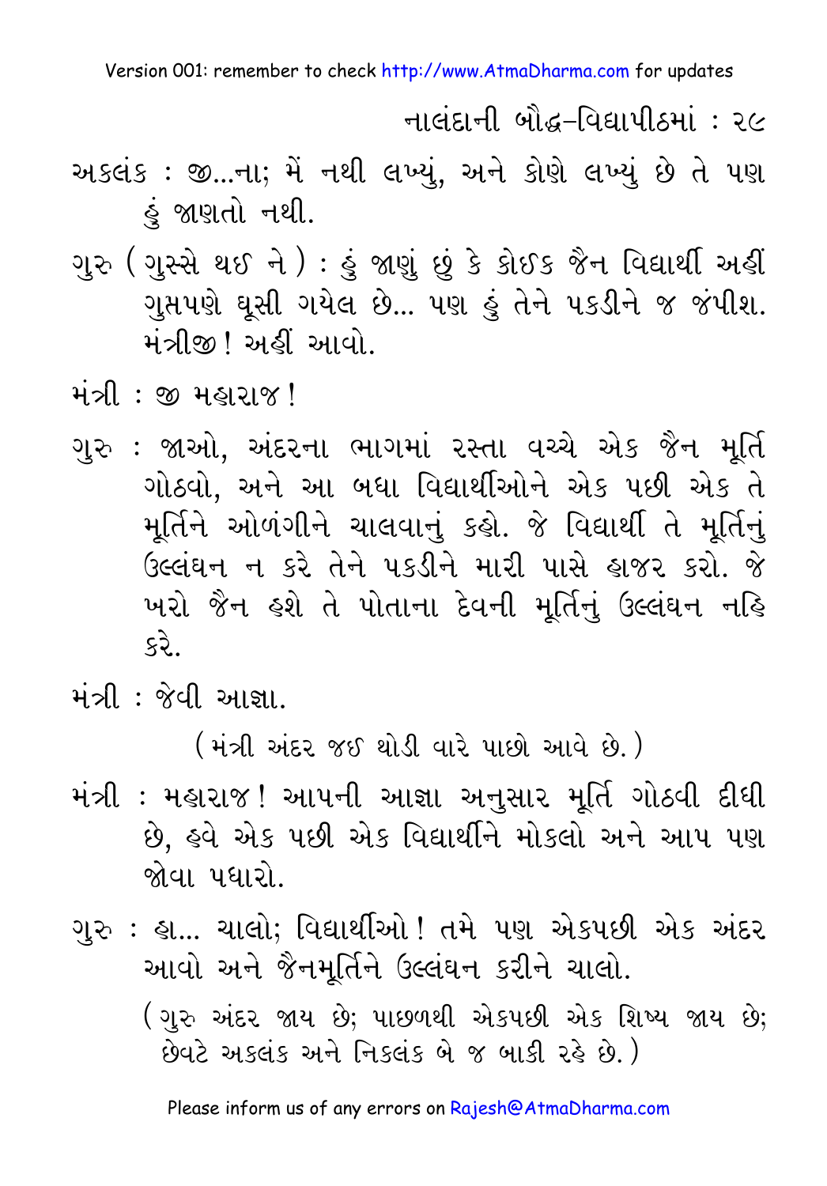અકલંક : જી...ના; મેં નથી લખ્યું, અને કોણે લખ્યું છે તે પણ હું જાણતો નથી.

ગુરુ ( ગુસ્સે થઈ ને ) : હું જાણું છું કે કોઈક જૈન વિદ્યાર્થી અહીં ગુપ્તપણે ઘૂસી ગયેલ છે... પણ હું તેને પકડીને જ જંપીશ. મંત્રીજી ! અહીં આવો.

મંત્રી : જી મહારાજ !

ગુરુ : જાઓ, અંદરના ભાગમાં રસ્તા વચ્ચે એક જૈન મૂર્તિ ગોઠવો, અને આ બધા વિદ્યાર્થીઓને એક પછી એક તે મૂર્તિને ઓળંગીને ચાલવાનું કહો. જે વિદ્યાર્થી તે મૂર્તિનું ઉલ્લંઘન ન કરે તેને પકડીને મારી પાસે હાજર કરો. જે ખરો જૈન હશે તે પોતાના દેવની મૂર્તિનું ઉલ્લંઘન નહિ કરે.

મંત્રી : જેવી આજ્ઞા.

( મંત્રી અંદર જઈ થોડી વારે પાછો આવે છે. )

મંત્રી : મહારાજ ! આપની આજ્ઞા અનુસાર મૂર્તિ ગોઠવી દીધી છે, હવે એક પછી એક વિદ્યાર્થીને મોકલો અને આપ પણ જોવા પધારો.

ગુરુ : હા... ચાલો; વિદ્યાર્થીઓ ! તમે પણ એકપછી એક અંદર આવો અને જૈનમૂર્તિને ઉલ્લંઘન કરીને ચાલો.

( ગુરુ અંદર જાય છે; પાછળથી એકપછી એક શિષ્ય જાય છે; છેવટે અકલંક અને નિકલંક બે જ બાકી રહે છે. )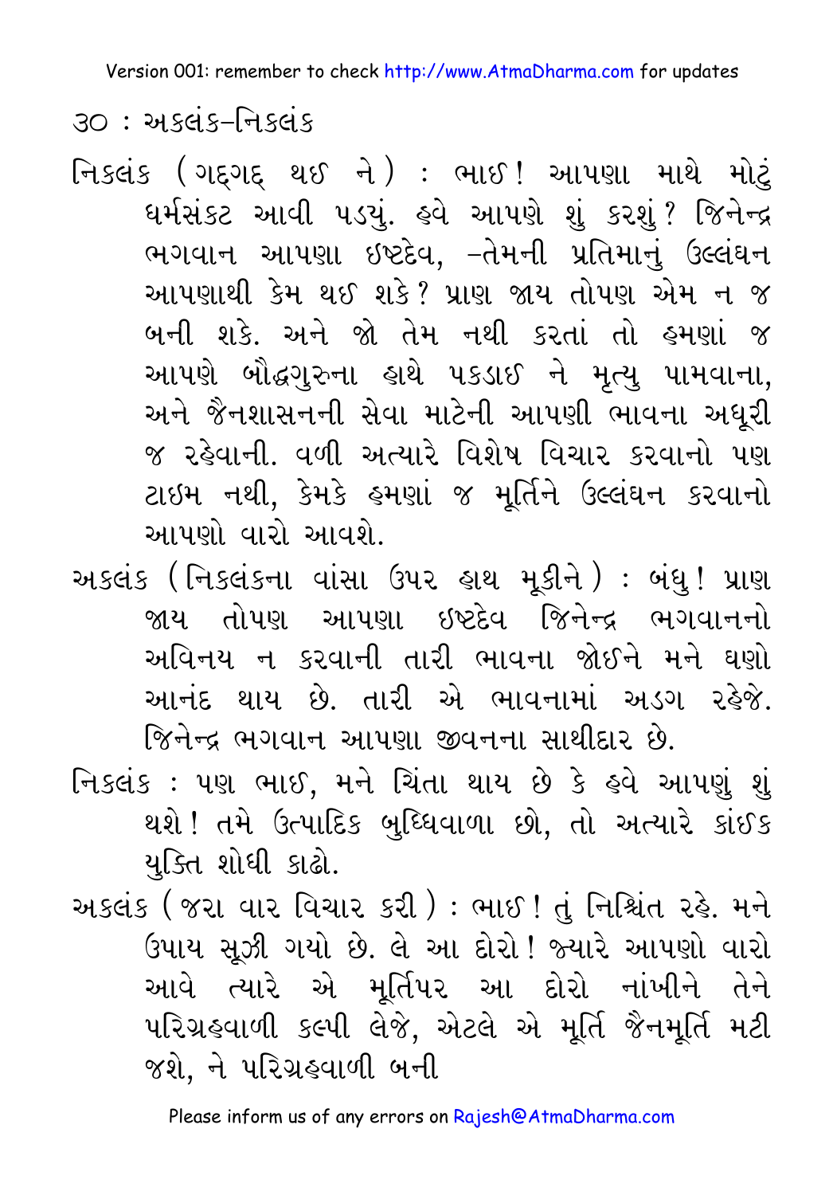નિકલંક (ગદ્‌ગદ્ થઈ ને) : ભાઈ! આપણા માથે મોટું ધર્મસંકટ આવી પડ્યું. હવે આપણે શું કરશું? જિનેન્દ્ર ભગવાન આપણા ઇષ્ટદેવ, –તેમની પ્રતિમાનું ઉલ્લંઘન આપણાથી કેમ થઈ શકે? પ્રાણ જાય તોપણ એમ ન જ બની શકે. અને જો તેમ નથી કરતાં તો હમણાં જ આપણે બૌદ્ધગુરુના હાથે પકડાઈ ને મૃત્યુ પામવાના, અને જૈનશાસનની સેવા માટેની આપણી ભાવના અધૂરી જ રહેવાની. વળી અત્યારે વિશેષ વિચાર કરવાનો પણ ટાઇમ નથી, કેમકે હમણાં જ મૂર્તિને ઉલ્લંઘન કરવાનો આપણો વારો આવશે.

અકલંક (નિકલંકના વાંસા ઉપર હાથ મૂકીને) : બંધુ! પ્રાણ જાય તોપણ આપણા ઇષ્ટદેવ જિનેન્દ્ર ભગવાનનો અવિનય ન કરવાની તારી ભાવના જોઈને મને ઘણો આનંદ થાય છે. તારી એ ભાવનામાં અડગ રહેજે. જિનેન્દ્ર ભગવાન આપણા જીવનના સાથીદાર છે.

નિકલંક : પણ ભાઈ, મને ચિંતા થાય છે કે હવે આપણું શું થશે! તમે ઉત્પાદિક બુધ્ધિવાળા છો, તો અત્યારે કાંઈક યુક્તિ શોધી કાઢો.

અકલંક (જરા વાર વિચાર કરી) : ભાઈ! તું નિશ્ચિંત રહે. મને ઉપાય સૂઝી ગયો છે. લે આ દોરો! જ્યારે આપણો વારો આવે ત્યારે એ મૂર્તિપર આ દોરો નાંખીને તેને પરિગ્રહવાળી કલ્પી લેજે, એટલે એ મૂર્તિ જૈનમૂર્તિ મટી જશે, ને પરિગ્રહવાળી બની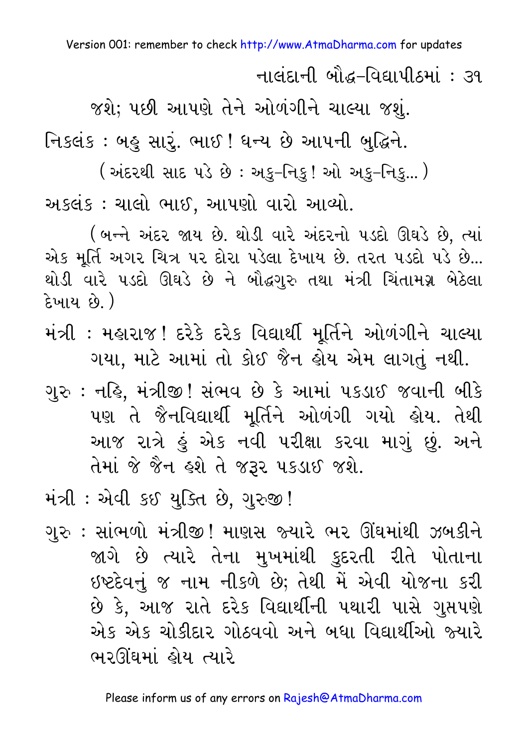જશે; પછી આપણે તેને ઓળંગીને ચાલ્યા જશું.

નિકલંક : બહુ સારું. ભાઈ! ધન્ય છે આપની બુદ્ધિને.

(અંદરથી સાદ પડે છે : અકુ-નિકુ! ઓ અકુ-નિકુ...)

અકલંક : ચાલો ભાઈ, આપણો વારો આવ્યો.

(બન્ને અંદર જાય છે. થોડી વારે અંદરનો પડદો ઊઘડે છે, ત્યાં એક મૂર્તિ અગર ચિત્ર પર દોરા પડેલા દેખાય છે. તરત પડદો પડે છે... થોડી વારે પડદો ઊઘડે છે ને બૌદ્ધગુરુ તથા મંત્રી ચિંતામગ્ન બેઠેલા દેખાય છે.)

મંત્રી : મહારાજ! દરેકે દરેક વિદ્યાર્થી મૂર્તિને ઓળંગીને ચાલ્યા ગયા, માટે આમાં તો કોઈ જૈન હોય એમ લાગતું નથી.

ગુરુ : નહિ, મંત્રીજી! સંભવ છે કે આમાં પકડાઈ જવાની બીકે પણ તે જૈનવિદ્યાર્થી મૂર્તિને ઓળંગી ગયો હોય. તેથી આજ રાત્રે હું એક નવી પરીક્ષા કરવા માગું છું. અને તેમાં જે જૈન હશે તે જરૂર પકડાઈ જશે.

મંત્રી : એવી કઈ યુક્તિ છે, ગુરુજી!

ગુરુ : સાંભળો મંત્રીજી! માણસ જ્યારે ભર ઊંઘમાંથી ઝબકીને જાગે છે ત્યારે તેના મુખમાંથી કુદરતી રીતે પોતાના ઇષ્ટદેવનું જ નામ નીકળે છે; તેથી મેં એવી યોજના કરી છે કે, આજ રાતે દરેક વિદ્યાર્થીની પથારી પાસે ગુપ્તપણે એક એક ચોકીદાર ગોઠવવો અને બધા વિદ્યાર્થીઓ જ્યારે ભરઊંઘમાં હોય ત્યારે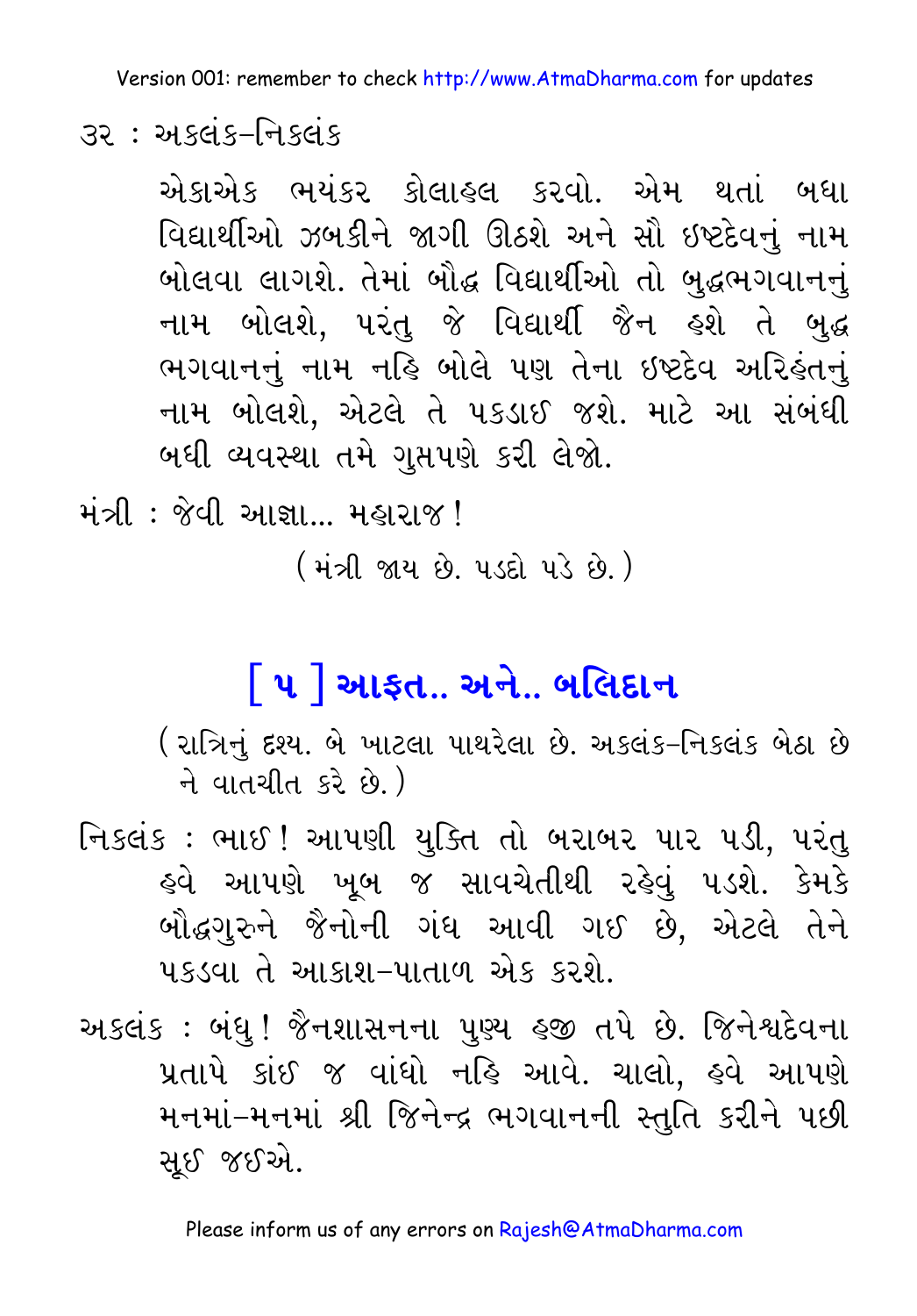એકાએક ભયંકર કોલાહલ કરવો. એમ થતાં બધા વિદ્યાર્થીઓ ઝબકીને જાગી ઊઠશે અને સૌ ઇષ્ટદેવનું નામ બોલવા લાગશે. તેમાં બૌદ્ધ વિદ્યાર્થીઓ તો બુદ્ધભગવાનનું નામ બોલશે, પરંતુ જે વિદ્યાર્થી જૈન હશે તે બુદ્ધ ભગવાનનું નામ નહિ બોલે પણ તેના ઇષ્ટદેવ અરિહંતનું નામ બોલશે, એટલે તે પકડાઈ જશે. માટે આ સંબંધી બધી વ્યવસ્થા તમે ગુપ્તપણે કરી લેજો.

મંત્રી : જેવી આજ્ઞા... મહારાજ !

(મંત્રી જાય છે. પડદો પડે છે.)

## [ ૫ ] આફત.. અને.. બલિદાન

(રાત્રિનું દશ્ય. બે ખાટલા પાથરેલા છે. અકલંક-નિકલંક બેઠા છે ને વાતચીત કરે છે.)

નિકલંક : ભાઈ ! આપણી યુક્તિ તો બરાબર પાર પડી, પરંતુ હવે આપણે ખૂબ જ સાવચેતીથી રહેવું પડશે. કેમકે બૌદ્ધગુરુને જૈનોની ગંધ આવી ગઈ છે, એટલે તેને પકડવા તે આકાશ-પાતાળ એક કરશે.

અકલંક : બંધુ ! જૈનશાસનના પુણ્ય હજી તપે છે. જિનેશ્વદેવના પ્રતાપે કાંઈ જ વાંધો નહિ આવે. ચાલો, હવે આપણે મનમાં-મનમાં શ્રી જિનેન્દ્ર ભગવાનની સ્તુતિ કરીને પછી સૂઈ જઈએ.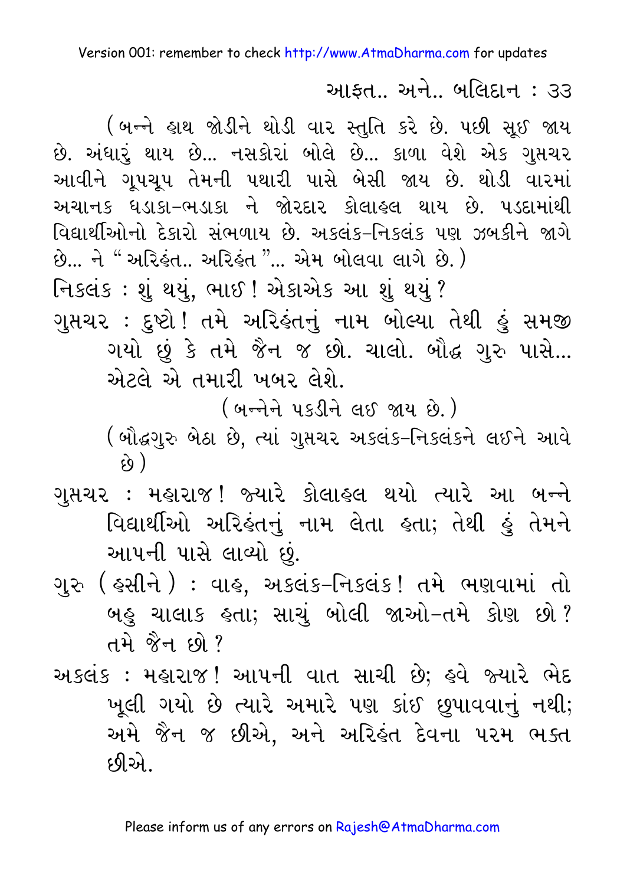(બન્ને હાથ જોડીને થોડી વાર સ્તુતિ કરે છે. પછી સૂઈ જાય છે. અંધારું થાય છે... નસકોરાં બોલે છે... કાળા વેશે એક ગુપ્તચર આવીને ગૂપચૂપ તેમની પથારી પાસે બેસી જાય છે. થોડી વારમાં અચાનક ધડાકા-ભડાકા ને જોરદાર કોલાહલ થાય છે. પડદામાંથી વિદ્યાર્થીઓનો દેકારો સંભળાય છે. અકલંક-નિકલંક પણ ઝબકીને જાગે છે... ને "અરિહંત.. અરિહંત"... એમ બોલવા લાગે છે.)

નિકલંક : શું થયું, ભાઈ! એકાએક આ શું થયું?

ગુપ્તચર : દુષ્ટો! તમે અરિહંતનું નામ બોલ્યા તેથી હું સમજી ગયો છું કે તમે જૈન જ છો. ચાલો. બૌદ્ધ ગુરુ પાસે... એટલે એ તમારી ખબર લેશે.

(બન્નેને પકડીને લઈ જાય છે.)

(બૌદ્ધગુરુ બેઠા છે, ત્યાં ગુપ્તચર અકલંક-નિકલંકને લઈને આવે છે)

ગુપ્તચર : મહારાજ! જ્યારે કોલાહલ થયો ત્યારે આ બન્ને વિદ્યાર્થીઓ અરિહંતનું નામ લેતા હતા; તેથી હું તેમને આપની પાસે લાવ્યો છું.

ગુરુ (હસીને) : વાહ, અકલંક-નિકલંક! તમે ભણવામાં તો બહુ ચાલાક હતા; સાચું બોલી જાઓ-તમે કોણ છો? તમે જૈન છો?

અકલંક : મહારાજ! આપની વાત સાચી છે; હવે જ્યારે ભેદ ખૂલી ગયો છે ત્યારે અમારે પણ કાંઈ છુપાવવાનું નથી; અમે જૈન જ છીએ, અને અરિહંત દેવના પરમ ભક્ત છીએ.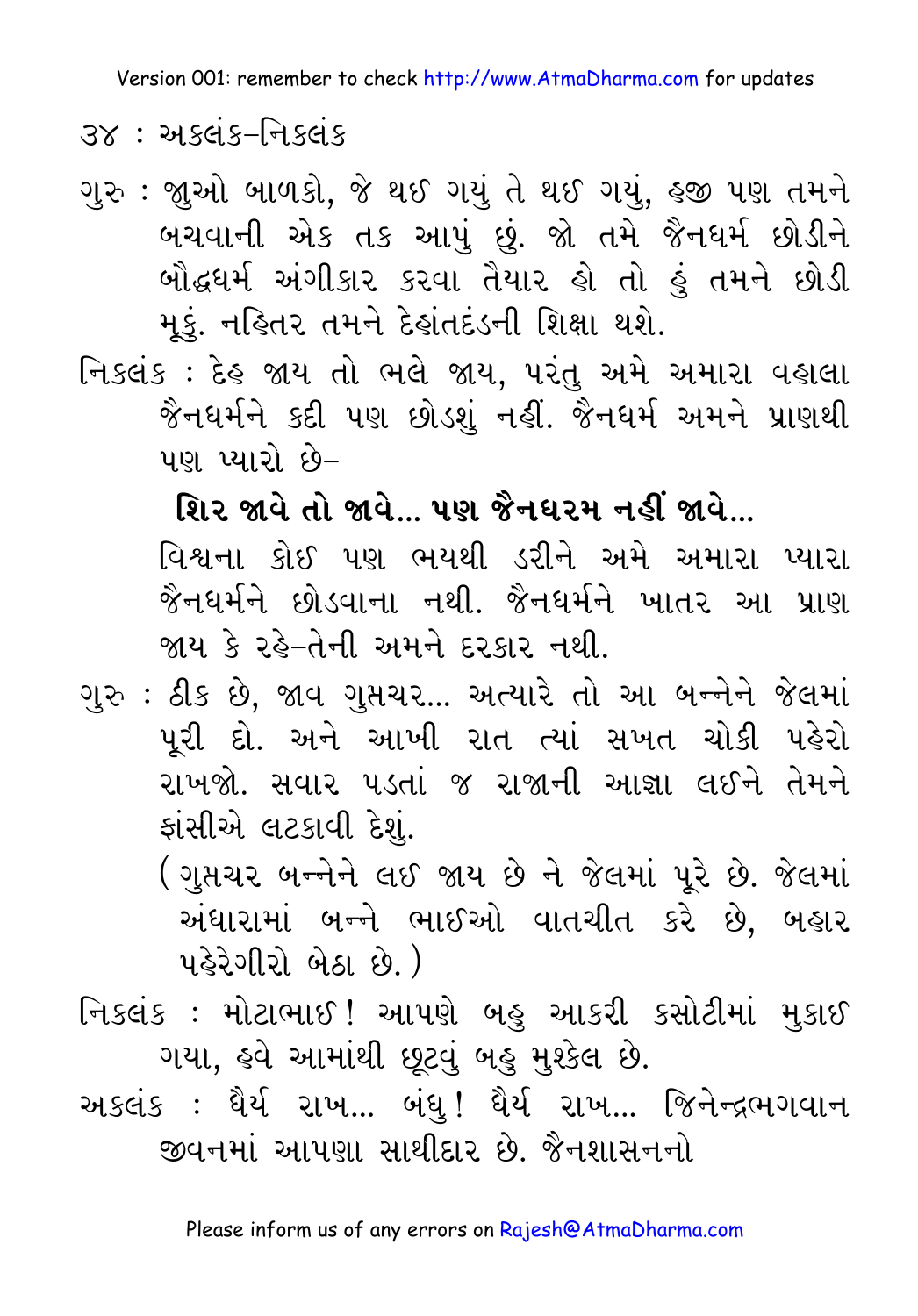ગુરુ : જુઓ બાળકો, જે થઈ ગયું તે થઈ ગયું, હજી પણ તમને બચવાની એક તક આપું છું. જો તમે જૈનધર્મ છોડીને બૌદ્ધધર્મ અંગીકાર કરવા તૈયાર હો તો હું તમને છોડી મૂકું. નહિતર તમને દેહાંતદંડની શિક્ષા થશે.

નિકલંક : દેહ જાય તો ભલે જાય, પરંતુ અમે અમારા વહાલા જૈનધર્મને કદી પણ છોડશું નહીં. જૈનધર્મ અમને પ્રાણથી પણ પ્યારો છે–

**શિર જાવે તો જાવે... પણ જૈનધરમ નહીં જાવે...**

વિશ્વના કોઈ પણ ભયથી ડરીને અમે અમારા પ્યારા જૈનધર્મને છોડવાના નથી. જૈનધર્મને ખાતર આ પ્રાણ જાય કે રહે–તેની અમને દરકાર નથી.

ગુરુ : ઠીક છે, જાવ ગુપ્તચર... અત્યારે તો આ બન્નેને જેલમાં પૂરી દો. અને આખી રાત ત્યાં સખત ચોકી પહેરો રાખજો. સવાર પડતાં જ રાજાની આજ્ઞા લઈને તેમને ફાંસીએ લટકાવી દેશું.

(ગુપ્તચર બન્નેને લઈ જાય છે ને જેલમાં પૂરે છે. જેલમાં અંધારામાં બન્ને ભાઈઓ વાતચીત કરે છે, બહાર પહેરેગીરો બેઠા છે.)

નિકલંક : મોટાભાઈ! આપણે બહુ આકરી કસોટીમાં મુકાઈ ગયા, હવે આમાંથી છૂટવું બહુ મુશ્કેલ છે.

અકલંક : ધૈર્ય રાખ... બંધુ! ધૈર્ય રાખ... જિનેન્દ્રભગવાન જીવનમાં આપણા સાથીદાર છે. જૈનશાસનનો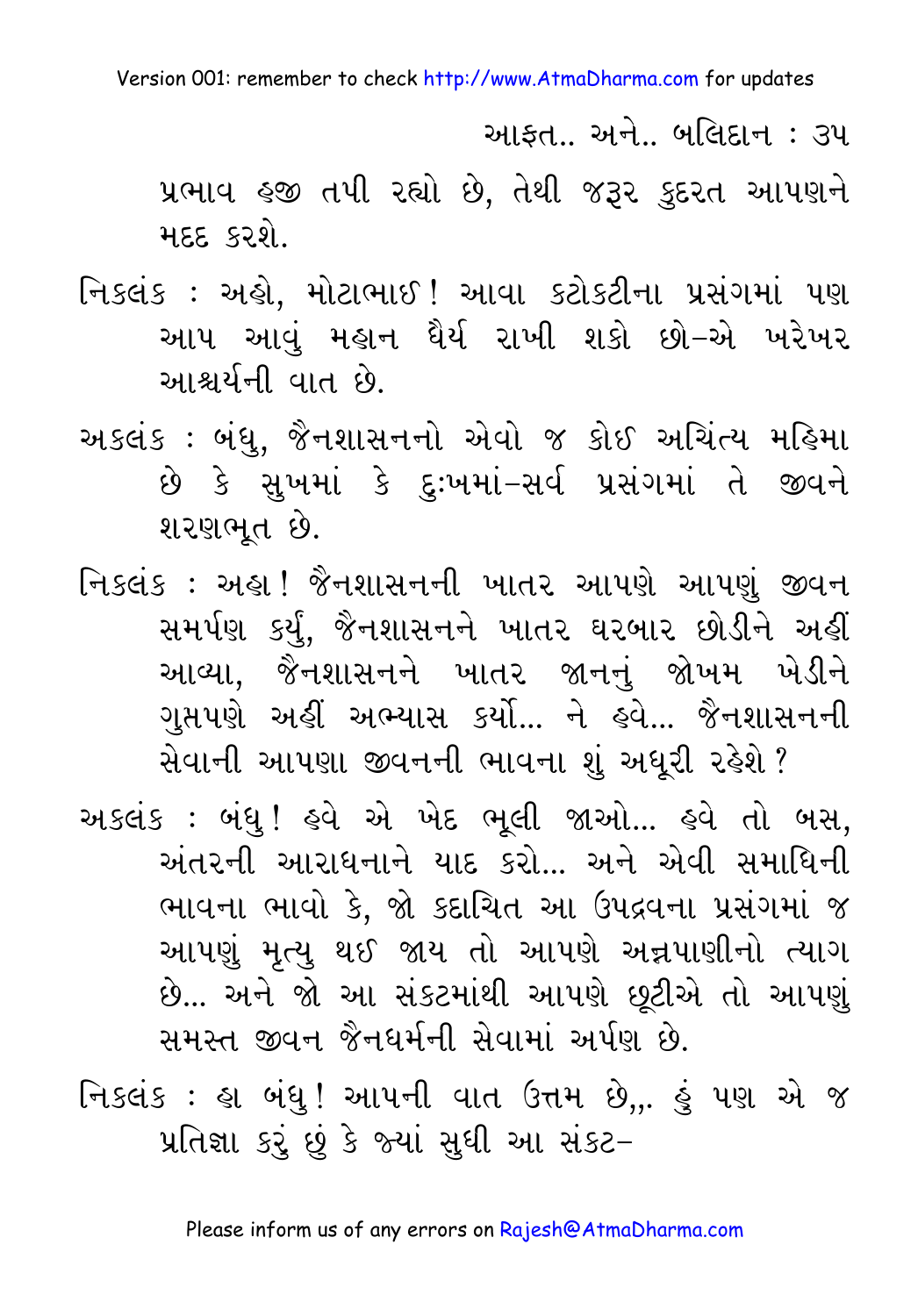પ્રભાવ હજી તપી રહ્યો છે, તેથી જરૂર કુદરત આપણને મદદ કરશે.

નિકલંક : અહો, મોટાભાઈ! આવા કટોકટીના પ્રસંગમાં પણ આપ આવું મહાન ધૈર્ય રાખી શકો છો–એ ખરેખર આશ્ચર્યની વાત છે.

અકલંક : બંધુ, જૈનશાસનનો એવો જ કોઈ અચિંત્ય મહિમા છે કે સુખમાં કે દુઃખમાં–સર્વ પ્રસંગમાં તે જીવને શરણભૂત છે.

નિકલંક : અહા! જૈનશાસનની ખાતર આપણે આપણું જીવન સમર્પણ કર્યું, જૈનશાસનને ખાતર ઘરબાર છોડીને અહીં આવ્યા, જૈનશાસનને ખાતર જાનનું જોખમ ખેડીને ગુપ્તપણે અહીં અભ્યાસ કર્યો... ને હવે... જૈનશાસનની સેવાની આપણા જીવનની ભાવના શું અધૂરી રહેશે?

અકલંક : બંધુ! હવે એ ખેદ ભૂલી જાઓ... હવે તો બસ, અંતરની આરાધનાને યાદ કરો... અને એવી સમાધિની ભાવના ભાવો કે, જો કદાચિત આ ઉપદ્રવના પ્રસંગમાં જ આપણું મૃત્યુ થઈ જાય તો આપણે અન્નપાણીનો ત્યાગ છે... અને જો આ સંકટમાંથી આપણે છૂટીએ તો આપણું સમસ્ત જીવન જૈનધર્મની સેવામાં અર્પણ છે.

નિકલંક : હા બંધુ! આપની વાત ઉત્તમ છે,,. હું પણ એ જ પ્રતિજ્ઞા કરું છું કે જ્યાં સુધી આ સંકટ–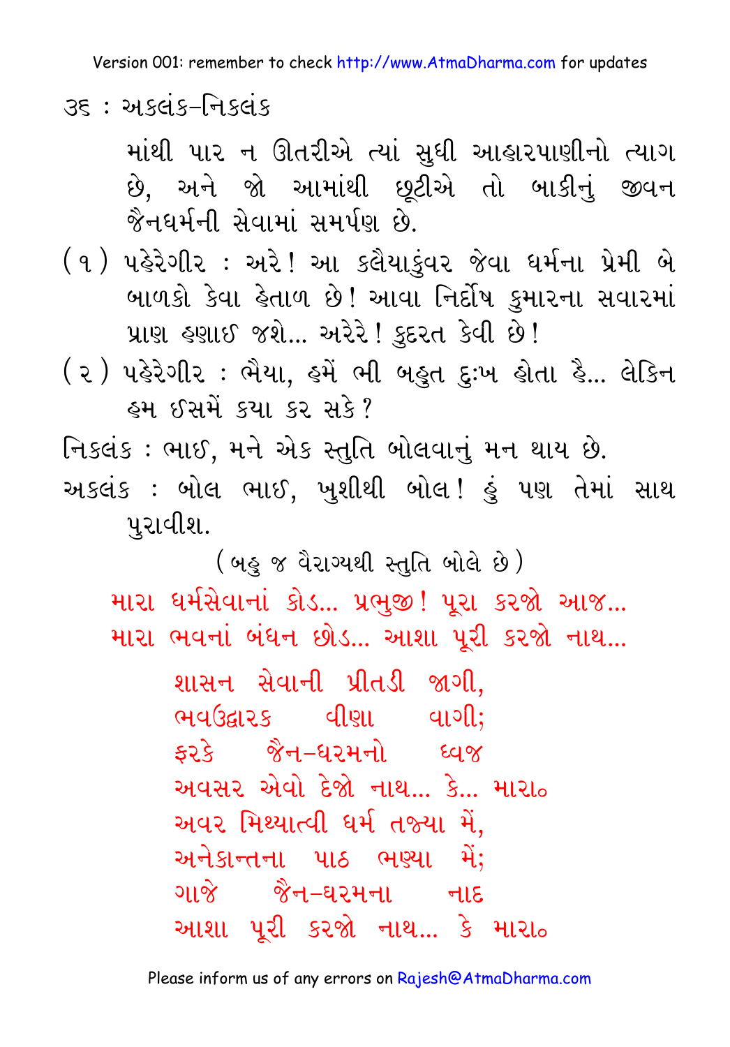માંથી પાર ન ઊતરીએ ત્યાં સુધી આહારપાણીનો ત્યાગ છે, અને જો આમાંથી છૂટીએ તો બાકીનું જીવન જૈનધર્મની સેવામાં સમર્પણ છે.

(૧) પહેરેગીર : અરે! આ કલૈયાકુંવર જેવા ધર્મના પ્રેમી બે બાળકો કેવા હેતાળ છે! આવા નિર્દોષ કુમારના સવારમાં પ્રાણ હણાઈ જશે... અરેરે! કુદરત કેવી છે!

(૨) પહેરેગીર : ભૈયા, હમેં ભી બહુત દુઃખ હોતા હૈ... લેકિન હમ ઈસમેં કયા કર સકે?

નિકલંક : ભાઈ, મને એક સ્તુતિ બોલવાનું મન થાય છે.

અકલંક : બોલ ભાઈ, ખુશીથી બોલ! હું પણ તેમાં સાથ પુરાવીશ.

(બહુ જ વૈરાગ્યથી સ્તુતિ બોલે છે)

મારા ધર્મસેવાનાં કોડ... પ્રભુજી! પૂરા કરજો આજ...
મારા ભવનાં બંધન છોડ... આશા પૂરી કરજો નાથ...

શાસન સેવાની પ્રીતડી જાગી,
ભવઉદ્ધારક વીણા વાગી;
ફરકે જૈન-ધરમનો ધ્વજ
અવસર એવો દેજો નાથ... કે... મારા૦

અવર મિથ્યાત્વી ધર્મ તજ્યા મેં,
અનેકાન્તના પાઠ ભણ્યા મેં;
ગાજે જૈન-ધરમના નાદ
આશા પૂરી કરજો નાથ... કે મારા૦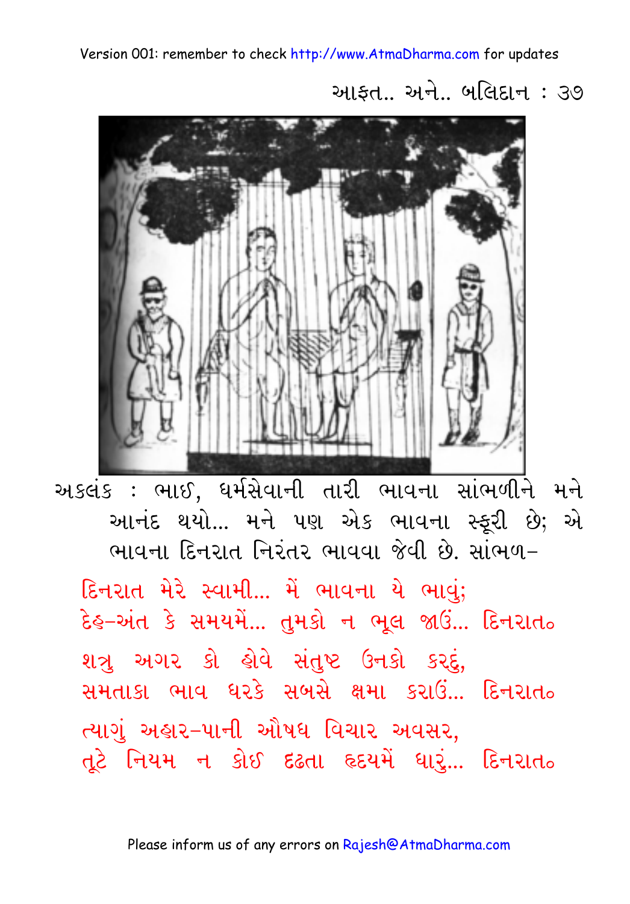અકલંક : ભાઈ, ધર્મસેવાની તારી ભાવના સાંભળીને મને આનંદ થયો... મને પણ એક ભાવના સ્ફૂરી છે; એ ભાવના દિનરાત નિરંતર ભાવવા જેવી છે. સાંભળ–

દિનરાત મેરે સ્વામી... મૈં ભાવના યે ભાવું;
દેહ–અંત કે સમયમેં... તુમકો ન ભૂલ જાઉં... દિનરાત૦

શત્રુ અગર કો હોવે સંતુષ્ટ ઉનકો કરદું,
સમતાકા ભાવ ધરકે સબસે ક્ષમા કરાઉં... દિનરાત૦

ત્યાગું અહાર–પાની ઔષધ વિચાર અવસર,
તૂટે નિયમ ન કોઈ દ્રઢતા હૃદયમેં ધારું... દિનરાત૦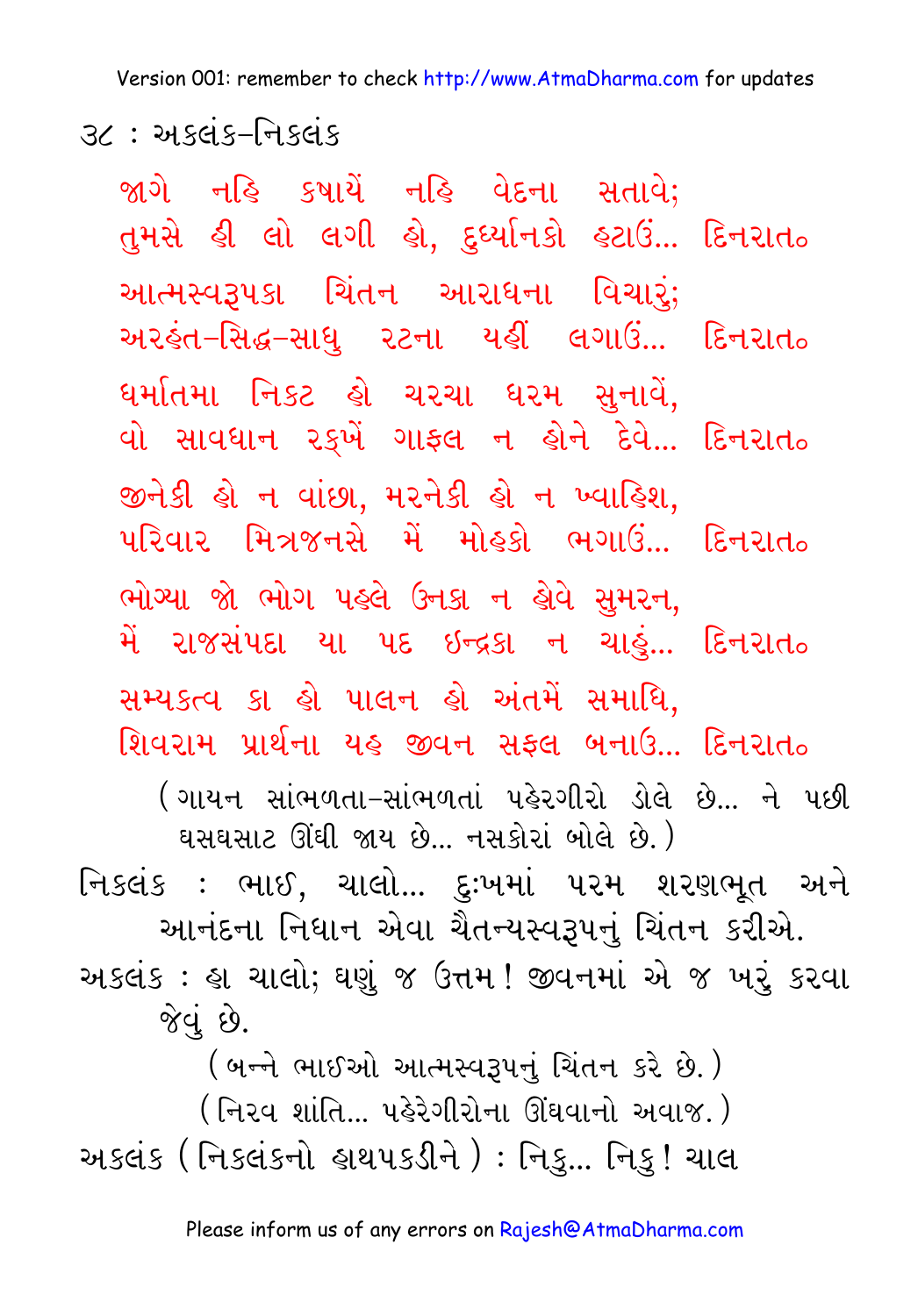જાગે નહિ કષાયેં નહિ વેદના સતાવે;
તુમસે હી લો લગી હો, દુર્ધ્યાનકો હટાઉં... દિનરાત૦

આત્મસ્વરૂપકા ચિંતન આરાધના વિચારું;
અરહંત-સિદ્ધ-સાધુ રટના યહીં લગાઉં... દિનરાત૦

ધર્માતમા નિકટ હો ચરચા ધરમ સુનાવેં,
વો સાવધાન રક્ખેં ગાફલ ન હોને દેવે... દિનરાત૦

જીનેકી હો ન વાંછા, મરનેકી હો ન ખ્વાહિશ,
પરિવાર મિત્રજનસે મેં મોહકો ભગાઉં... દિનરાત૦

ભોગ્યા જો ભોગ પહલે ઉનકા ન હોવે સુમરન,
મેં રાજસંપદા યા પદ ઇન્દ્રકા ન ચાહું... દિનરાત૦

સમ્યક્ત્વ કા હો પાલન હો અંતમેં સમાધિ,
શિવરામ પ્રાર્થના યહ જીવન સફલ બનાઉ... દિનરાત૦

(ગાયન સાંભળતા-સાંભળતાં પહેરગીરો ડોલે છે... ને પછી ઘસઘસાટ ઊંઘી જાય છે... નસકોરાં બોલે છે.)

નિકલંક : ભાઈ, ચાલો... દુઃખમાં પરમ શરણભૂત અને આનંદના નિધાન એવા ચૈતન્યસ્વરૂપનું ચિંતન કરીએ.

અકલંક : હા ચાલો; ઘણું જ ઉત્તમ! જીવનમાં એ જ ખરું કરવા જેવું છે.

(બન્ને ભાઈઓ આત્મસ્વરૂપનું ચિંતન કરે છે.)

(નિરવ શાંતિ... પહેરેગીરોના ઊંઘવાનો અવાજ.)

અકલંક (નિકલંકનો હાથપકડીને) : નિકુ... નિકુ! ચાલ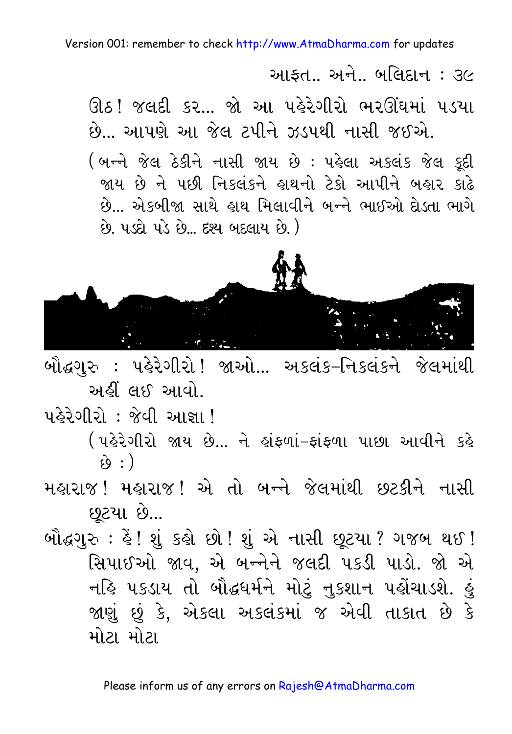ઊઠ! જલદી કર... જો આ પહેરેગીરો ભરઊંઘમાં પડયા છે... આપણે આ જેલ ટપીને ઝડપથી નાસી જઈએ.

(બન્ને જેલ ઠેકીને નાસી જાય છે : પહેલા અકલંક જેલ કૂદી જાય છે ને પછી નિકલંકને હાથનો ટેકો આપીને બહાર કાઢે છે... એકબીજા સાથે હાથ મિલાવીને બન્ને ભાઈઓ દોડતા ભાગે છે. પડદો પડે છે... દશ્ય બદલાય છે.)

બૌદ્ધગુરુ : પહેરેગીરો! જાઓ... અકલંક-નિકલંકને જેલમાંથી અહીં લઈ આવો.

પહેરેગીરો : જેવી આજ્ઞા!

(પહેરેગીરો જાય છે... ને હાંફળાં-ફાંફળા પાછા આવીને કહે છે :)

મહારાજ! મહારાજ! એ તો બન્ને જેલમાંથી છટકીને નાસી છૂટયા છે...

બૌદ્ધગુરુ : હેં! શું કહો છો! શું એ નાસી છૂટયા? ગજબ થઈ! સિપાઈઓ જાવ, એ બન્નેને જલદી પકડી પાડો. જો એ નહિ પકડાય તો બૌદ્ધધર્મને મોટું નુકશાન પહોંચાડશે. હું જાણું છું કે, એકલા અકલંકમાં જ એવી તાકાત છે કે મોટા મોટા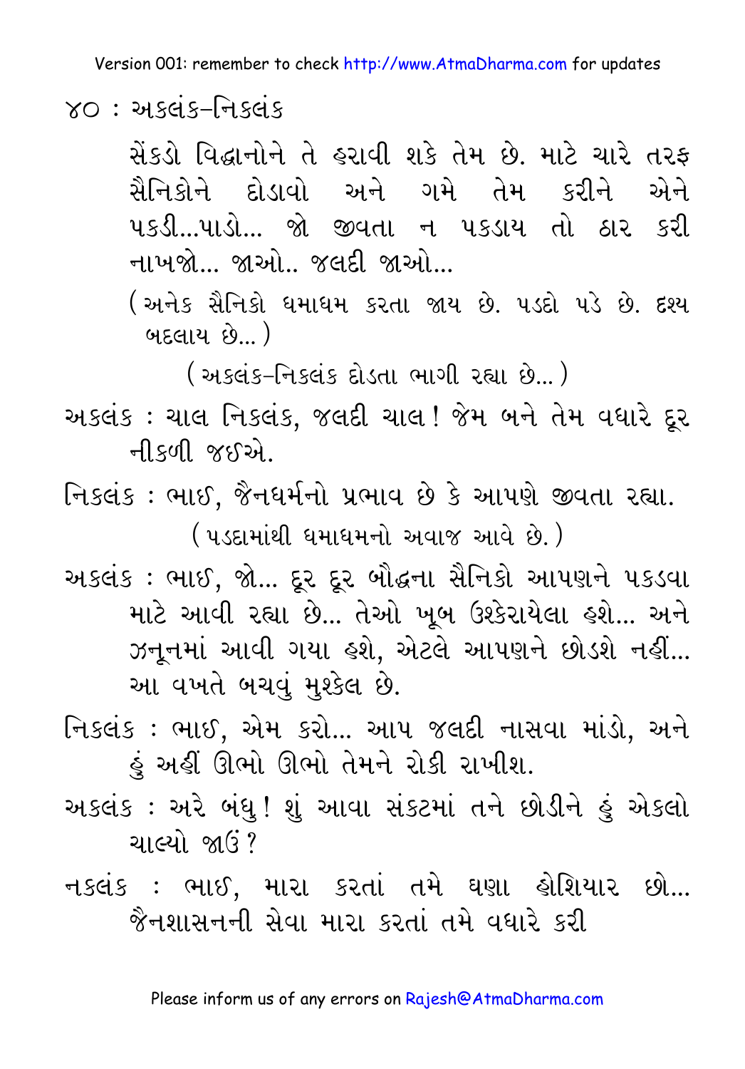૪૦ : અકલંક-નિકલંક

સેંકડો વિદ્વાનોને તે હરાવી શકે તેમ છે. માટે ચારે તરફ સૈનિકોને દોડાવો અને ગમે તેમ કરીને એને પકડી...પાડો... જો જીવતા ન પકડાય તો ઠાર કરી નાખજો... જાઓ.. જલદી જાઓ...

(અનેક સૈનિકો ધમાધમ કરતા જાય છે. પડદો પડે છે. દૃશ્ય બદલાય છે...)

(અકલંક-નિકલંક દોડતા ભાગી રહ્યા છે...)

અકલંક : ચાલ નિકલંક, જલદી ચાલ! જેમ બને તેમ વધારે દૂર નીકળી જઈએ.

નિકલંક : ભાઈ, જૈનધર્મનો પ્રભાવ છે કે આપણે જીવતા રહ્યા.

(પડદામાંથી ધમાધમનો અવાજ આવે છે.)

અકલંક : ભાઈ, જો... દૂર દૂર બૌદ્ધના સૈનિકો આપણને પકડવા માટે આવી રહ્યા છે... તેઓ ખૂબ ઉશ્કેરાયેલા હશે... અને ઝનૂનમાં આવી ગયા હશે, એટલે આપણને છોડશે નહીં... આ વખતે બચવું મુશ્કેલ છે.

નિકલંક : ભાઈ, એમ કરો... આપ જલદી નાસવા માંડો, અને હું અહીં ઊભો ઊભો તેમને રોકી રાખીશ.

અકલંક : અરે બંધુ! શું આવા સંકટમાં તને છોડીને હું એકલો ચાલ્યો જાઉં?

નકલંક : ભાઈ, મારા કરતાં તમે ઘણા હોશિયાર છો... જૈનશાસનની સેવા મારા કરતાં તમે વધારે કરી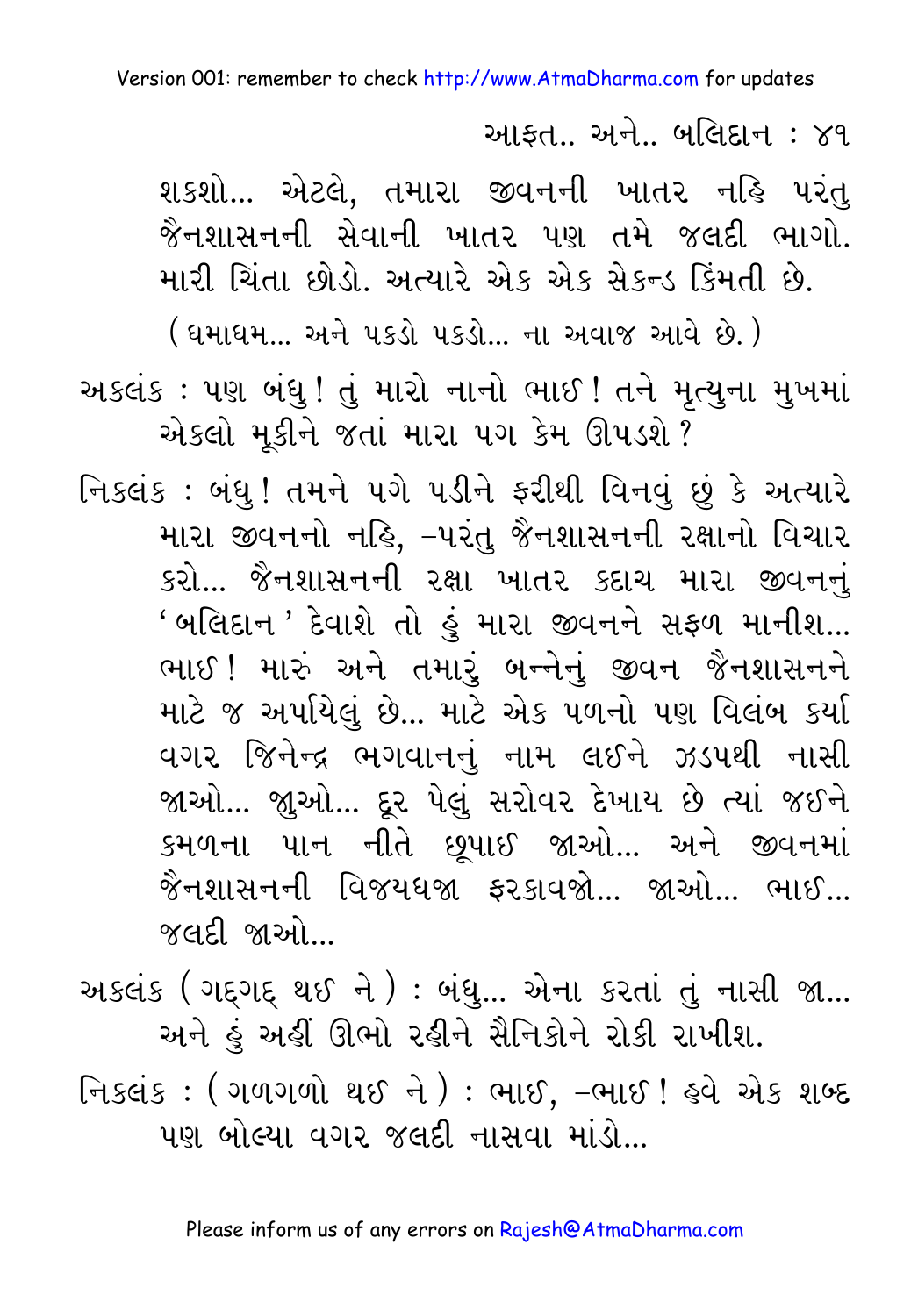શકશો... એટલે, તમારા જીવનની ખાતર નહિ પરંતુ જૈનશાસનની સેવાની ખાતર પણ તમે જલદી ભાગો. મારી ચિંતા છોડો. અત્યારે એક એક સેકન્ડ કિંમતી છે.

(ધમાધમ... અને પકડો પકડો... ના અવાજ આવે છે.)

અકલંક : પણ બંધુ! તું મારો નાનો ભાઈ! તને મૃત્યુના મુખમાં એકલો મૂકીને જતાં મારા પગ કેમ ઊપડશે?

નિકલંક : બંધુ! તમને પગે પડીને ફરીથી વિનવું છું કે અત્યારે મારા જીવનનો નહિ, -પરંતુ જૈનશાસનની રક્ષાનો વિચાર કરો... જૈનશાસનની રક્ષા ખાતર કદાચ મારા જીવનનું 'બલિદાન' દેવાશે તો હું મારા જીવનને સફળ માનીશ... ભાઈ! મારું અને તમારું બન્નેનું જીવન જૈનશાસનને માટે જ અર્પાયેલું છે... માટે એક પળનો પણ વિલંબ કર્યા વગર જિનેન્દ્ર ભગવાનનું નામ લઈને ઝડપથી નાસી જાઓ... જુઓ... દૂર પેલું સરોવર દેખાય છે ત્યાં જઈને કમળના પાન નીતે છૂપાઈ જાઓ... અને જીવનમાં જૈનશાસનની વિજયધ્વજા ફરકાવજો... જાઓ... ભાઈ... જલદી જાઓ...

અકલંક (ગદ્‌ગદ્ થઈ ને) : બંધુ... એના કરતાં તું નાસી જા... અને હું અહીં ઊભો રહીને સૈનિકોને રોકી રાખીશ.

નિકલંક : (ગળગળો થઈ ને) : ભાઈ, -ભાઈ! હવે એક શબ્દ પણ બોલ્યા વગર જલદી નાસવા માંડો...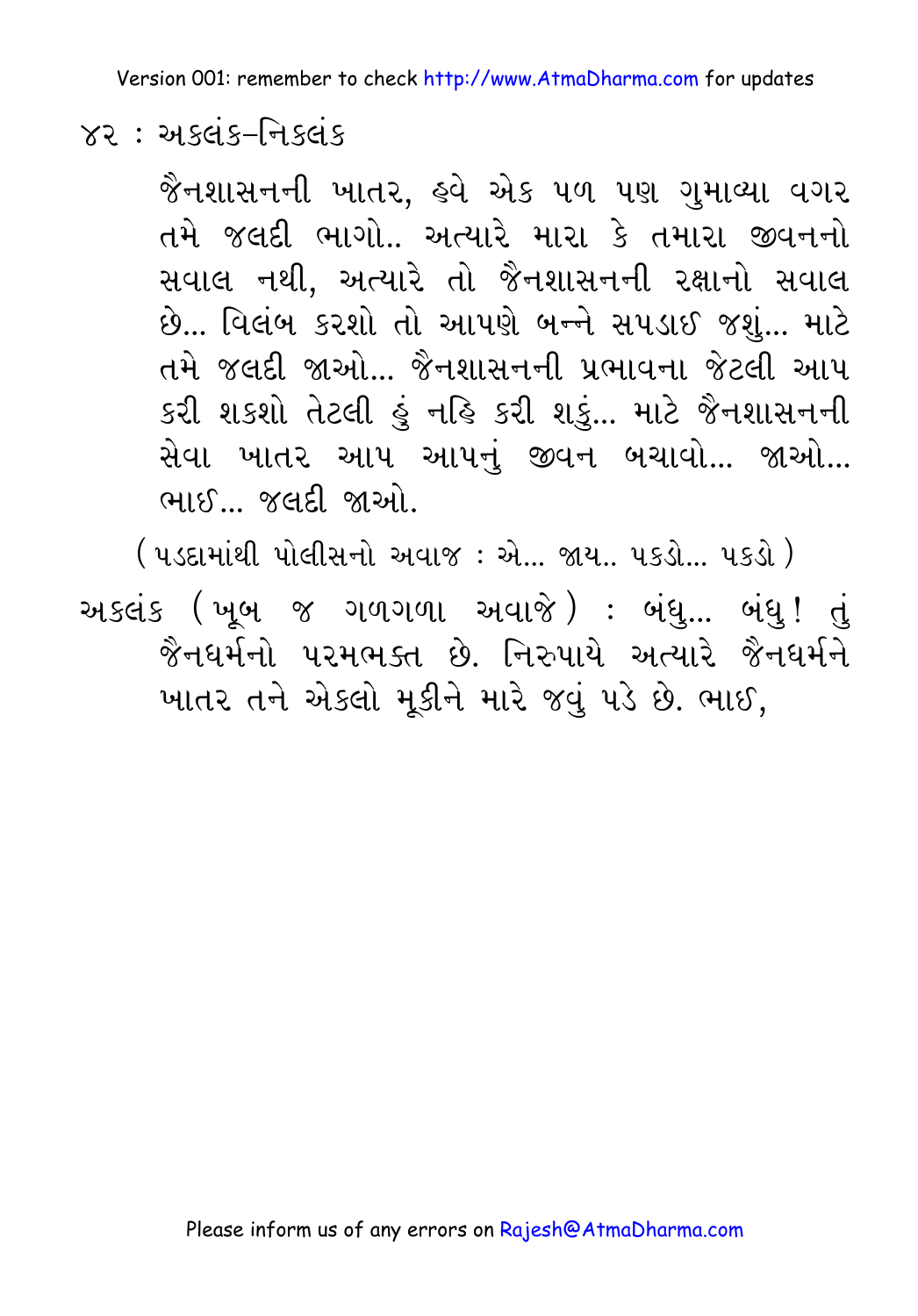જૈનશાસનની ખાતર, હવે એક પળ પણ ગુમાવ્યા વગર તમે જલદી ભાગો.. અત્યારે મારા કે તમારા જીવનનો સવાલ નથી, અત્યારે તો જૈનશાસનની રક્ષાનો સવાલ છે... વિલંબ કરશો તો આપણે બન્ને સપડાઈ જશું... માટે તમે જલદી જાઓ... જૈનશાસનની પ્રભાવના જેટલી આપ કરી શકશો તેટલી હું નહિ કરી શકું... માટે જૈનશાસનની સેવા ખાતર આપ આપનું જીવન બચાવો... જાઓ... ભાઈ... જલદી જાઓ.

(પડદામાંથી પોલીસનો અવાજ : એ... જાય.. પકડો... પકડો)

અકલંક (ખૂબ જ ગળગળા અવાજે) : બંધુ... બંધુ! તું જૈનધર્મનો પરમભક્ત છે. નિરુપાયે અત્યારે જૈનધર્મને ખાતર તને એકલો મૂકીને મારે જવું પડે છે. ભાઈ,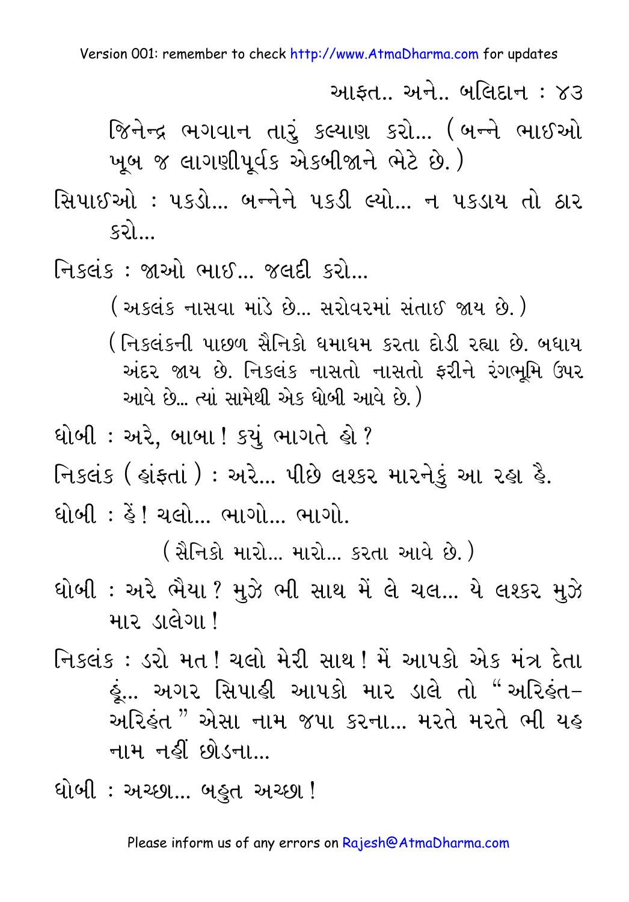જિનેન્દ્ર ભગવાન તારું કલ્યાણ કરો... (બન્ને ભાઈઓ ખૂબ જ લાગણીપૂર્વક એકબીજાને ભેટે છે.)

સિપાઈઓ : પકડો... બન્નેને પકડી લ્યો... ન પકડાય તો ઠાર કરો...

નિકલંક : જાઓ ભાઈ... જલદી કરો...

(અકલંક નાસવા માંડે છે... સરોવરમાં સંતાઈ જાય છે.)

(નિકલંકની પાછળ સૈનિકો ધમાધમ કરતા દોડી રહ્યા છે. બધાય અંદર જાય છે. નિકલંક નાસતો નાસતો ફરીને રંગભૂમિ ઉપર આવે છે... ત્યાં સામેથી એક ધોબી આવે છે.)

ધોબી : અરે, બાબા! ક્યું ભાગતે હો?

નિકલંક (હાંફતાં) : અરે... પીછે લશ્કર મારનેકું આ રહા હૈ.

ધોબી : હૈં! ચલો... ભાગો... ભાગો.

(સૈનિકો મારો... મારો... કરતા આવે છે.)

ધોબી : અરે ભૈયા? મુઝે ભી સાથ મેં લે ચલ... યે લશ્કર મુઝે માર ડાલેગા!

નિકલંક : ડરો મત! ચલો મેરી સાથ! મૈં આપકો એક મંત્ર દેતા હૂં... અગર સિપાહી આપકો માર ડાલે તો "અરિહંત–અરિહંત" એસા નામ જપા કરના... મરતે મરતે ભી યહ નામ નહીં છોડના...

ધોબી : અચ્છા... બહુત અચ્છા!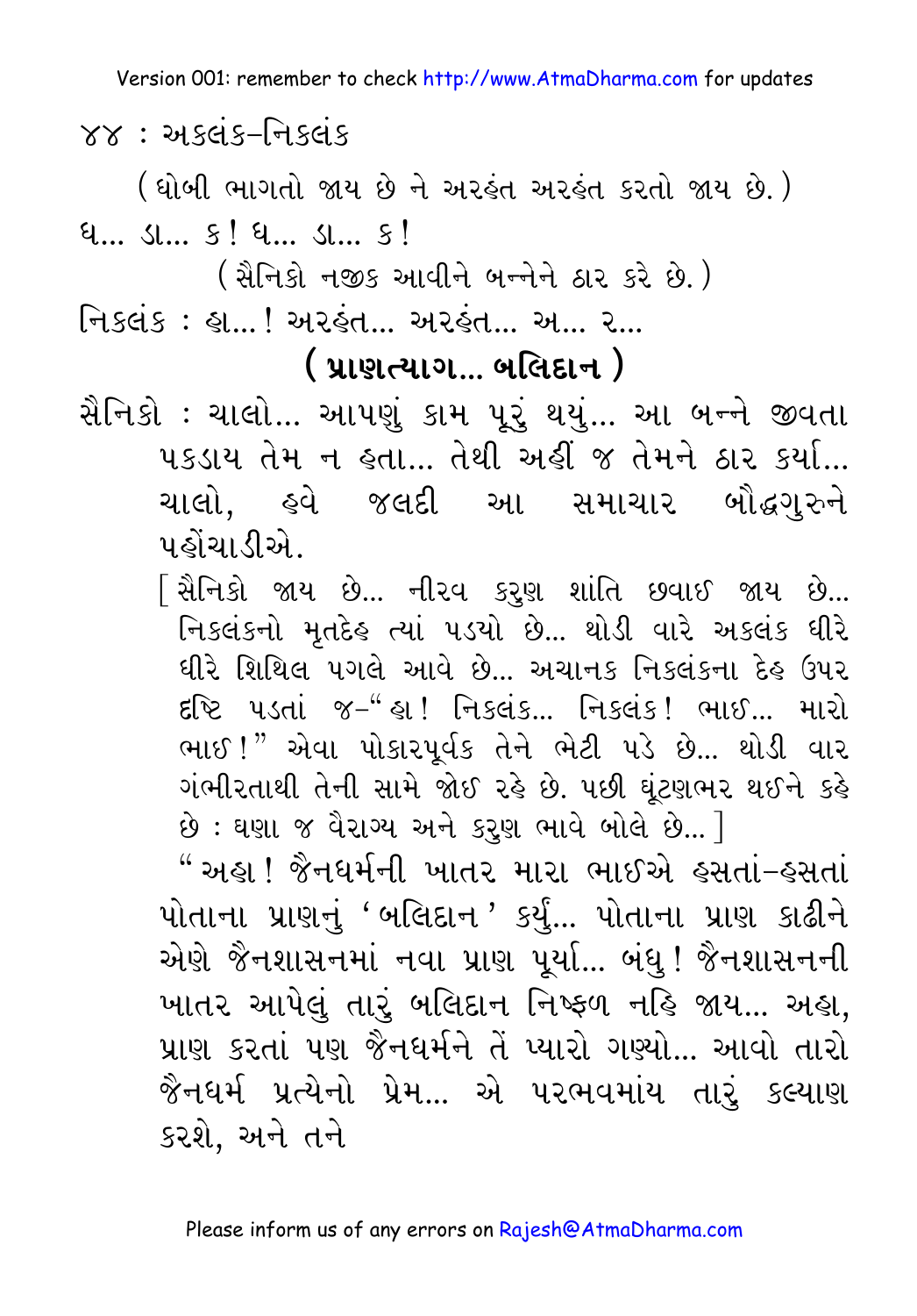(ધોબી ભાગતો જાય છે ને અરહંત અરહંત કરતો જાય છે.)

ધ... ડા... ક! ધ... ડા... ક!

(સૈનિકો નજીક આવીને બન્નેને ઠાર કરે છે.)

નિકલંક : હા...! અરહંત... અરહંત... અ... ર...

**(પ્રાણત્યાગ... બલિદાન)**

સૈનિકો : ચાલો... આપણું કામ પૂરું થયું... આ બન્ને જીવતા પકડાય તેમ ન હતા... તેથી અહીં જ તેમને ઠાર કર્યા... ચાલો, હવે જલદી આ સમાચાર બૌદ્ધગુરુને પહોંચાડીએ.

[સૈનિકો જાય છે... નીરવ કરુણ શાંતિ છવાઈ જાય છે... નિકલંકનો મૃતદેહ ત્યાં પડ્યો છે... થોડી વારે અકલંક ધીરે ધીરે શિથિલ પગલે આવે છે... અચાનક નિકલંકના દેહ ઉપર દૃષ્ટિ પડતાં જ–"હા! નિકલંક... નિકલંક! ભાઈ... મારો ભાઈ!" એવા પોકારપૂર્વક તેને ભેટી પડે છે... થોડી વાર ગંભીરતાથી તેની સામે જોઈ રહે છે. પછી ઘૂંટણભર થઈને કહે છે : ઘણા જ વૈરાગ્ય અને કરુણ ભાવે બોલે છે...]

"અહા! જૈનધર્મની ખાતર મારા ભાઈએ હસતાં–હસતાં પોતાના પ્રાણનું 'બલિદાન' કર્યું... પોતાના પ્રાણ કાઢીને એણે જૈનશાસનમાં નવા પ્રાણ પૂર્યા... બંધુ! જૈનશાસનની ખાતર આપેલું તારું બલિદાન નિષ્ફળ નહિ જાય... અહા, પ્રાણ કરતાં પણ જૈનધર્મને તેં પ્યારો ગણ્યો... આવો તારો જૈનધર્મ પ્રત્યેનો પ્રેમ... એ પરભવમાંય તારું કલ્યાણ કરશે, અને તને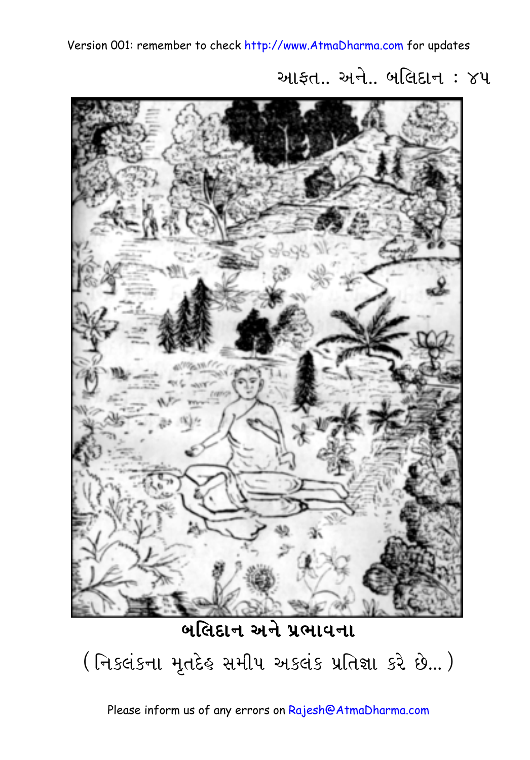**બલિદાન અને પ્રભાવના**

( નિકલંકના મૃતદેહ સમીપ અકલંક પ્રતિજ્ઞા કરે છે... )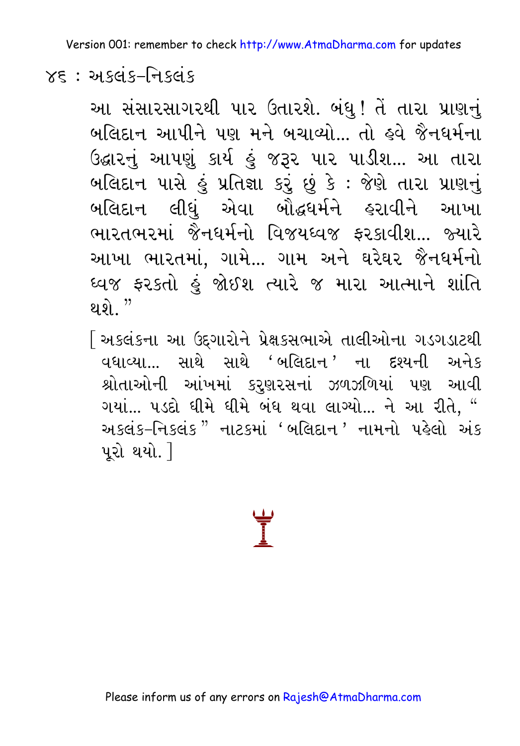આ સંસારસાગરથી પાર ઉતારશે. બંધુ! તેં તારા પ્રાણનું બલિદાન આપીને પણ મને બચાવ્યો... તો હવે જૈનધર્મના ઉદ્ધારનું આપણું કાર્ય હું જરૂર પાર પાડીશ... આ તારા બલિદાન પાસે હું પ્રતિજ્ઞા કરું છું કે : જેણે તારા પ્રાણનું બલિદાન લીધું એવા બૌદ્ધધર્મને હરાવીને આખા ભારતભરમાં જૈનધર્મનો વિજયધ્વજ ફરકાવીશ... જ્યારે આખા ભારતમાં, ગામે... ગામ અને ઘરેઘર જૈનધર્મનો ધ્વજ ફરકતો હું જોઈશ ત્યારે જ મારા આત્માને શાંતિ થશે."

[ અકલંકના આ ઉદ્ગારોને પ્રેક્ષકસભાએ તાલીઓના ગડગડાટથી વધાવ્યા... સાથે સાથે 'બલિદાન' ના દૃશ્યની અનેક શ્રોતાઓની આંખમાં કરુણરસનાં ઝળઝળિયાં પણ આવી ગયાં... પડદો ધીમે ધીમે બંધ થવા લાગ્યો... ને આ રીતે, "અકલંક-નિકલંક" નાટકમાં 'બલિદાન' નામનો પહેલો અંક પૂરો થયો. ]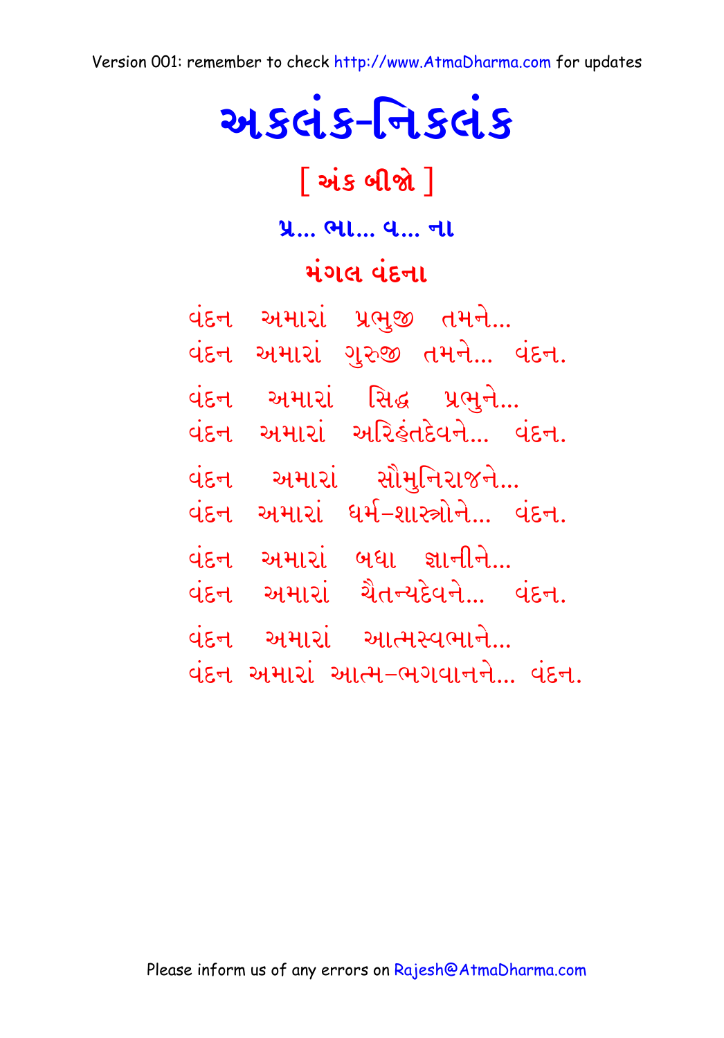# અકલંક-નિકલંક

## [ અંક બીજો ]

### પ્ર... ભા... વ... ના

### મંગલ વંદના

વંદન અમારાં પ્રભુજી તમને...
વંદન અમારાં ગુરુજી તમને... વંદન.

વંદન અમારાં સિદ્ધ પ્રભુને...
વંદન અમારાં અરિહંતદેવને... વંદન.

વંદન અમારાં સૌમુનિરાજને...
વંદન અમારાં ધર્મ-શાસ્ત્રોને... વંદન.

વંદન અમારાં બધા જ્ઞાનીને...
વંદન અમારાં ચૈતન્યદેવને... વંદન.

વંદન અમારાં આત્મસ્વભાને...
વંદન અમારાં આત્મ-ભગવાનને... વંદન.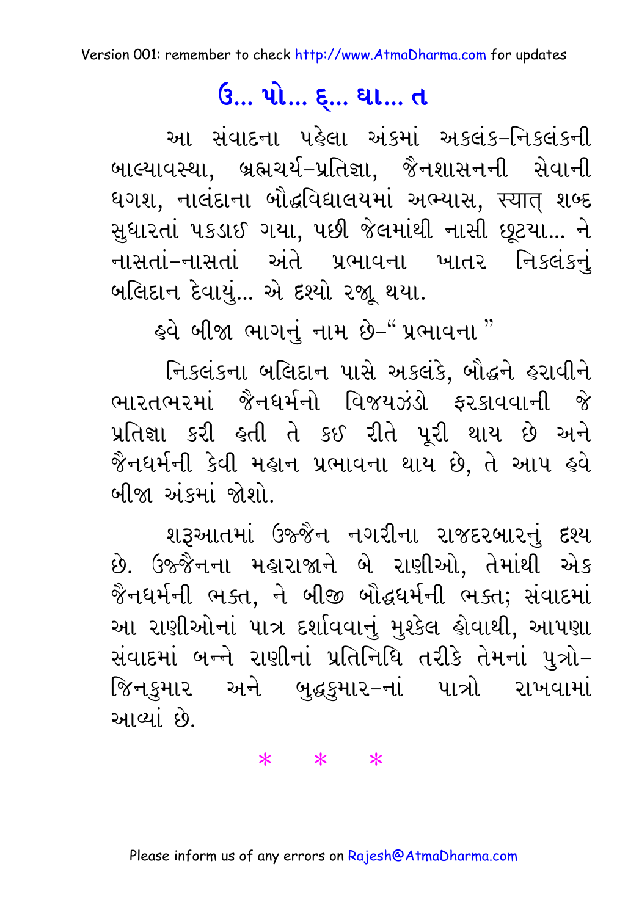# ઉ... પો... દ્... ઘા... ત

આ સંવાદના પહેલા અંકમાં અકલંક-નિકલંકની બાલ્યાવસ્થા, બ્રહ્મચર્ય-પ્રતિજ્ઞા, જૈનશાસનની સેવાની ધગશ, નાલંદાના બૌદ્ધવિદ્યાલયમાં અભ્યાસ, स्यात् શબ્દ સુધારતાં પકડાઈ ગયા, પછી જેલમાંથી નાસી છૂટયા... ને નાસતાં-નાસતાં અંતે પ્રભાવના ખાતર નિકલંકનું બલિદાન દેવાયું... એ દ્રશ્યો રજૂ થયા.

હવે બીજા ભાગનું નામ છે-" પ્રભાવના "

નિકલંકના બલિદાન પાસે અકલંકે, બૌદ્ધને હરાવીને ભારતભરમાં જૈનધર્મનો વિજયઝંડો ફરકાવવાની જે પ્રતિજ્ઞા કરી હતી તે કઈ રીતે પૂરી થાય છે અને જૈનધર્મની કેવી મહાન પ્રભાવના થાય છે, તે આપ હવે બીજા અંકમાં જોશો.

શરૂઆતમાં ઉજ્જૈન નગરીના રાજદરબારનું દશ્ય છે. ઉજ્જૈનના મહારાજાને બે રાણીઓ, તેમાંથી એક જૈનધર્મની ભક્ત, ને બીજી બૌદ્ધધર્મની ભક્ત; સંવાદમાં આ રાણીઓનાં પાત્ર દર્શાવવાનું મુશ્કેલ હોવાથી, આપણા સંવાદમાં બન્ને રાણીનાં પ્રતિનિધિ તરીકે તેમનાં પુત્રો- જિનકુમાર અને બુદ્ધકુમાર-નાં પાત્રો રાખવામાં આવ્યાં છે.

\* \* \*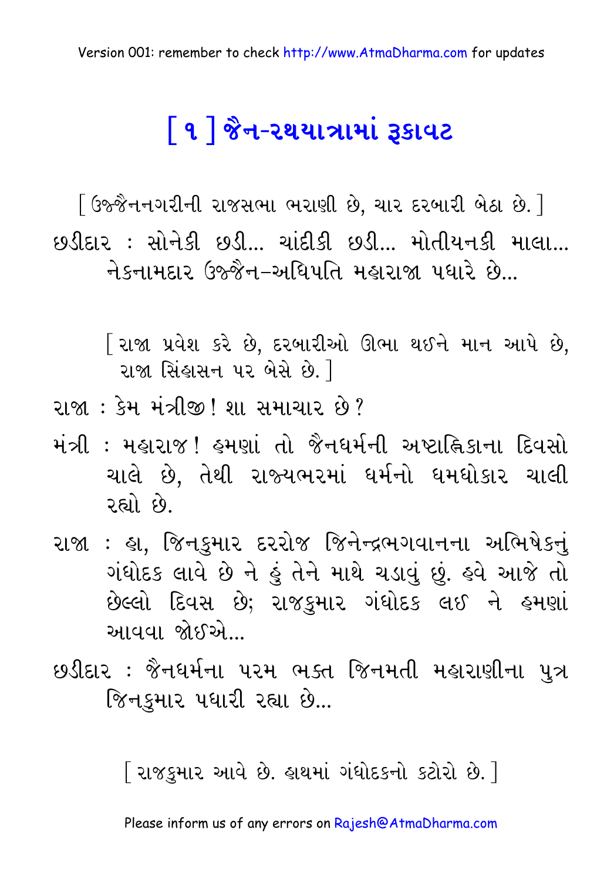# [ ૧ ] જૈન-રથયાત્રામાં રૂકાવટ

[ ઉજ્જૈનનગરીની રાજસભા ભરાણી છે, ચાર દરબારી બેઠા છે. ]

છડીદાર : સોનેકી છડી... ચાંદીકી છડી... મોતીયનકી માલા... નેકનામદાર ઉજ્જૈન-અધિપતિ મહારાજા પધારે છે...

[ રાજા પ્રવેશ કરે છે, દરબારીઓ ઊભા થઈને માન આપે છે, રાજા સિંહાસન પર બેસે છે. ]

રાજા : કેમ મંત્રીજી! શા સમાચાર છે?

મંત્રી : મહારાજ! હમણાં તો જૈનધર્મની અષ્ટાહ્નિકાના દિવસો ચાલે છે, તેથી રાજ્યભરમાં ધર્મનો ધમધોકાર ચાલી રહ્યો છે.

રાજા : હા, જિનકુમાર દરરોજ જિનેન્દ્રભગવાનના અભિષેકનું ગંધોદક લાવે છે ને હું તેને માથે ચડાવું છું. હવે આજે તો છેલ્લો દિવસ છે; રાજકુમાર ગંધોદક લઈ ને હમણાં આવવા જોઈએ...

છડીદાર : જૈનધર્મના પરમ ભક્ત જિનમતી મહારાણીના પુત્ર જિનકુમાર પધારી રહ્યા છે...

[ રાજકુમાર આવે છે. હાથમાં ગંધોદકનો કટોરો છે. ]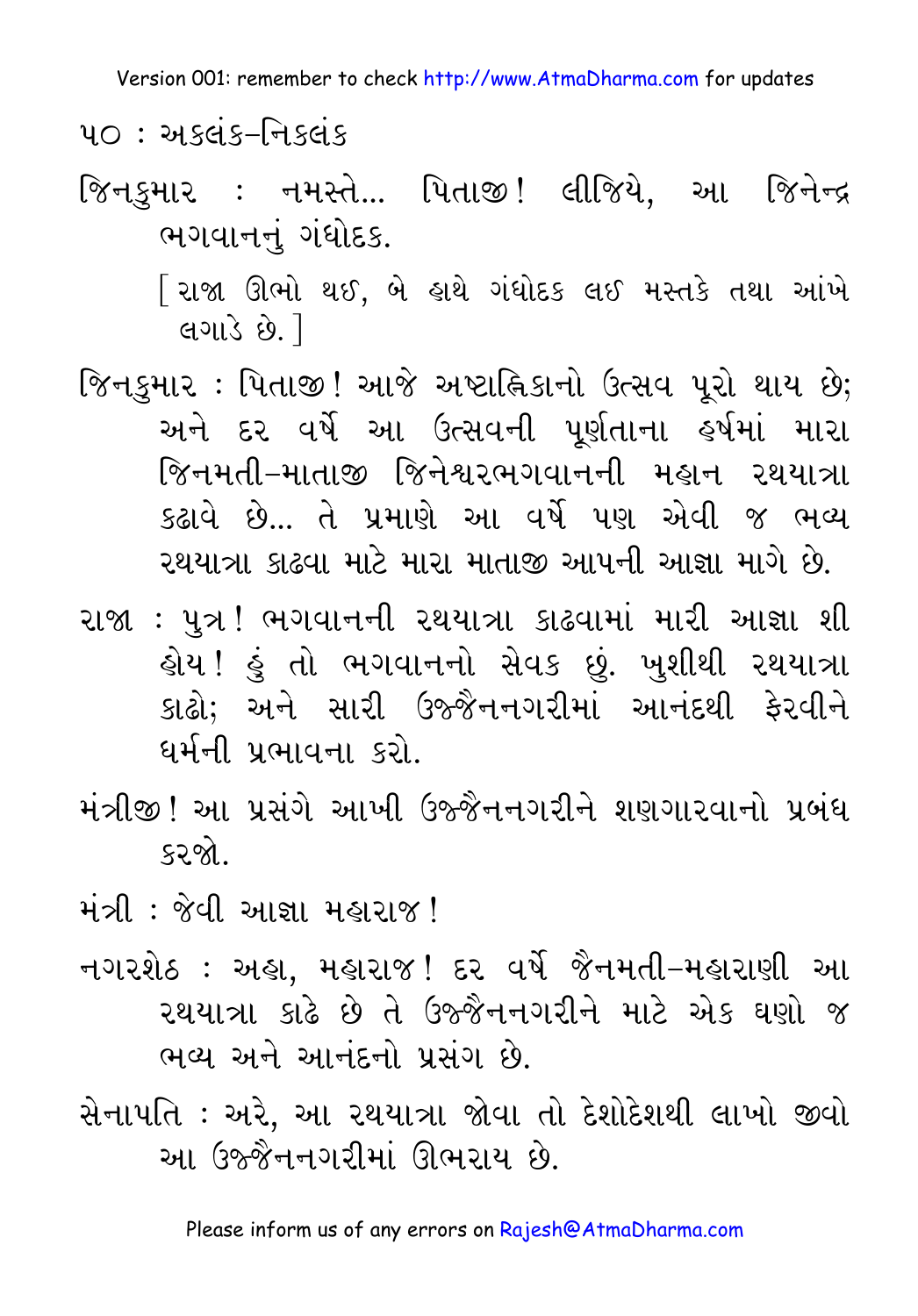જિનકુમાર : નમસ્તે... પિતાજી! લીજિયે, આ જિનેન્દ્ર ભગવાનનું ગંધોદક.

[ રાજા ઊભો થઈ, બે હાથે ગંધોદક લઈ મસ્તકે તથા આંખે લગાડે છે. ]

જિનકુમાર : પિતાજી! આજે અષ્ટાહ્નિકાનો ઉત્સવ પૂરો થાય છે; અને દર વર્ષે આ ઉત્સવની પૂર્ણતાના હર્ષમાં મારા જિનમતી–માતાજી જિનેશ્વરભગવાનની મહાન રથયાત્રા કઢાવે છે... તે પ્રમાણે આ વર્ષે પણ એવી જ ભવ્ય રથયાત્રા કાઢવા માટે મારા માતાજી આપની આજ્ઞા માગે છે.

રાજા : પુત્ર! ભગવાનની રથયાત્રા કાઢવામાં મારી આજ્ઞા શી હોય! હું તો ભગવાનનો સેવક છું. ખુશીથી રથયાત્રા કાઢો; અને સારી ઉજ્જૈનનગરીમાં આનંદથી ફેરવીને ધર્મની પ્રભાવના કરો.

મંત્રીજી! આ પ્રસંગે આખી ઉજ્જૈનનગરીને શણગારવાનો પ્રબંધ કરજો.

મંત્રી : જેવી આજ્ઞા મહારાજ!

નગરશેઠ : અહા, મહારાજ! દર વર્ષે જૈનમતી–મહારાણી આ રથયાત્રા કાઢે છે તે ઉજ્જૈનનગરીને માટે એક ઘણો જ ભવ્ય અને આનંદનો પ્રસંગ છે.

સેનાપતિ : અરે, આ રથયાત્રા જોવા તો દેશોદેશથી લાખો જીવો આ ઉજ્જૈનનગરીમાં ઊભરાય છે.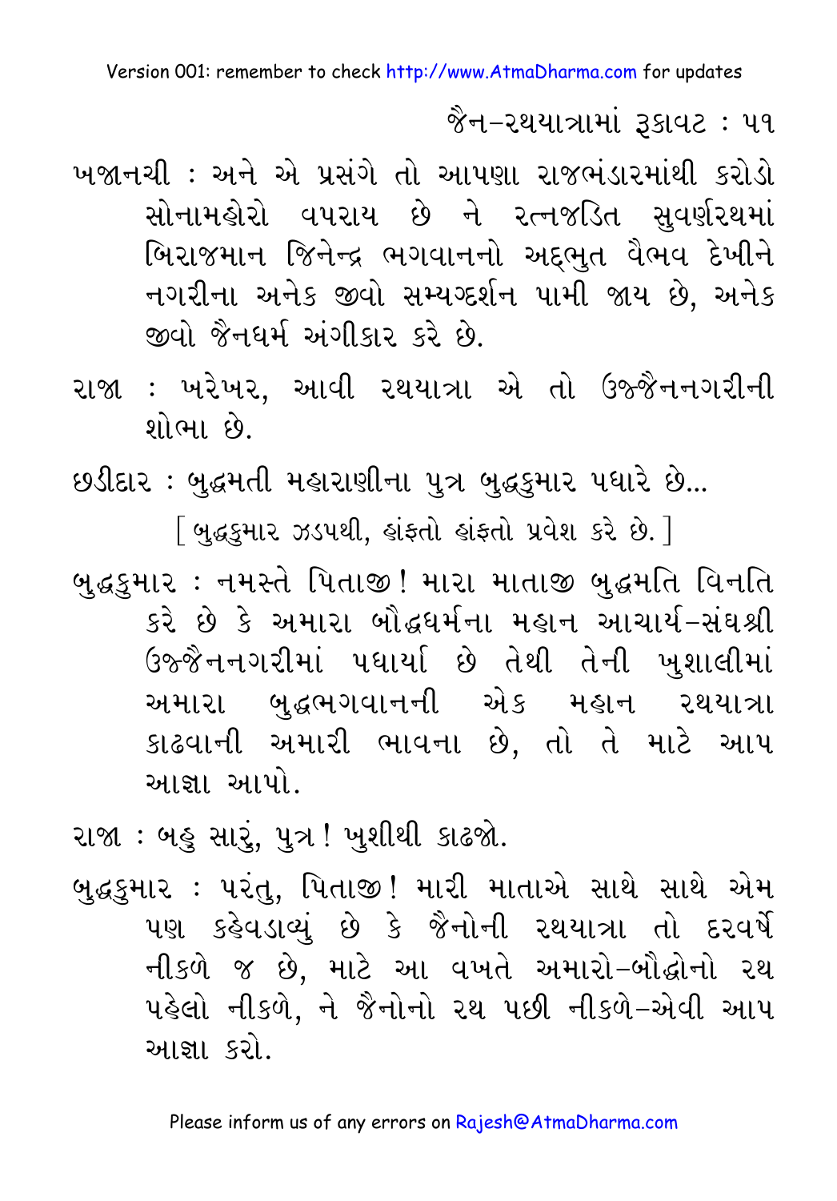ખજાનચી : અને એ પ્રસંગે તો આપણા રાજભંડારમાંથી કરોડો સોનામહોરો વપરાય છે ને રત્નજડિત સુવર્ણરથમાં બિરાજમાન જિનેન્દ્ર ભગવાનનો અદ્દભુત વૈભવ દેખીને નગરીના અનેક જીવો સમ્યગ્દર્શન પામી જાય છે, અનેક જીવો જૈનધર્મ અંગીકાર કરે છે.

રાજા : ખરેખર, આવી રથયાત્રા એ તો ઉજ્જૈનનગરીની શોભા છે.

છડીદાર : બુદ્ધમતી મહારાણીના પુત્ર બુદ્ધકુમાર પધારે છે...

[ બુદ્ધકુમાર ઝડપથી, હાંફતો હાંફતો પ્રવેશ કરે છે. ]

બુદ્ધકુમાર : નમસ્તે પિતાજી! મારા માતાજી બુદ્ધમતિ વિનતિ કરે છે કે અમારા બૌદ્ધધર્મના મહાન આચાર્ય–સંઘશ્રી ઉજ્જૈનનગરીમાં પધાર્યા છે તેથી તેની ખુશાલીમાં અમારા બુદ્ધભગવાનની એક મહાન રથયાત્રા કાઢવાની અમારી ભાવના છે, તો તે માટે આપ આજ્ઞા આપો.

રાજા : બહુ સારું, પુત્ર! ખુશીથી કાઢજો.

બુદ્ધકુમાર : પરંતુ, પિતાજી! મારી માતાએ સાથે સાથે એમ પણ કહેવડાવ્યું છે કે જૈનોની રથયાત્રા તો દરવર્ષે નીકળે જ છે, માટે આ વખતે અમારો–બૌદ્ધોનો રથ પહેલો નીકળે, ને જૈનોનો રથ પછી નીકળે–એવી આપ આજ્ઞા કરો.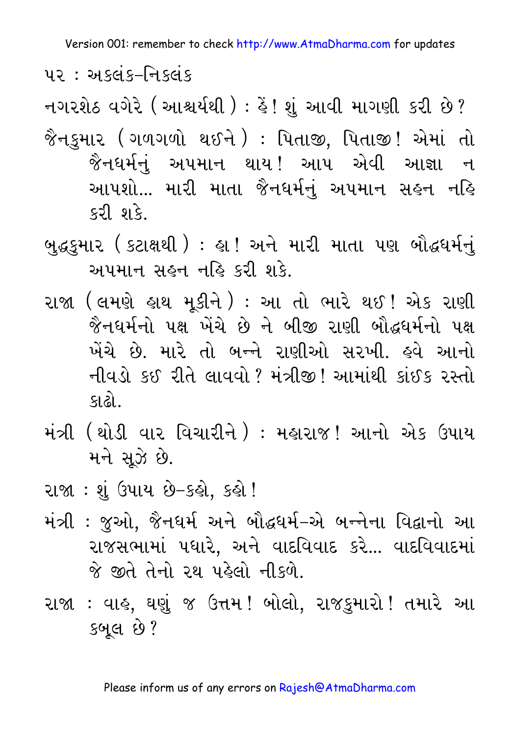નગરશેઠ વગેરે (આશ્ચર્યથી) : હેં! શું આવી માગણી કરી છે?

જૈનકુમાર (ગળગળો થઈને) : પિતાજી, પિતાજી! એમાં તો જૈનધર્મનું અપમાન થાય! આપ એવી આજ્ઞા ન આપશો... મારી માતા જૈનધર્મનું અપમાન સહન નહિ કરી શકે.

બુદ્ધકુમાર (કટાક્ષથી) : હા! અને મારી માતા પણ બૌદ્ધધર્મનું અપમાન સહન નહિ કરી શકે.

રાજા (લમણે હાથ મૂકીને) : આ તો ભારે થઈ! એક રાણી જૈનધર્મનો પક્ષ ખેંચે છે ને બીજી રાણી બૌદ્ધધર્મનો પક્ષ ખેંચે છે. મારે તો બન્ને રાણીઓ સરખી. હવે આનો નીવડો કઈ રીતે લાવવો? મંત્રીજી! આમાંથી કાંઈક રસ્તો કાઢો.

મંત્રી (થોડી વાર વિચારીને) : મહારાજ! આનો એક ઉપાય મને સૂઝે છે.

રાજા : શું ઉપાય છે–કહો, કહો!

મંત્રી : જુઓ, જૈનધર્મ અને બૌદ્ધધર્મ–એ બન્નેના વિદ્વાનો આ રાજસભામાં પધારે, અને વાદવિવાદ કરે... વાદવિવાદમાં જે જીતે તેનો રથ પહેલો નીકળે.

રાજા : વાહ, ઘણું જ ઉત્તમ! બોલો, રાજકુમારો! તમારે આ કબૂલ છે?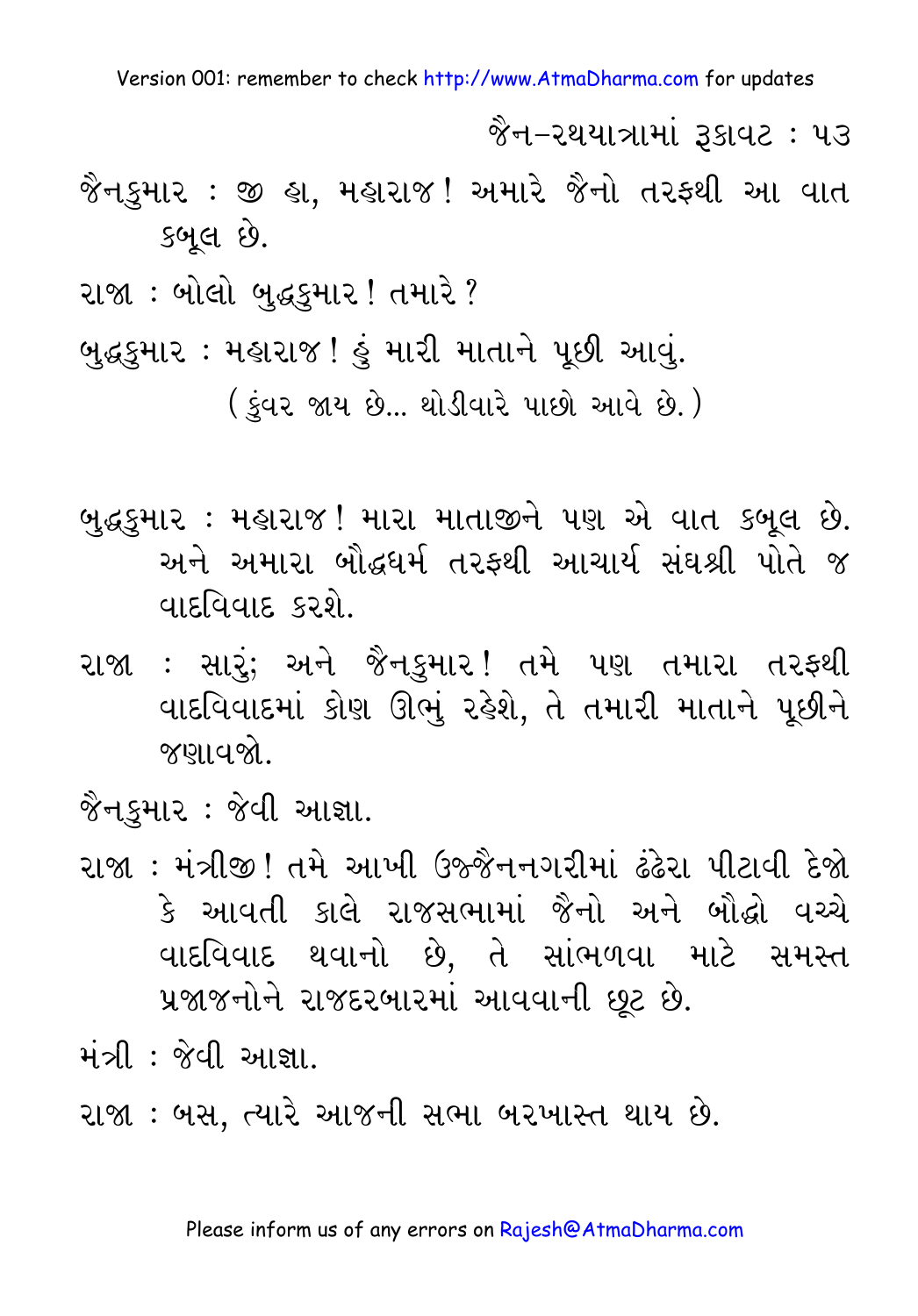જૈનકુમાર : જી હા, મહારાજ! અમારે જૈનો તરફથી આ વાત કબૂલ છે.

રાજા : બોલો બુદ્ધકુમાર! તમારે ?

બુદ્ધકુમાર : મહારાજ! હું મારી માતાને પૂછી આવું.

(કુંવર જાય છે... થોડીવારે પાછો આવે છે.)

બુદ્ધકુમાર : મહારાજ! મારા માતાજીને પણ એ વાત કબૂલ છે. અને અમારા બૌદ્ધધર્મ તરફથી આચાર્ય સંઘશ્રી પોતે જ વાદવિવાદ કરશે.

રાજા : સારું; અને જૈનકુમાર! તમે પણ તમારા તરફથી વાદવિવાદમાં કોણ ઊભું રહેશે, તે તમારી માતાને પૂછીને જણાવજો.

જૈનકુમાર : જેવી આજ્ઞા.

રાજા : મંત્રીજી! તમે આખી ઉજ્જૈનનગરીમાં ઢંઢેરા પીટાવી દેજો કે આવતી કાલે રાજસભામાં જૈનો અને બૌદ્ધો વચ્ચે વાદવિવાદ થવાનો છે, તે સાંભળવા માટે સમસ્ત પ્રજાજનોને રાજદરબારમાં આવવાની છૂટ છે.

મંત્રી : જેવી આજ્ઞા.

રાજા : બસ, ત્યારે આજની સભા બરખાસ્ત થાય છે.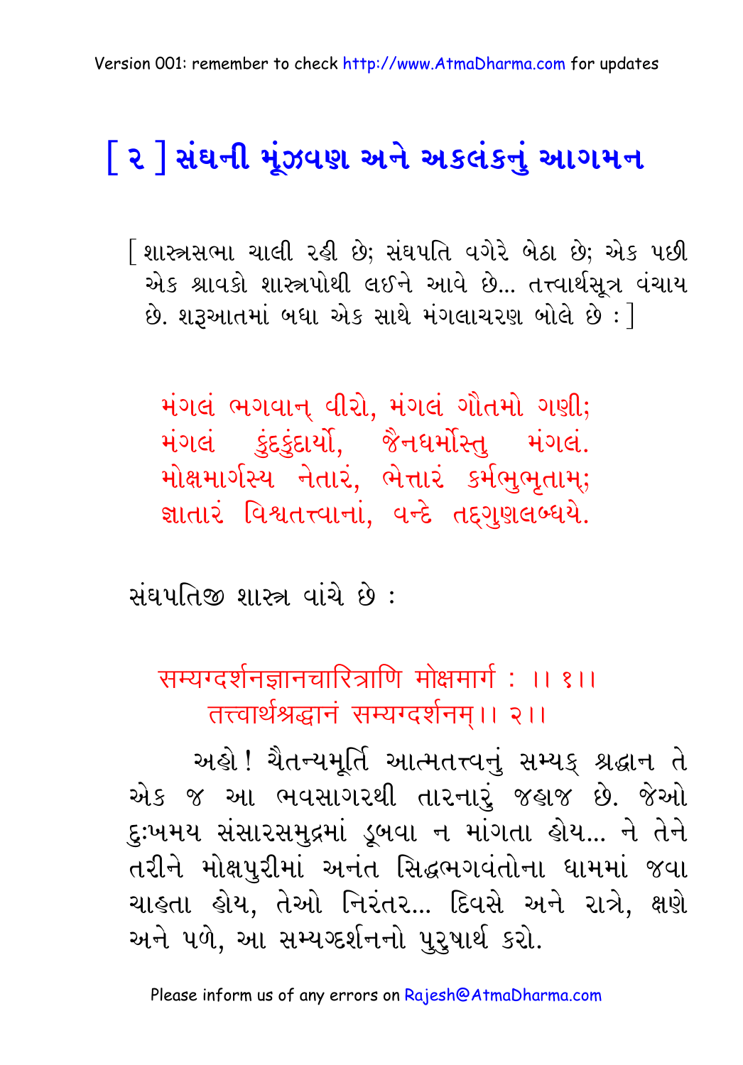# [ ૨ ] સંઘની મૂંઝવણ અને અકલંકનું આગમન

[ શાસ્ત્રસભા ચાલી રહી છે; સંઘપતિ વગેરે બેઠા છે; એક પછી એક શ્રાવકો શાસ્ત્રપોથી લઈને આવે છે... તત્ત્વાર્થસૂત્ર વંચાય છે. શરૂઆતમાં બધા એક સાથે મંગલાચરણ બોલે છે : ]

મંગલં ભગવાન્ વીરો, મંગલં ગૌતમો ગણી;
મંગલં કુંદકુંદાર્યો, જૈનધર્મોસ્તુ મંગલં.
મોક્ષમાર્ગસ્ય નેતારં, ભેત્તારં કર્મભુભૃતામ્;
જ્ઞાતારં વિશ્વતત્ત્વાનાં, વન્દે તદ્ગુણલબ્ધયે.

સંઘપતિજી શાસ્ત્ર વાંચે છે :

सम्यग्दर्शनज्ञानचारित्राणि मोक्षमार्ग : ।। १।।
तत्त्वार्थश्रद्धानं सम्यग्दर्शनम्।। २।।

અહો! ચૈતન્યમૂર્તિ આત્મતત્ત્વનું સમ્યક્ શ્રદ્ધાન તે એક જ આ ભવસાગરથી તારનારું જહાજ છે. જેઓ દુઃખમય સંસારસમુદ્રમાં ડૂબવા ન માંગતા હોય... ને તેને તરીને મોક્ષપુરીમાં અનંત સિદ્ધભગવંતોના ધામમાં જવા ચાહતા હોય, તેઓ નિરંતર... દિવસે અને રાત્રે, ક્ષણે અને પળે, આ સમ્યગ્દર્શનનો પુરુષાર્થ કરો.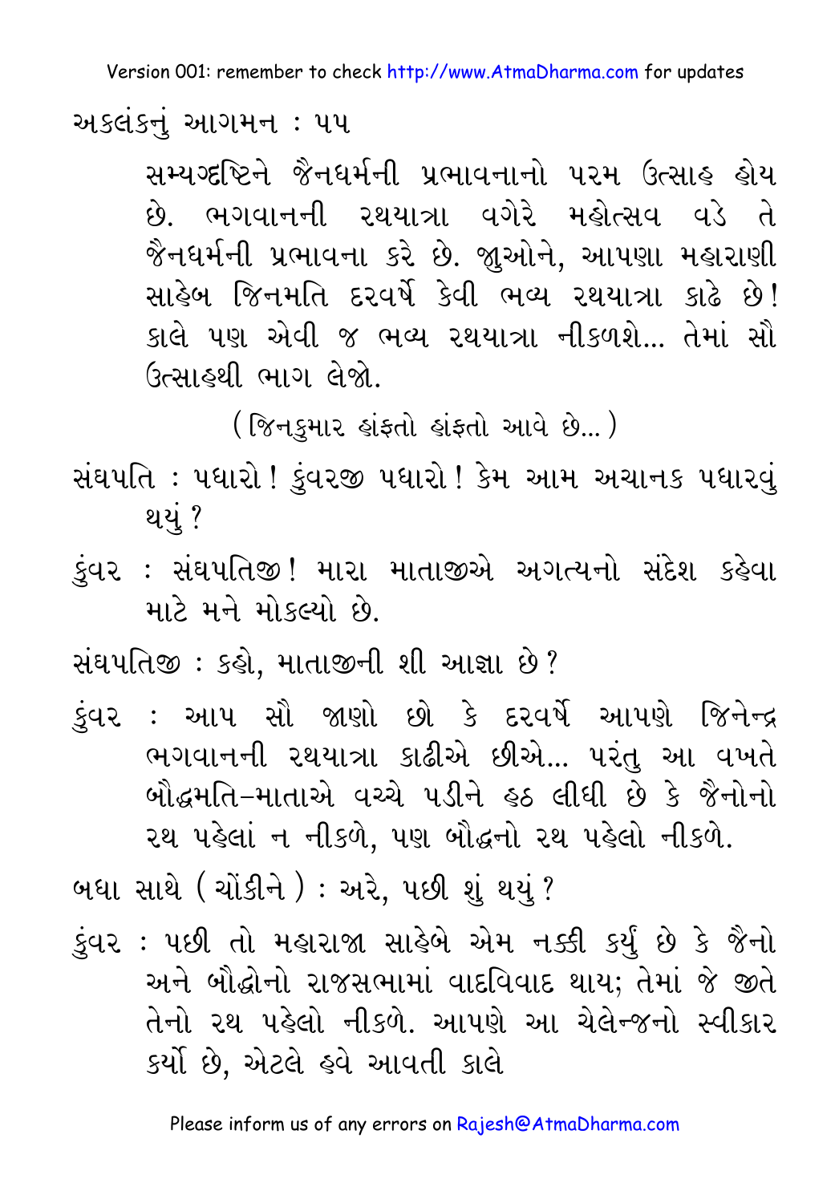સમ્યગ્દષ્ટિને જૈનધર્મની પ્રભાવનાનો પરમ ઉત્સાહ હોય છે. ભગવાનની રથયાત્રા વગેરે મહોત્સવ વડે તે જૈનધર્મની પ્રભાવના કરે છે. જુઓને, આપણા મહારાણી સાહેબ જિનમતિ દરવર્ષે કેવી ભવ્ય રથયાત્રા કાઢે છે! કાલે પણ એવી જ ભવ્ય રથયાત્રા નીકળશે... તેમાં સૌ ઉત્સાહથી ભાગ લેજો.

(જિનકુમાર હાંફતો હાંફતો આવે છે...)

સંઘપતિ : પધારો! કુંવરજી પધારો! કેમ આમ અચાનક પધારવું થયું?

કુંવર : સંઘપતિજી! મારા માતાજીએ અગત્યનો સંદેશ કહેવા માટે મને મોકલ્યો છે.

સંઘપતિજી : કહો, માતાજીની શી આજ્ઞા છે?

કુંવર : આપ સૌ જાણો છો કે દરવર્ષે આપણે જિનેન્દ્ર ભગવાનની રથયાત્રા કાઢીએ છીએ... પરંતુ આ વખતે બૌદ્ધમતિ-માતાએ વચ્ચે પડીને હઠ લીધી છે કે જૈનોનો રથ પહેલાં ન નીકળે, પણ બૌદ્ધનો રથ પહેલો નીકળે.

બધા સાથે (ચોંકીને) : અરે, પછી શું થયું?

કુંવર : પછી તો મહારાજા સાહેબે એમ નક્કી કર્યું છે કે જૈનો અને બૌદ્ધોનો રાજસભામાં વાદવિવાદ થાય; તેમાં જે જીતે તેનો રથ પહેલો નીકળે. આપણે આ ચેલેન્જનો સ્વીકાર કર્યો છે, એટલે હવે આવતી કાલે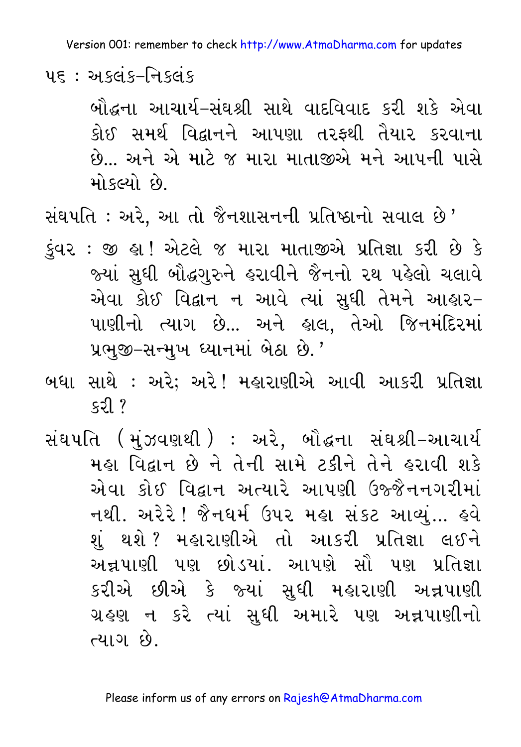બૌદ્ધના આચાર્ય-સંઘશ્રી સાથે વાદવિવાદ કરી શકે એવા કોઈ સમર્થ વિદ્વાનને આપણા તરફથી તૈયાર કરવાના છે... અને એ માટે જ મારા માતાજીએ મને આપની પાસે મોકલ્યો છે.

સંઘપતિ : અરે, આ તો જૈનશાસનની પ્રતિષ્ઠાનો સવાલ છે'

કુંવર : જી હા! એટલે જ મારા માતાજીએ પ્રતિજ્ઞા કરી છે કે જ્યાં સુધી બૌદ્ધગુરુને હરાવીને જૈનનો રથ પહેલો ચલાવે એવા કોઈ વિદ્વાન ન આવે ત્યાં સુધી તેમને આહાર-પાણીનો ત્યાગ છે... અને હાલ, તેઓ જિનમંદિરમાં પ્રભુજી-સન્મુખ ધ્યાનમાં બેઠા છે.'

બધા સાથે : અરે; અરે! મહારાણીએ આવી આકરી પ્રતિજ્ઞા કરી ?

સંઘપતિ (મુંઝવણથી) : અરે, બૌદ્ધના સંઘશ્રી-આચાર્ય મહા વિદ્વાન છે ને તેની સામે ટકીને તેને હરાવી શકે એવા કોઈ વિદ્વાન અત્યારે આપણી ઉજ્જૈનનગરીમાં નથી. અરેરે! જૈનધર્મ ઉપર મહા સંકટ આવ્યું... હવે શું થશે? મહારાણીએ તો આકરી પ્રતિજ્ઞા લઈને અન્નપાણી પણ છોડયાં. આપણે સૌ પણ પ્રતિજ્ઞા કરીએ છીએ કે જ્યાં સુધી મહારાણી અન્નપાણી ગ્રહણ ન કરે ત્યાં સુધી અમારે પણ અન્નપાણીનો ત્યાગ છે.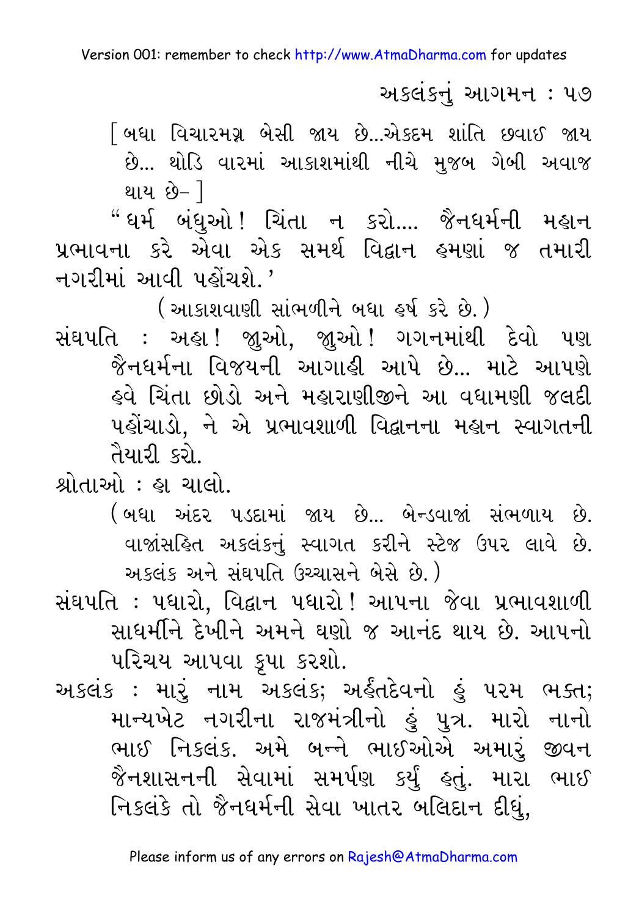[ બધા વિચારમગ્ન બેસી જાય છે...એકદમ શાંતિ છવાઈ જાય છે... થોડિ વારમાં આકાશમાંથી નીચે મુજબ ગેબી અવાજ થાય છે– ]

"ધર્મ બંધુઓ! ચિંતા ન કરો.... જૈનધર્મની મહાન પ્રભાવના કરે એવા એક સમર્થ વિદ્વાન હમણાં જ તમારી નગરીમાં આવી પહોંચશે.'

(આકાશવાણી સાંભળીને બધા હર્ષ કરે છે.)

સંઘપતિ : અહા! જુઓ, જુઓ! ગગનમાંથી દેવો પણ જૈનધર્મના વિજયની આગાહી આપે છે... માટે આપણે હવે ચિંતા છોડો અને મહારાણીજીને આ વધામણી જલદી પહોંચાડો, ને એ પ્રભાવશાળી વિદ્વાનના મહાન સ્વાગતની તૈયારી કરો.

શ્રોતાઓ : હા ચાલો.

(બધા અંદર પડદામાં જાય છે... બેન્ડવાજાં સંભળાય છે. વાજાંસહિત અકલંકનું સ્વાગત કરીને સ્ટેજ ઉપર લાવે છે. અકલંક અને સંઘપતિ ઉચ્ચાસને બેસે છે.)

સંઘપતિ : પધારો, વિદ્વાન પધારો! આપના જેવા પ્રભાવશાળી સાધર્મીને દેખીને અમને ઘણો જ આનંદ થાય છે. આપનો પરિચય આપવા કૃપા કરશો.

અકલંક : મારું નામ અકલંક; અર્હંતદેવનો હું પરમ ભક્ત; માન્યખેટ નગરીના રાજમંત્રીનો હું પુત્ર. મારો નાનો ભાઈ નિકલંક. અમે બન્ને ભાઈઓએ અમારું જીવન જૈનશાસનની સેવામાં સમર્પણ કર્યું હતું. મારા ભાઈ નિકલંકે તો જૈનધર્મની સેવા ખાતર બલિદાન દીધું,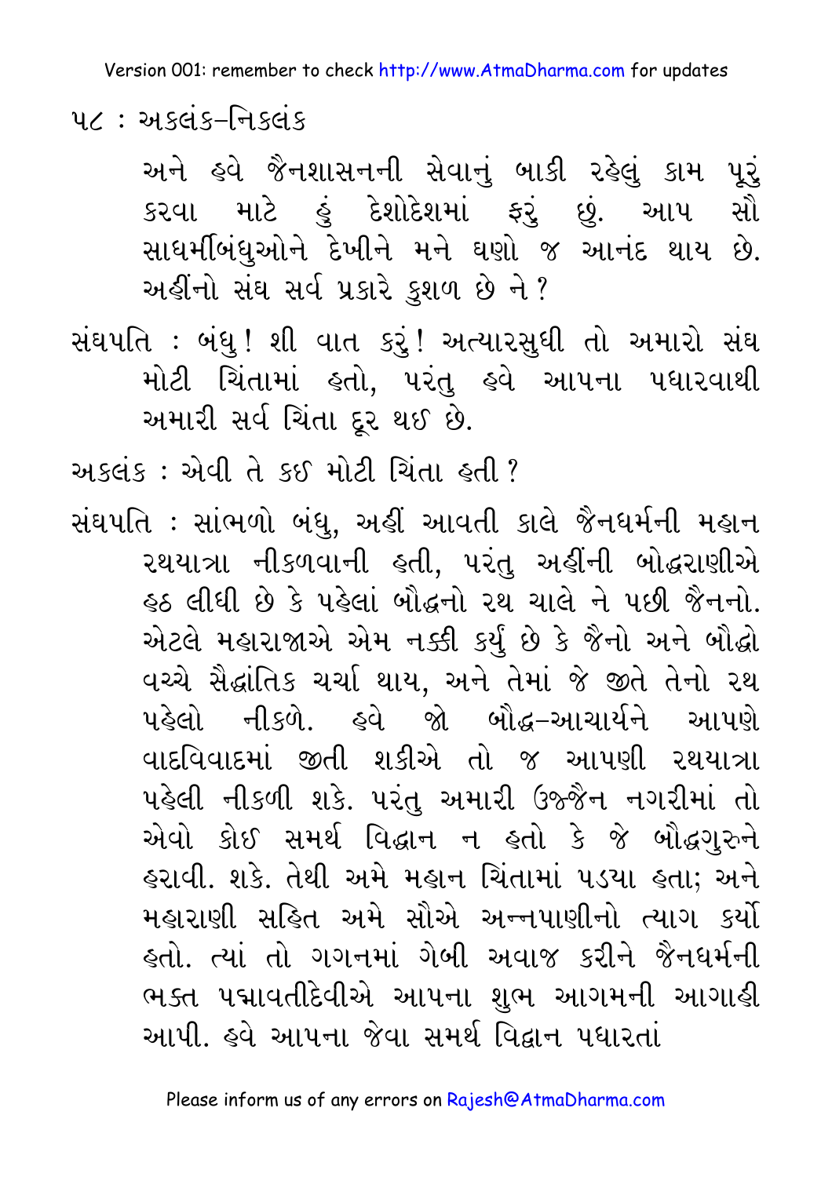અને હવે જૈનશાસનની સેવાનું બાકી રહેલું કામ પૂરું કરવા માટે હું દેશોદેશમાં ફરું છું. આપ સૌ સાધર્મીબંધુઓને દેખીને મને ઘણો જ આનંદ થાય છે. અહીંનો સંઘ સર્વ પ્રકારે કુશળ છે ને?

સંઘપતિ : બંધુ! શી વાત કરું! અત્યારસુધી તો અમારો સંઘ મોટી ચિંતામાં હતો, પરંતુ હવે આપના પધારવાથી અમારી સર્વ ચિંતા દૂર થઈ છે.

અકલંક : એવી તે કઈ મોટી ચિંતા હતી?

સંઘપતિ : સાંભળો બંધુ, અહીં આવતી કાલે જૈનધર્મની મહાન રથયાત્રા નીકળવાની હતી, પરંતુ અહીંની બૌદ્ધરાણીએ હઠ લીધી છે કે પહેલાં બૌદ્ધનો રથ ચાલે ને પછી જૈનનો. એટલે મહારાજાએ એમ નક્કી કર્યું છે કે જૈનો અને બૌદ્ધો વચ્ચે સૈદ્ધાંતિક ચર્ચા થાય, અને તેમાં જે જીતે તેનો રથ પહેલો નીકળે. હવે જો બૌદ્ધ-આચાર્યને આપણે વાદવિવાદમાં જીતી શકીએ તો જ આપણી રથયાત્રા પહેલી નીકળી શકે. પરંતુ અમારી ઉજ્જૈન નગરીમાં તો એવો કોઈ સમર્થ વિદ્વાન ન હતો કે જે બૌદ્ધગુરુને હરાવી. શકે. તેથી અમે મહાન ચિંતામાં પડયા હતા; અને મહારાણી સહિત અમે સૌએ અન્નપાણીનો ત્યાગ કર્યો હતો. ત્યાં તો ગગનમાં ગેબી અવાજ કરીને જૈનધર્મની ભક્ત પદ્માવતીદેવીએ આપના શુભ આગમની આગાહી આપી. હવે આપના જેવા સમર્થ વિદ્વાન પધારતાં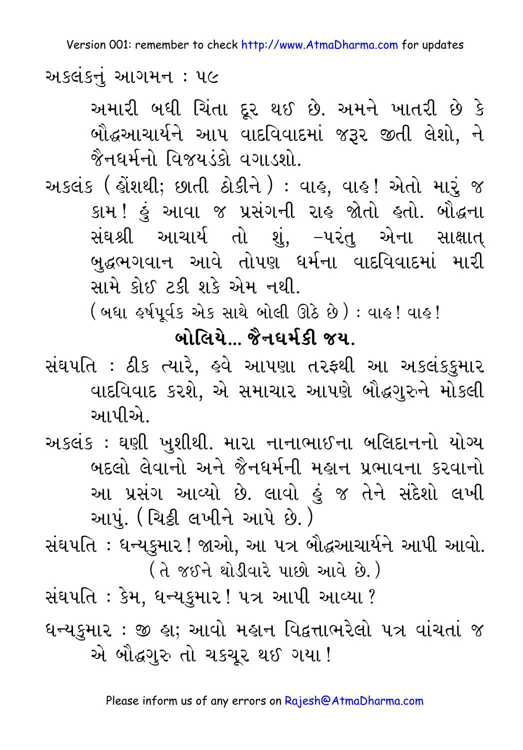અમારી બધી ચિંતા દૂર થઈ છે. અમને ખાતરી છે કે બૌદ્ધઆચાર્યને આપ વાદવિવાદમાં જરૂર જીતી લેશો, ને જૈનધર્મનો વિજયડંકો વગાડશો.

અકલંક (હોંશથી; છાતી ઠોકીને) : વાહ, વાહ! એતો મારું જ કામ! હું આવા જ પ્રસંગની રાહ જોતો હતો. બૌદ્ધના સંઘશ્રી આચાર્ય તો શું, –પરંતુ એના સાક્ષાત્ બુદ્ધભગવાન આવે તોપણ ધર્મના વાદવિવાદમાં મારી સામે કોઈ ટકી શકે એમ નથી.

(બધા હર્ષપૂર્વક એક સાથે બોલી ઊઠે છે) : વાહ! વાહ!

**બોલિયે... જૈનધર્મકી જય.**

સંઘપતિ : ઠીક ત્યારે, હવે આપણા તરફથી આ અકલંકકુમાર વાદવિવાદ કરશે, એ સમાચાર આપણે બૌદ્ધગુરુને મોકલી આપીએ.

અકલંક : ઘણી ખુશીથી. મારા નાનાભાઈના બલિદાનનો યોગ્ય બદલો લેવાનો અને જૈનધર્મની મહાન પ્રભાવના કરવાનો આ પ્રસંગ આવ્યો છે. લાવો હું જ તેને સંદેશો લખી આપું. (ચિઠ્ઠી લખીને આપે છે.)

સંઘપતિ : ધન્યકુમાર! જાઓ, આ પત્ર બૌદ્ધઆચાર્યને આપી આવો.

(તે જઈને થોડીવારે પાછો આવે છે.)

સંઘપતિ : કેમ, ધન્યકુમાર! પત્ર આપી આવ્યા?

ધન્યકુમાર : જી હા; આવો મહાન વિદ્વત્તાભરેલો પત્ર વાંચતાં જ એ બૌદ્ધગુરુ તો ચકચૂર થઈ ગયા!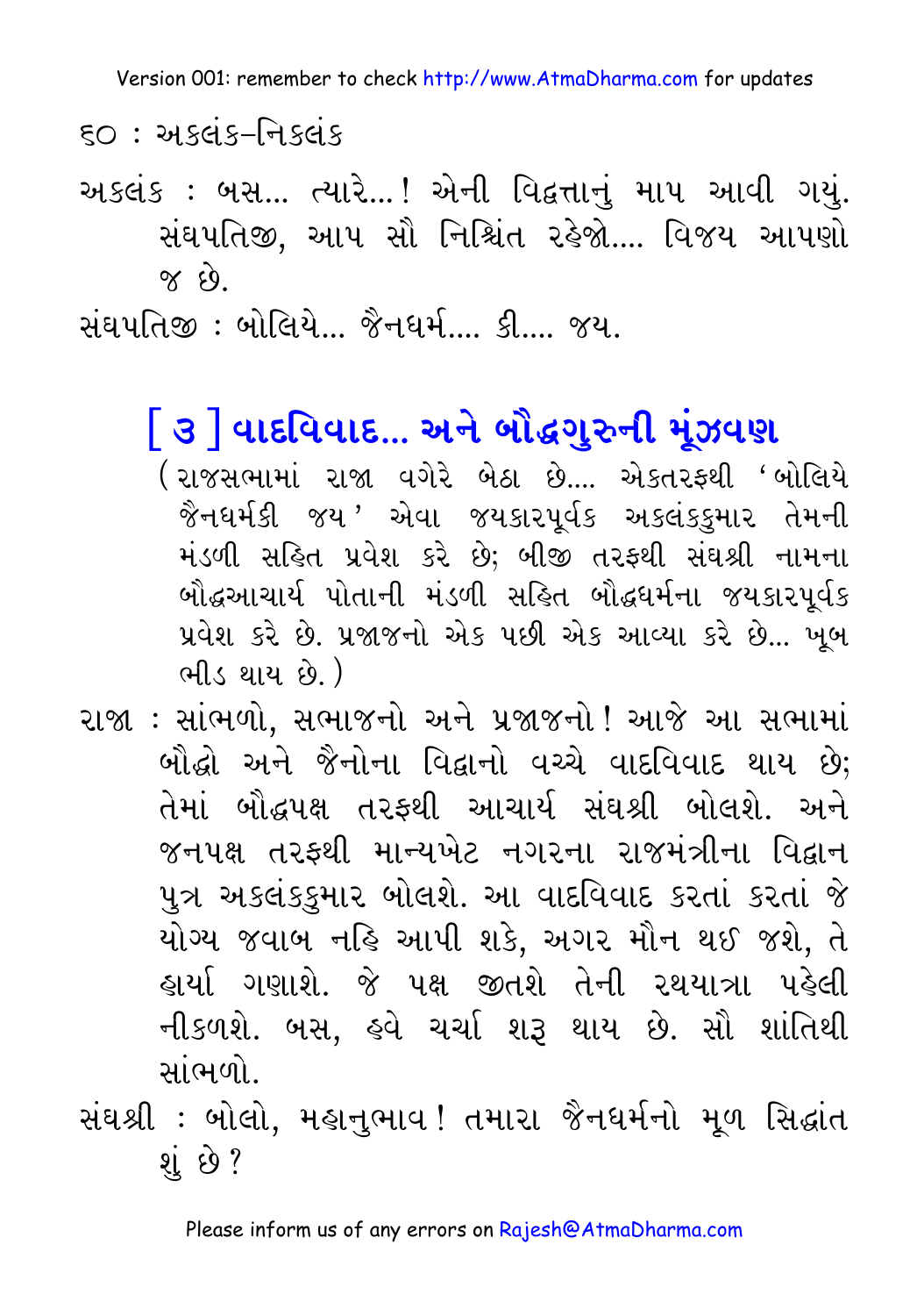અકલંક : બસ... ત્યારે...! એની વિદ્વત્તાનું માપ આવી ગયું. સંઘપતિજી, આપ સૌ નિશ્ચિંત રહેજો.... વિજય આપણો જ છે.

સંઘપતિજી : બોલિયે... જૈનધર્મ.... કી.... જય.

## [ ૩ ] વાદવિવાદ... અને બૌદ્ધગુરુની મૂંઝવણ

(રાજસભામાં રાજા વગેરે બેઠા છે.... એકતરફથી 'બોલિયે જૈનધર્મકી જય' એવા જયકારપૂર્વક અકલંકકુમાર તેમની મંડળી સહિત પ્રવેશ કરે છે; બીજી તરફથી સંઘશ્રી નામના બૌદ્ધઆચાર્ય પોતાની મંડળી સહિત બૌદ્ધધર્મના જયકારપૂર્વક પ્રવેશ કરે છે. પ્રજાજનો એક પછી એક આવ્યા કરે છે... ખૂબ ભીડ થાય છે.)

રાજા : સાંભળો, સભાજનો અને પ્રજાજનો! આજે આ સભામાં બૌદ્ધો અને જૈનોના વિદ્વાનો વચ્ચે વાદવિવાદ થાય છે; તેમાં બૌદ્ધપક્ષ તરફથી આચાર્ય સંઘશ્રી બોલશે. અને જનપક્ષ તરફથી માન્યખેટ નગરના રાજમંત્રીના વિદ્વાન પુત્ર અકલંકકુમાર બોલશે. આ વાદવિવાદ કરતાં કરતાં જે યોગ્ય જવાબ નહિ આપી શકે, અગર મૌન થઈ જશે, તે હાર્યા ગણાશે. જે પક્ષ જીતશે તેની રથયાત્રા પહેલી નીકળશે. બસ, હવે ચર્ચા શરૂ થાય છે. સૌ શાંતિથી સાંભળો.

સંઘશ્રી : બોલો, મહાનુભાવ! તમારા જૈનધર્મનો મૂળ સિદ્ધાંત શું છે?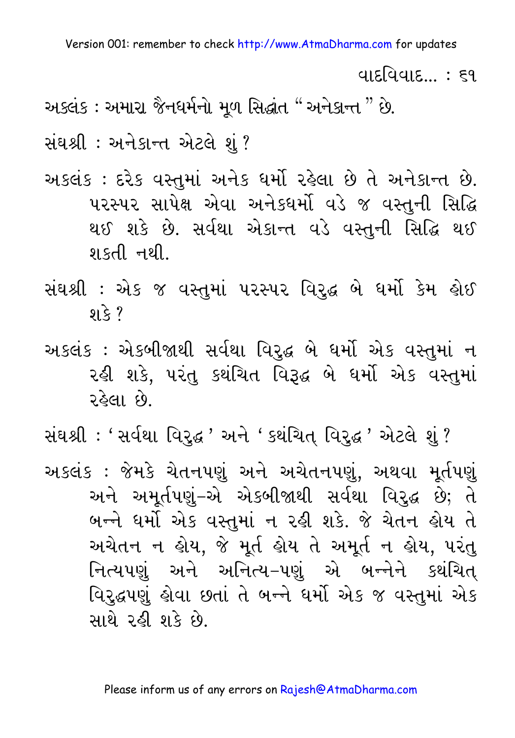અકલંક : અમારા જૈનધર્મનો મૂળ સિદ્ધાંત "અનેકાન્ત" છે.

સંઘશ્રી : અનેકાન્ત એટલે શું?

અકલંક : દરેક વસ્તુમાં અનેક ધર્મો રહેલા છે તે અનેકાન્ત છે. પરસ્પર સાપેક્ષ એવા અનેકધર્મો વડે જ વસ્તુની સિદ્ધિ થઈ શકે છે. સર્વથા એકાન્ત વડે વસ્તુની સિદ્ધિ થઈ શકતી નથી.

સંઘશ્રી : એક જ વસ્તુમાં પરસ્પર વિરુદ્ધ બે ધર્મો કેમ હોઈ શકે?

અકલંક : એકબીજાથી સર્વથા વિરુદ્ધ બે ધર્મો એક વસ્તુમાં ન રહી શકે, પરંતુ કથંચિત વિરૂદ્ધ બે ધર્મો એક વસ્તુમાં રહેલા છે.

સંઘશ્રી : 'સર્વથા વિરુદ્ધ' અને 'કથંચિત્ વિરુદ્ધ' એટલે શું?

અકલંક : જેમકે ચેતનપણું અને અચેતનપણું, અથવા મૂર્તપણું અને અમૂર્તપણું-એ એકબીજાથી સર્વથા વિરુદ્ધ છે; તે બન્ને ધર્મો એક વસ્તુમાં ન રહી શકે. જે ચેતન હોય તે અચેતન ન હોય, જે મૂર્ત હોય તે અમૂર્ત ન હોય, પરંતુ નિત્યપણું અને અનિત્ય-પણું એ બન્નેને કથંચિત્ વિરુદ્ધપણું હોવા છતાં તે બન્ને ધર્મો એક જ વસ્તુમાં એક સાથે રહી શકે છે.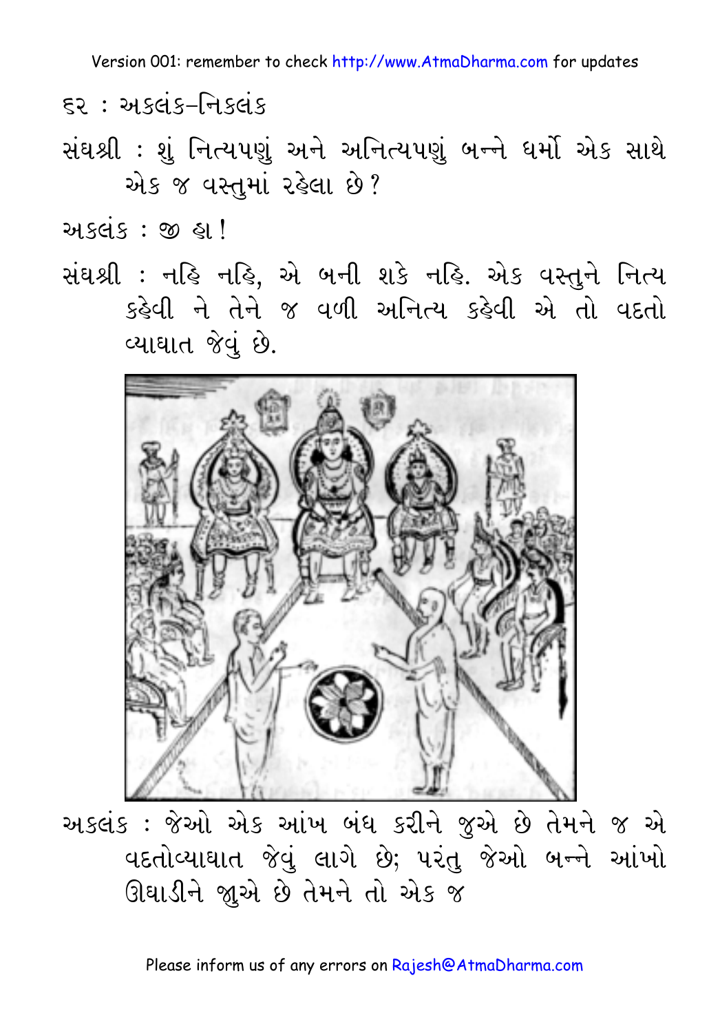સંઘશ્રી : શું નિત્યપણું અને અનિત્યપણું બન્ને ધર્મો એક સાથે એક જ વસ્તુમાં રહેલા છે?

અકલંક : જી હા!

સંઘશ્રી : નહિ નહિ, એ બની શકે નહિ. એક વસ્તુને નિત્ય કહેવી ને તેને જ વળી અનિત્ય કહેવી એ તો વદતો વ્યાઘાત જેવું છે.

અકલંક : જેઓ એક આંખ બંધ કરીને જુએ છે તેમને જ એ વદતોવ્યાઘાત જેવું લાગે છે; પરંતુ જેઓ બન્ને આંખો ઊઘાડીને જુએ છે તેમને તો એક જ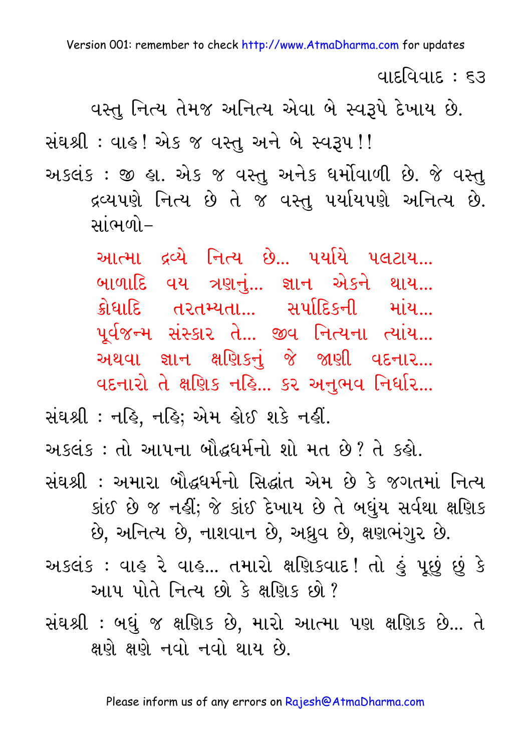વસ્તુ નિત્ય તેમજ અનિત્ય એવા બે સ્વરૂપે દેખાય છે.

સંઘશ્રી : વાહ! એક જ વસ્તુ અને બે સ્વરૂપ!!

અકલંક : જી હા. એક જ વસ્તુ અનેક ધર્મોવાળી છે. જે વસ્તુ દ્રવ્યપણે નિત્ય છે તે જ વસ્તુ પર્યાયપણે અનિત્ય છે. સાંભળો–

> આત્મા દ્રવ્યે નિત્ય છે... પર્યાયે પલટાય...
> બાળાદિ વય ત્રણનું... જ્ઞાન એકને થાય...
> ક્રોધાદિ તરતમ્યતા... સર્પાદિકની માંય...
> પૂર્વજન્મ સંસ્કાર તે... જીવ નિત્યના ત્યાંય...
> અથવા જ્ઞાન ક્ષણિકનું જે જાણી વદનાર...
> વદનારો તે ક્ષણિક નહિ... કર અનુભવ નિર્ધાર...

સંઘશ્રી : નહિ, નહિ; એમ હોઈ શકે નહીં.

અકલંક : તો આપના બૌદ્ધધર્મનો શો મત છે? તે કહો.

સંઘશ્રી : અમારા બૌદ્ધધર્મનો સિદ્ધાંત એમ છે કે જગતમાં નિત્ય કાંઈ છે જ નહીં; જે કાંઈ દેખાય છે તે બધુંય સર્વથા ક્ષણિક છે, અનિત્ય છે, નાશવાન છે, અધ્રુવ છે, ક્ષણભંગુર છે.

અકલંક : વાહ રે વાહ... તમારો ક્ષણિકવાદ! તો હું પૂછું છું કે આપ પોતે નિત્ય છો કે ક્ષણિક છો?

સંઘશ્રી : બધું જ ક્ષણિક છે, મારો આત્મા પણ ક્ષણિક છે... તે ક્ષણે ક્ષણે નવો નવો થાય છે.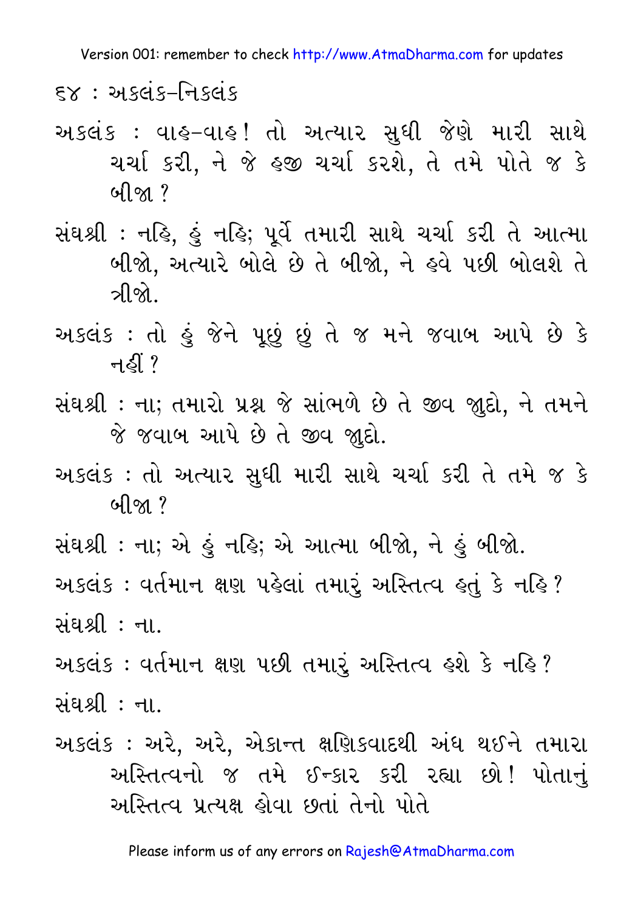અકલંક : વાહ-વાહ! તો અત્યાર સુધી જેણે મારી સાથે ચર્ચા કરી, ને જે હજી ચર્ચા કરશે, તે તમે પોતે જ કે બીજા ?

સંઘશ્રી : નહિ, હું નહિ; પૂર્વે તમારી સાથે ચર્ચા કરી તે આત્મા બીજો, અત્યારે બોલે છે તે બીજો, ને હવે પછી બોલશે તે ત્રીજો.

અકલંક : તો હું જેને પૂછું છું તે જ મને જવાબ આપે છે કે નહીં ?

સંઘશ્રી : ના; તમારો પ્રશ્ન જે સાંભળે છે તે જીવ જુદો, ને તમને જે જવાબ આપે છે તે જીવ જુદો.

અકલંક : તો અત્યાર સુધી મારી સાથે ચર્ચા કરી તે તમે જ કે બીજા ?

સંઘશ્રી : ના; એ હું નહિ; એ આત્મા બીજો, ને હું બીજો.

અકલંક : વર્તમાન ક્ષણ પહેલાં તમારું અસ્તિત્વ હતું કે નહિ ?

સંઘશ્રી : ના.

અકલંક : વર્તમાન ક્ષણ પછી તમારું અસ્તિત્વ હશે કે નહિ ?

સંઘશ્રી : ના.

અકલંક : અરે, અરે, એકાન્ત ક્ષણિકવાદથી અંધ થઈને તમારા અસ્તિત્વનો જ તમે ઈન્કાર કરી રહ્યા છો! પોતાનું અસ્તિત્વ પ્રત્યક્ષ હોવા છતાં તેનો પોતે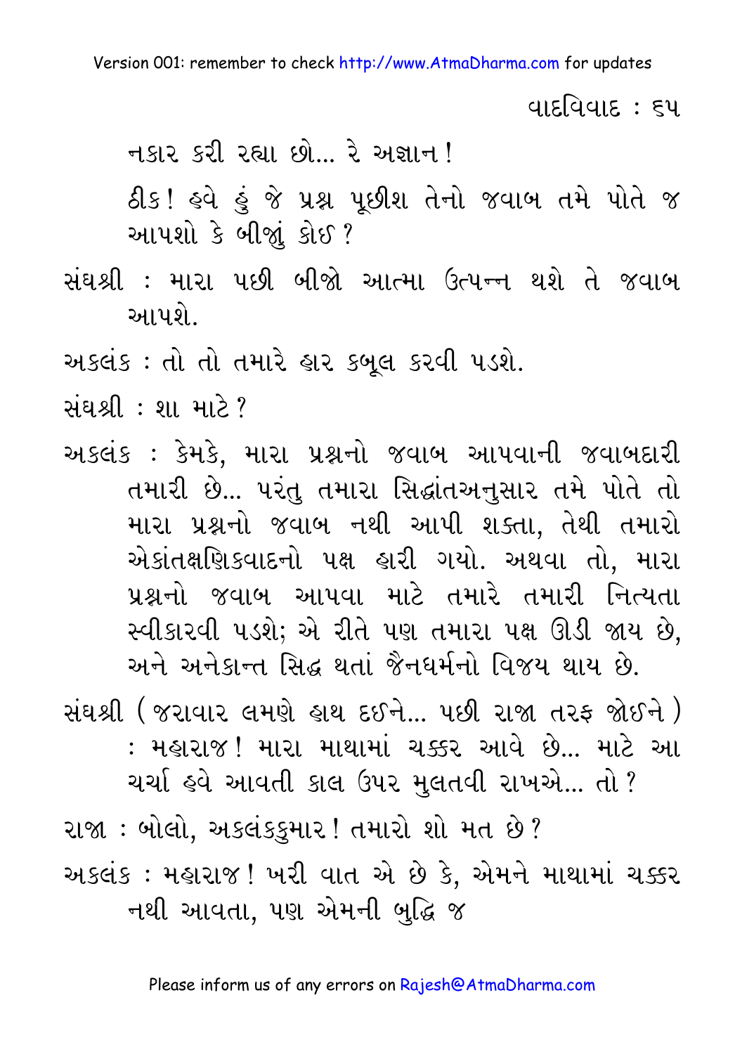નકાર કરી રહ્યા છો... રે અજ્ઞાન!

ઠીક! હવે હું જે પ્રશ્ન પૂછીશ તેનો જવાબ તમે પોતે જ આપશો કે બીજાું કોઈ?

સંઘશ્રી : મારા પછી બીજો આત્મા ઉત્પન્ન થશે તે જવાબ આપશે.

અકલંક : તો તો તમારે હાર કબૂલ કરવી પડશે.

સંઘશ્રી : શા માટે?

અકલંક : કેમકે, મારા પ્રશ્નનો જવાબ આપવાની જવાબદારી તમારી છે... પરંતુ તમારા સિદ્ધાંતઅનુસાર તમે પોતે તો મારા પ્રશ્નનો જવાબ નથી આપી શક્તા, તેથી તમારો એકાંતક્ષણિકવાદનો પક્ષ હારી ગયો. અથવા તો, મારા પ્રશ્નનો જવાબ આપવા માટે તમારે તમારી નિત્યતા સ્વીકારવી પડશે; એ રીતે પણ તમારા પક્ષ ઊડી જાય છે, અને અનેકાન્ત સિદ્ધ થતાં જૈનધર્મનો વિજય થાય છે.

સંઘશ્રી (જરાવાર લમણે હાથ દઈને... પછી રાજા તરફ જોઈને) : મહારાજ! મારા માથામાં ચક્કર આવે છે... માટે આ ચર્ચા હવે આવતી કાલ ઉપર મુલતવી રાખએ... તો?

રાજા : બોલો, અકલંકકુમાર! તમારો શો મત છે?

અકલંક : મહારાજ! ખરી વાત એ છે કે, એમને માથામાં ચક્કર નથી આવતા, પણ એમની બુદ્ધિ જ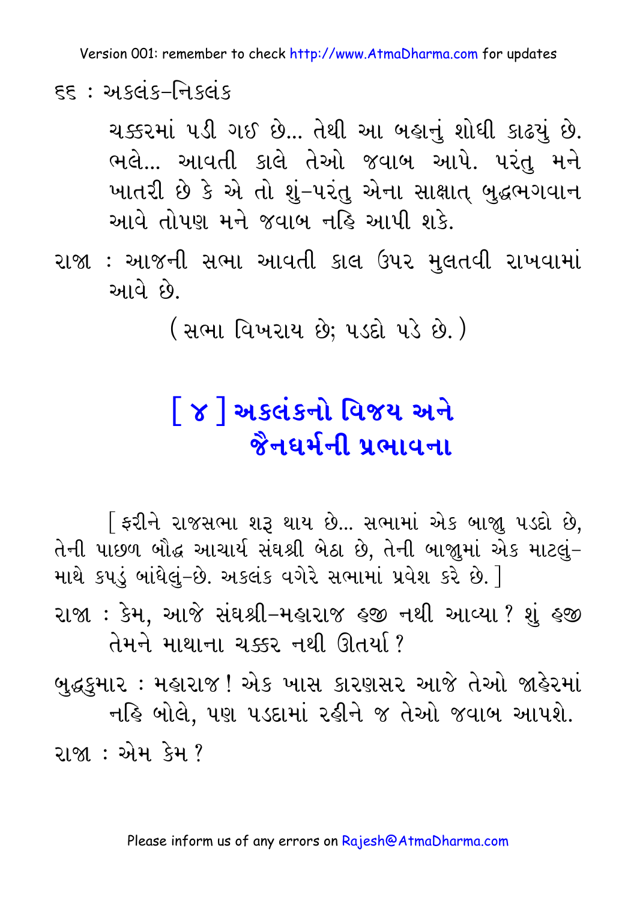ચક્કરમાં પડી ગઈ છે... તેથી આ બહાનું શોધી કાઢ્યું છે. ભલે... આવતી કાલે તેઓ જવાબ આપે. પરંતુ મને ખાતરી છે કે એ તો શું–પરંતુ એના સાક્ષાત્ બુદ્ધભગવાન આવે તોપણ મને જવાબ નહિ આપી શકે.

રાજા : આજની સભા આવતી કાલ ઉપર મુલતવી રાખવામાં આવે છે.

(સભા વિખરાય છે; પડદો પડે છે.)

## [ ૪ ] અકલંકનો વિજય અને જૈનધર્મની પ્રભાવના

[ ફરીને રાજસભા શરૂ થાય છે... સભામાં એક બાજુ પડદો છે, તેની પાછળ બૌદ્ધ આચાર્ય સંઘશ્રી બેઠા છે, તેની બાજુમાં એક માટલું–માથે કપડું બાંધેલું–છે. અકલંક વગેરે સભામાં પ્રવેશ કરે છે. ]

રાજા : કેમ, આજે સંઘશ્રી–મહારાજ હજી નથી આવ્યા? શું હજી તેમને માથાના ચક્કર નથી ઊતર્યા?

બુદ્ધકુમાર : મહારાજ! એક ખાસ કારણસર આજે તેઓ જાહેરમાં નહિ બોલે, પણ પડદામાં રહીને જ તેઓ જવાબ આપશે.

રાજા : એમ કેમ?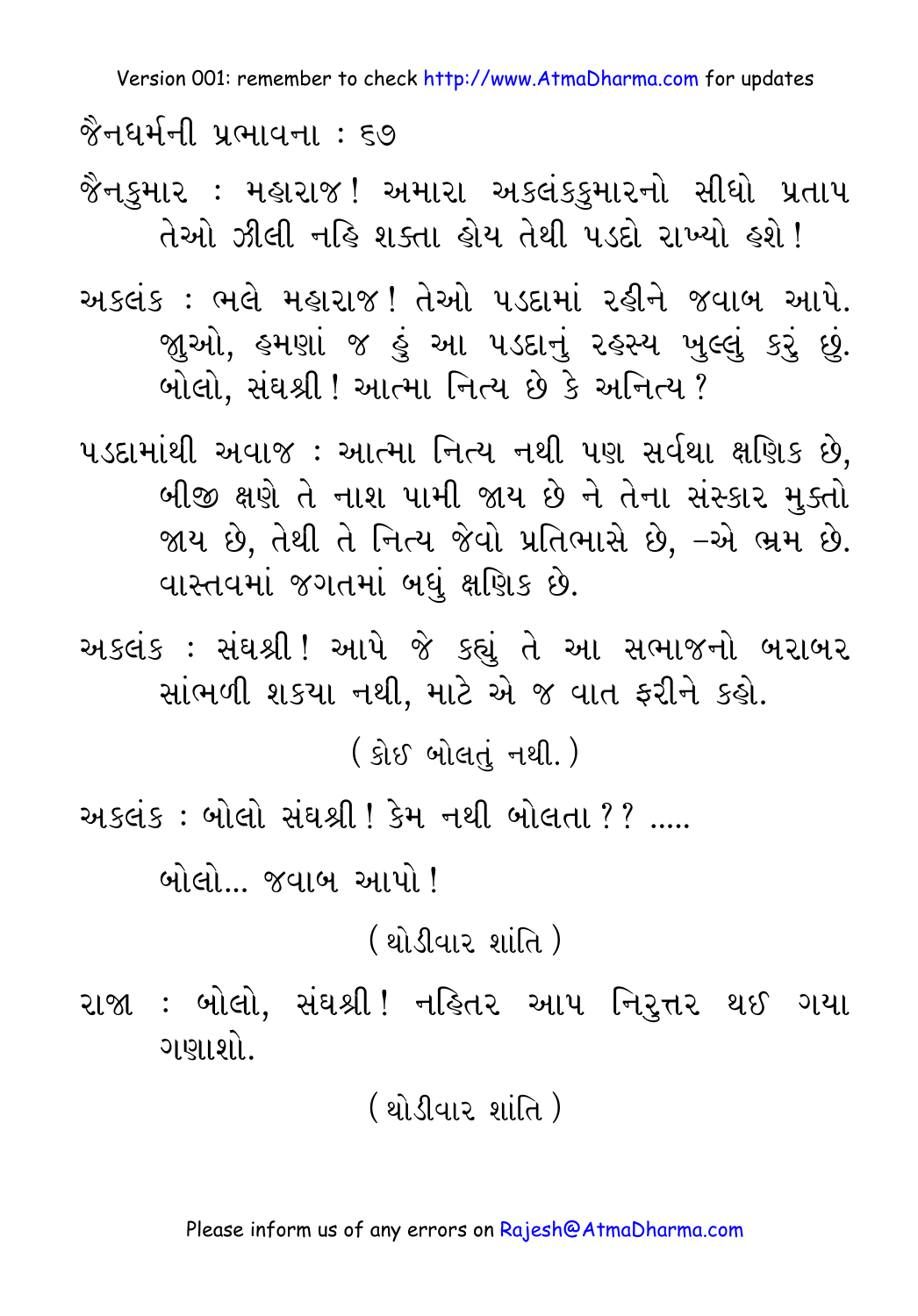જૈનકુમાર : મહારાજ! અમારા અકલંકકુમારનો સીધો પ્રતાપ તેઓ ઝીલી નહિ શક્તા હોય તેથી પડદો રાખ્યો હશે!

અકલંક : ભલે મહારાજ! તેઓ પડદામાં રહીને જવાબ આપે. જુઓ, હમણાં જ હું આ પડદાનું રહસ્ય ખુલ્લું કરું છું. બોલો, સંઘશ્રી! આત્મા નિત્ય છે કે અનિત્ય?

પડદામાંથી અવાજ : આત્મા નિત્ય નથી પણ સર્વથા ક્ષણિક છે, બીજી ક્ષણે તે નાશ પામી જાય છે ને તેના સંસ્કાર મુક્તો જાય છે, તેથી તે નિત્ય જેવો પ્રતિભાસે છે, –એ ભ્રમ છે. વાસ્તવમાં જગતમાં બધું ક્ષણિક છે.

અકલંક : સંઘશ્રી! આપે જે કહ્યું તે આ સભાજનો બરાબર સાંભળી શકયા નથી, માટે એ જ વાત ફરીને કહો.

(કોઈ બોલતું નથી.)

અકલંક : બોલો સંઘશ્રી! કેમ નથી બોલતા?? .....

બોલો... જવાબ આપો!

(થોડીવાર શાંતિ)

રાજા : બોલો, સંઘશ્રી! નહિતર આપ નિરુત્તર થઈ ગયા ગણાશો.

(થોડીવાર શાંતિ)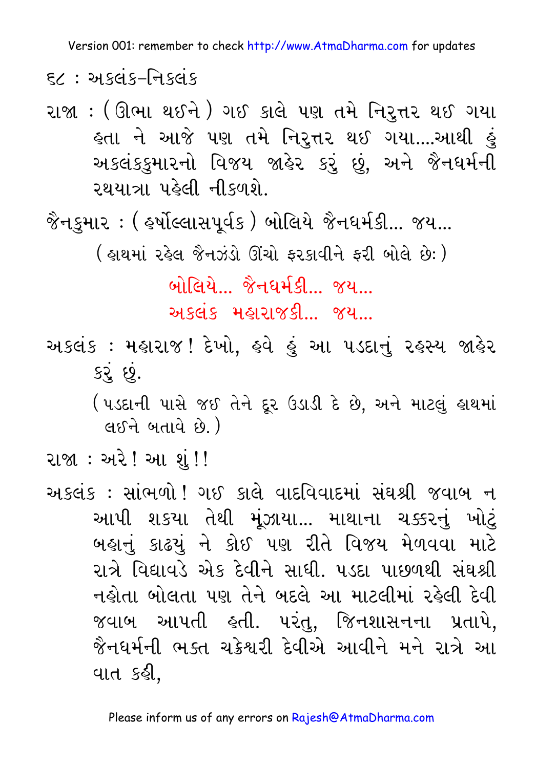રાજા : (ઊભા થઈને) ગઈ કાલે પણ તમે નિરુત્તર થઈ ગયા હતા ને આજે પણ તમે નિરુત્તર થઈ ગયા....આથી હું અકલંકકુમારનો વિજય જાહેર કરું છું, અને જૈનધર્મની રથયાત્રા પહેલી નીકળશે.

જૈનકુમાર : (હર્ષોલ્લાસપૂર્વક) બોલિયે જૈનધર્મકી... જય...

(હાથમાં રહેલ જૈનઝંડો ઊંચો ફરકાવીને ફરી બોલે છેઃ)

બોલિયે... જૈનધર્મકી... જય...
અકલંક મહારાજકી... જય...

અકલંક : મહારાજ! દેખો, હવે હું આ પડદાનું રહસ્ય જાહેર કરું છું.

(પડદાની પાસે જઈ તેને દૂર ઉડાડી દે છે, અને માટલું હાથમાં લઈને બતાવે છે.)

રાજા : અરે! આ શું!!

અકલંક : સાંભળો! ગઈ કાલે વાદવિવાદમાં સંઘશ્રી જવાબ ન આપી શકયા તેથી મૂંઝાયા... માથાના ચક્કરનું ખોટું બહાનું કાઢ્યું ને કોઈ પણ રીતે વિજય મેળવવા માટે રાત્રે વિદ્યાવડે એક દેવીને સાધી. પડદા પાછળથી સંઘશ્રી નહોતા બોલતા પણ તેને બદલે આ માટલીમાં રહેલી દેવી જવાબ આપતી હતી. પરંતુ, જિનશાસનના પ્રતાપે, જૈનધર્મની ભક્ત ચક્રેશ્વરી દેવીએ આવીને મને રાત્રે આ વાત કહી,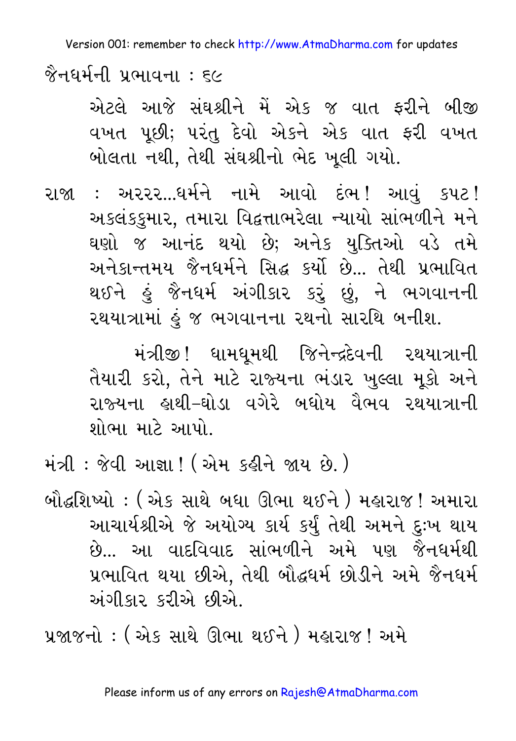એટલે આજે સંઘશ્રીને મેં એક જ વાત ફરીને બીજી વખત પૂછી; પરંતુ દેવો એકને એક વાત ફરી વખત બોલતા નથી, તેથી સંઘશ્રીનો ભેદ ખૂલી ગયો.

રાજા : અરરર...ધર્મને નામે આવો દંભ! આવું કપટ! અકલંકકુમાર, તમારા વિદ્વત્તાભરેલા ન્યાયો સાંભળીને મને ઘણો જ આનંદ થયો છે; અનેક યુક્તિઓ વડે તમે અનેકાન્તમય જૈનધર્મને સિદ્ધ કર્યો છે... તેથી પ્રભાવિત થઈને હું જૈનધર્મ અંગીકાર કરું છું, ને ભગવાનની રથયાત્રામાં હું જ ભગવાનના રથનો સારથિ બનીશ.

મંત્રીજી! ધામધૂમથી જિનેન્દ્રદેવની રથયાત્રાની તૈયારી કરો, તેને માટે રાજ્યના ભંડાર ખુલ્લા મૂકો અને રાજ્યના હાથી-ઘોડા વગેરે બધોય વૈભવ રથયાત્રાની શોભા માટે આપો.

મંત્રી : જેવી આજ્ઞા! (એમ કહીને જાય છે.)

બૌદ્ધશિષ્યો : (એક સાથે બધા ઊભા થઈને) મહારાજ! અમારા આચાર્યશ્રીએ જે અયોગ્ય કાર્ય કર્યું તેથી અમને દુઃખ થાય છે... આ વાદવિવાદ સાંભળીને અમે પણ જૈનધર્મથી પ્રભાવિત થયા છીએ, તેથી બૌદ્ધધર્મ છોડીને અમે જૈનધર્મ અંગીકાર કરીએ છીએ.

પ્રજાજનો : (એક સાથે ઊભા થઈને) મહારાજ! અમે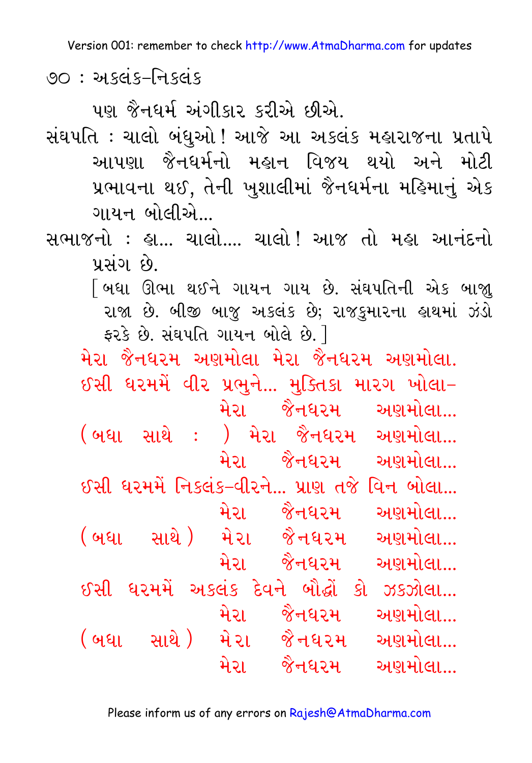પણ જૈનધર્મ અંગીકાર કરીએ છીએ.

સંઘપતિ : ચાલો બંધુઓ! આજે આ અકલંક મહારાજના પ્રતાપે આપણા જૈનધર્મનો મહાન વિજય થયો અને મોટી પ્રભાવના થઈ, તેની ખુશાલીમાં જૈનધર્મના મહિમાનું એક ગાયન બોલીએ...

સભાજનો : હા... ચાલો.... ચાલો! આજ તો મહા આનંદનો પ્રસંગ છે.

[ બધા ઊભા થઈને ગાયન ગાય છે. સંઘપતિની એક બાજુ રાજા છે. બીજી બાજુ અકલંક છે; રાજકુમારના હાથમાં ઝંડો ફરકે છે. સંઘપતિ ગાયન બોલે છે. ]

મેરા જૈનધરમ અણમોલા મેરા જૈનધરમ અણમોલા.
ઈસી ધરમમેં વીર પ્રભુને... મુક્તિકા મારગ ખોલા–
મેરા જૈનધરમ અણમોલા...
(બધા સાથે : ) મેરા જૈનધરમ અણમોલા...
મેરા જૈનધરમ અણમોલા...
ઈસી ધરમમેં નિકલંક–વીરને... પ્રાણ તજે વિન બોલા...
મેરા જૈનધરમ અણમોલા...
(બધા સાથે) મેરા જૈનધરમ અણમોલા...
મેરા જૈનધરમ અણમોલા...
ઈસી ધરમમેં અકલંક દેવને બૌદ્ધોં કો ઝકઝોલા...
મેરા જૈનધરમ અણમોલા...
(બધા સાથે) મેરા જૈનધરમ અણમોલા...
મેરા જૈનધરમ અણમોલા...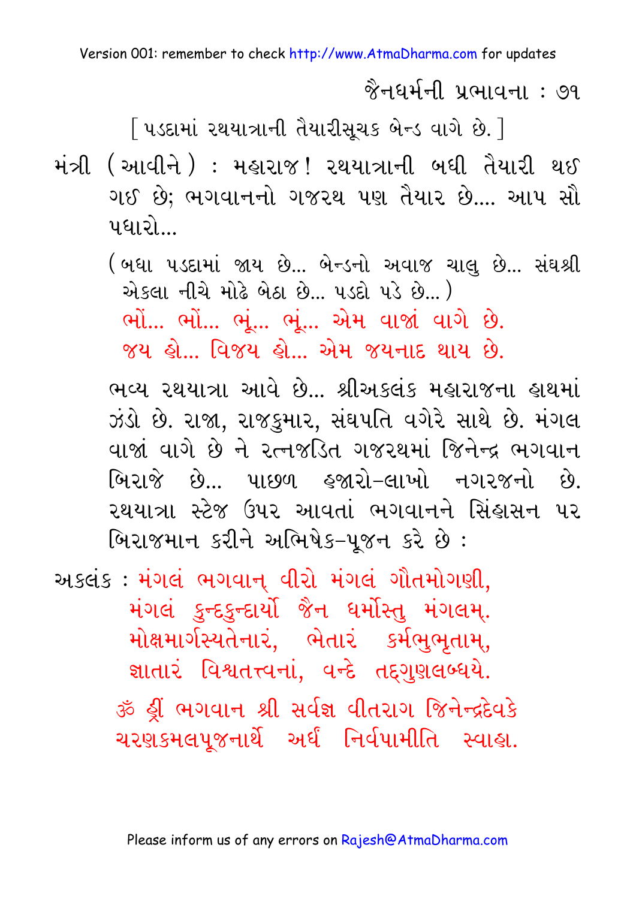[ પડદામાં રથયાત્રાની તૈયારીસૂચક બેન્ડ વાગે છે. ]

મંત્રી (આવીને) : મહારાજ! રથયાત્રાની બધી તૈયારી થઈ ગઈ છે; ભગવાનનો ગજરથ પણ તૈયાર છે.... આપ સૌ પધારો...

(બધા પડદામાં જાય છે... બેન્ડનો અવાજ ચાલુ છે... સંઘશ્રી એકલા નીચે મોઢે બેઠા છે... પડદો પડે છે...)

ભોં... ભોં... ભૂં... ભૂં... એમ વાજાં વાગે છે.
જય હો... વિજય હો... એમ જયનાદ થાય છે.

ભવ્ય રથયાત્રા આવે છે... શ્રીઅકલંક મહારાજના હાથમાં ઝંડો છે. રાજા, રાજકુમાર, સંઘપતિ વગેરે સાથે છે. મંગલ વાજાં વાગે છે ને રત્નજડિત ગજરથમાં જિનેન્દ્ર ભગવાન બિરાજે છે... પાછળ હજારો-લાખો નગરજનો છે. રથયાત્રા સ્ટેજ ઉપર આવતાં ભગવાનને સિંહાસન પર બિરાજમાન કરીને અભિષેક-પૂજન કરે છે :

અકલંક : મંગલં ભગવાન્ વીરો મંગલં ગૌતમોગણી,
મંગલં કુન્દકુન્દાર્યો જૈન ધર્મોસ્તુ મંગલમ્.
મોક્ષમાર્ગસ્યતેનારં, ભેતારં કર્મભુભૃતામ્,
જ્ઞાતારં વિશ્વતત્ત્વનાં, વન્દે તદ્ગુણલબ્ધયે.

ૐ હ્રીં ભગવાન શ્રી સર્વજ્ઞ વીતરાગ જિનેન્દ્રદેવકે ચરણકમલપૂજનાર્થે અર્ઘં નિર્વપામીતિ સ્વાહા.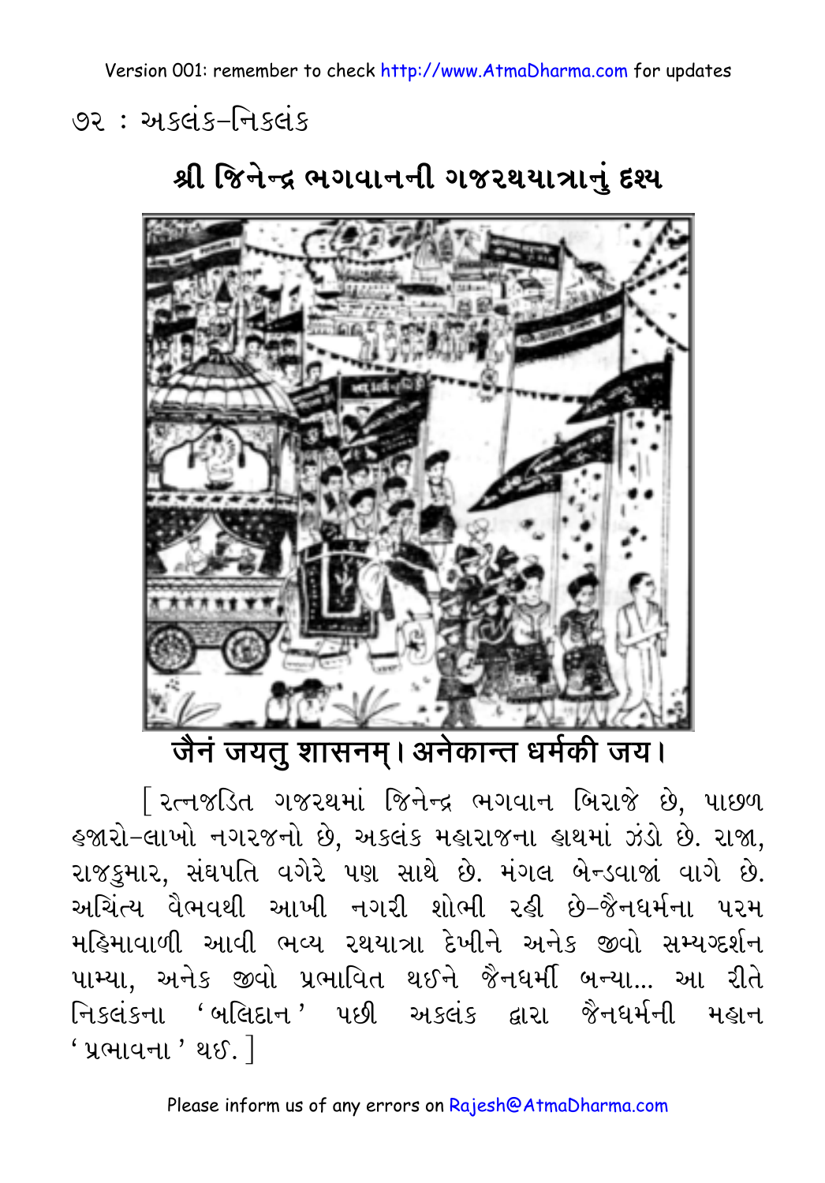## શ્રી જિનેન્દ્ર ભગવાનની ગજરથયાત્રાનું દૃશ્ય

**जैनं जयतु शासनम्। अनेकान्त धर्मकी जय।**

[ રત્નજડિત ગજરથમાં જિનેન્દ્ર ભગવાન બિરાજે છે, પાછળ હજારો–લાખો નગરજનો છે, અકલંક મહારાજના હાથમાં ઝંડો છે. રાજા, રાજકુમાર, સંઘપતિ વગેરે પણ સાથે છે. મંગલ બેન્ડવાજાં વાગે છે. અચિંત્ય વૈભવથી આખી નગરી શોભી રહી છે–જૈનધર્મના પરમ મહિમાવાળી આવી ભવ્ય રથયાત્રા દેખીને અનેક જીવો સમ્યગ્દર્શન પામ્યા, અનેક જીવો પ્રભાવિત થઈને જૈનધર્મી બન્યા... આ રીતે નિકલંકના 'બલિદાન' પછી અકલંક દ્વારા જૈનધર્મની મહાન 'પ્રભાવના' થઈ. ]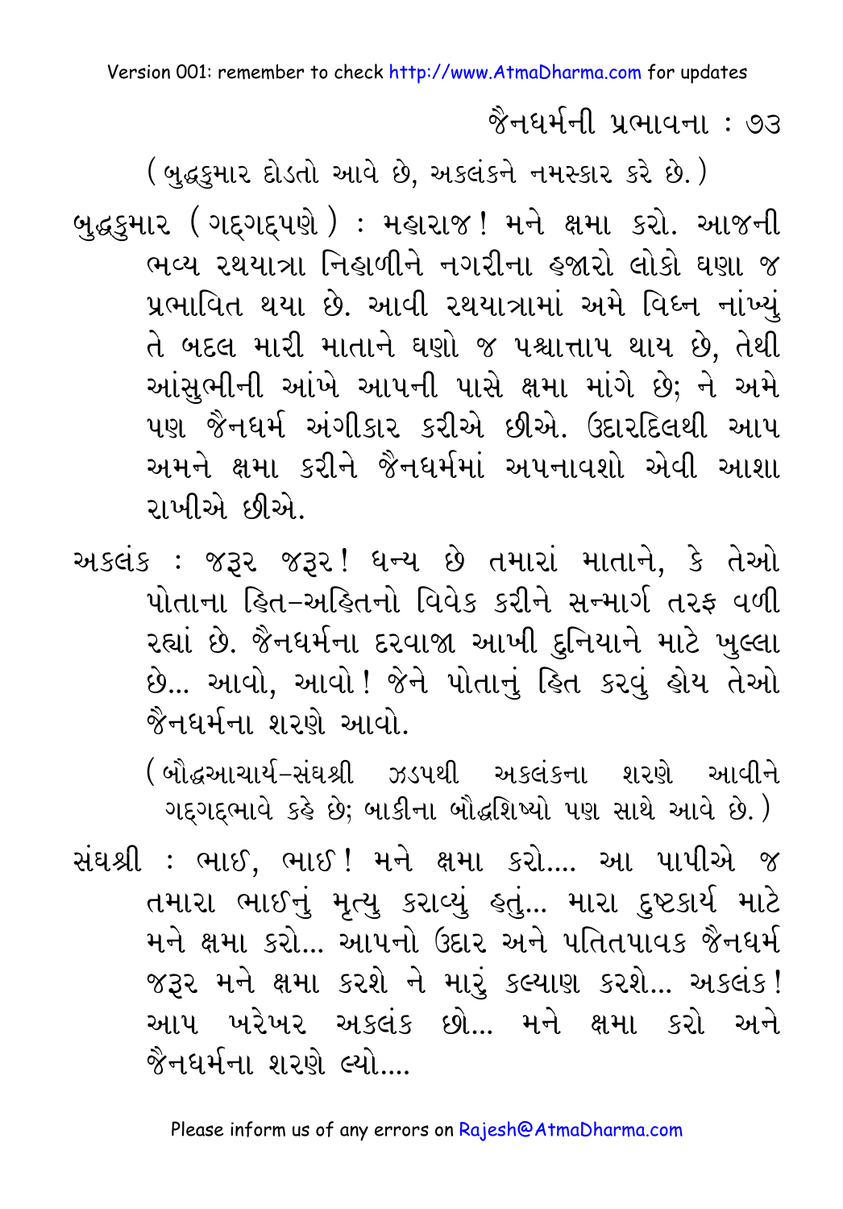(બુદ્ધકુમાર દોડતો આવે છે, અકલંકને નમસ્કાર કરે છે.)

બુદ્ધકુમાર (ગદ્‌ગદ્‌પણે) : મહારાજ! મને ક્ષમા કરો. આજની ભવ્ય રથયાત્રા નિહાળીને નગરીના હજારો લોકો ઘણા જ પ્રભાવિત થયા છે. આવી રથયાત્રામાં અમે વિઘ્ન નાંખ્યું તે બદલ મારી માતાને ઘણો જ પશ્ચાત્તાપ થાય છે, તેથી આંસુભીની આંખે આપની પાસે ક્ષમા માંગે છે; ને અમે પણ જૈનધર્મ અંગીકાર કરીએ છીએ. ઉદારદિલથી આપ અમને ક્ષમા કરીને જૈનધર્મમાં અપનાવશો એવી આશા રાખીએ છીએ.

અકલંક : જરૂર જરૂર! ધન્ય છે તમારાં માતાને, કે તેઓ પોતાના હિત-અહિતનો વિવેક કરીને સન્માર્ગ તરફ વળી રહ્યાં છે. જૈનધર્મના દરવાજા આખી દુનિયાને માટે ખુલ્લા છે... આવો, આવો! જેને પોતાનું હિત કરવું હોય તેઓ જૈનધર્મના શરણે આવો.

(બૌદ્ધઆચાર્ય-સંઘશ્રી ઝડપથી અકલંકના શરણે આવીને ગદ્‌ગદ્‌ભાવે કહે છે; બાકીના બૌદ્ધશિષ્યો પણ સાથે આવે છે.)

સંઘશ્રી : ભાઈ, ભાઈ! મને ક્ષમા કરો.... આ પાપીએ જ તમારા ભાઈનું મૃત્યુ કરાવ્યું હતું... મારા દુષ્ટકાર્ય માટે મને ક્ષમા કરો... આપનો ઉદાર અને પતિતપાવક જૈનધર્મ જરૂર મને ક્ષમા કરશે ને મારું કલ્યાણ કરશે... અકલંક! આપ ખરેખર અકલંક છો... મને ક્ષમા કરો અને જૈનધર્મના શરણે લ્યો....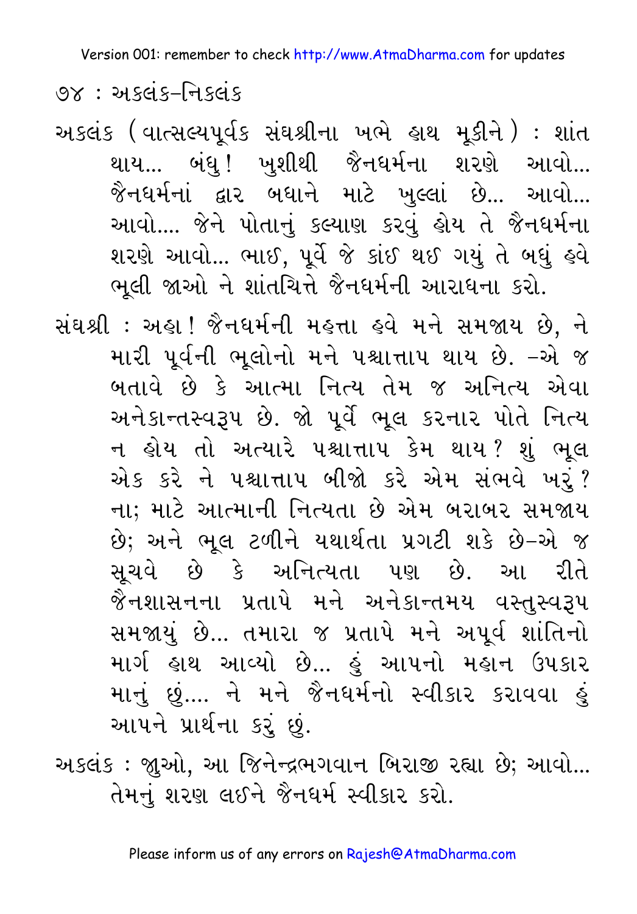અકલંક (વાત્સલ્યપૂર્વક સંઘશ્રીના ખભે હાથ મૂકીને) : શાંત થાય... બંધુ! ખુશીથી જૈનધર્મના શરણે આવો... જૈનધર્મનાં દ્વાર બધાને માટે ખુલ્લાં છે... આવો... આવો.... જેને પોતાનું કલ્યાણ કરવું હોય તે જૈનધર્મના શરણે આવો... ભાઈ, પૂર્વે જે કાંઈ થઈ ગયું તે બધું હવે ભૂલી જાઓ ને શાંતચિત્તે જૈનધર્મની આરાધના કરો.

સંઘશ્રી : અહા! જૈનધર્મની મહત્તા હવે મને સમજાય છે, ને મારી પૂર્વની ભૂલોનો મને પશ્ચાત્તાપ થાય છે. –એ જ બતાવે છે કે આત્મા નિત્ય તેમ જ અનિત્ય એવા અનેકાન્તસ્વરૂપ છે. જો પૂર્વે ભૂલ કરનાર પોતે નિત્ય ન હોય તો અત્યારે પશ્ચાત્તાપ કેમ થાય? શું ભૂલ એક કરે ને પશ્ચાત્તાપ બીજો કરે એમ સંભવે ખરું? ના; માટે આત્માની નિત્યતા છે એમ બરાબર સમજાય છે; અને ભૂલ ટળીને યથાર્થતા પ્રગટી શકે છે–એ જ સૂચવે છે કે અનિત્યતા પણ છે. આ રીતે જૈનશાસનના પ્રતાપે મને અનેકાન્તમય વસ્તુસ્વરૂપ સમજાયું છે... તમારા જ પ્રતાપે મને અપૂર્વ શાંતિનો માર્ગ હાથ આવ્યો છે... હું આપનો મહાન ઉપકાર માનું છું.... ને મને જૈનધર્મનો સ્વીકાર કરાવવા હું આપને પ્રાર્થના કરું છું.

અકલંક : જુઓ, આ જિનેન્દ્રભગવાન બિરાજી રહ્યા છે; આવો... તેમનું શરણ લઈને જૈનધર્મ સ્વીકાર કરો.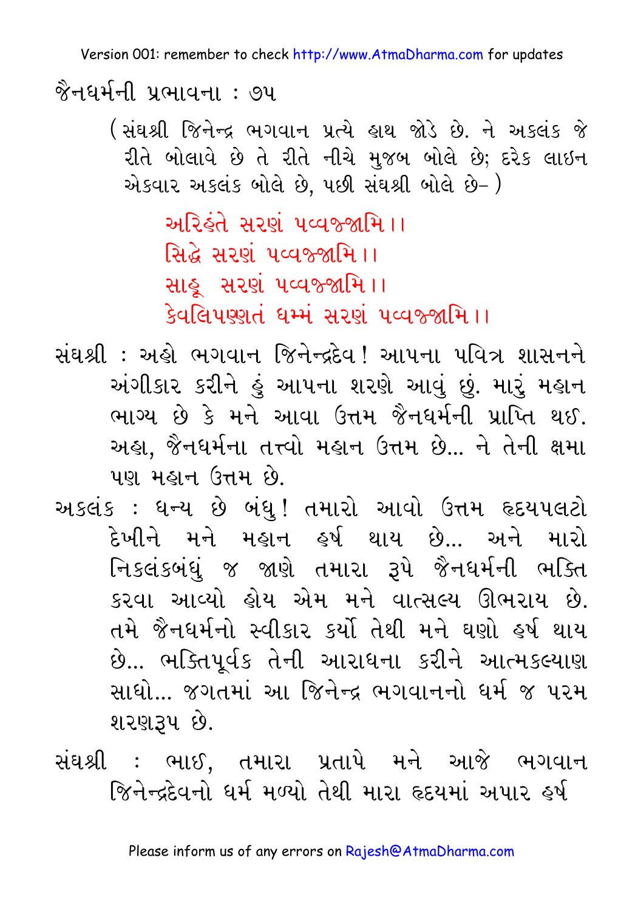(સંઘશ્રી જિનેન્દ્ર ભગવાન પ્રત્યે હાથ જોડે છે. ને અકલંક જે રીતે બોલાવે છે તે રીતે નીચે મુજબ બોલે છે; દરેક લાઇન એકવાર અકલંક બોલે છે, પછી સંઘશ્રી બોલે છે– )

> અરિહંતે સરણં પવ્વજ્જામિ।।
> સિદ્ધે સરણં પવ્વજ્જામિ।।
> સાહૂ સરણં પવ્વજ્જામિ।।
> કેવલિપણ્ણતં ધમ્મં સરણં પવ્વજ્જામિ।।

સંઘશ્રી : અહો ભગવાન જિનેન્દ્રદેવ! આપના પવિત્ર શાસનને અંગીકાર કરીને હું આપના શરણે આવું છું. મારું મહાન ભાગ્ય છે કે મને આવા ઉત્તમ જૈનધર્મની પ્રાપ્તિ થઈ. અહા, જૈનધર્મના તત્ત્વો મહાન ઉત્તમ છે... ને તેની ક્ષમા પણ મહાન ઉત્તમ છે.

અકલંક : ધન્ય છે બંધુ! તમારો આવો ઉત્તમ હૃદયપલટો દેખીને મને મહાન હર્ષ થાય છે... અને મારો નિકલંકબંધુ જ જાણે તમારા રૂપે જૈનધર્મની ભક્તિ કરવા આવ્યો હોય એમ મને વાત્સલ્ય ઊભરાય છે. તમે જૈનધર્મનો સ્વીકાર કર્યો તેથી મને ઘણો હર્ષ થાય છે... ભક્તિપૂર્વક તેની આરાધના કરીને આત્મકલ્યાણ સાધો... જગતમાં આ જિનેન્દ્ર ભગવાનનો ધર્મ જ પરમ શરણરૂપ છે.

સંઘશ્રી : ભાઈ, તમારા પ્રતાપે મને આજે ભગવાન જિનેન્દ્રદેવનો ધર્મ મળ્યો તેથી મારા હૃદયમાં અપાર હર્ષ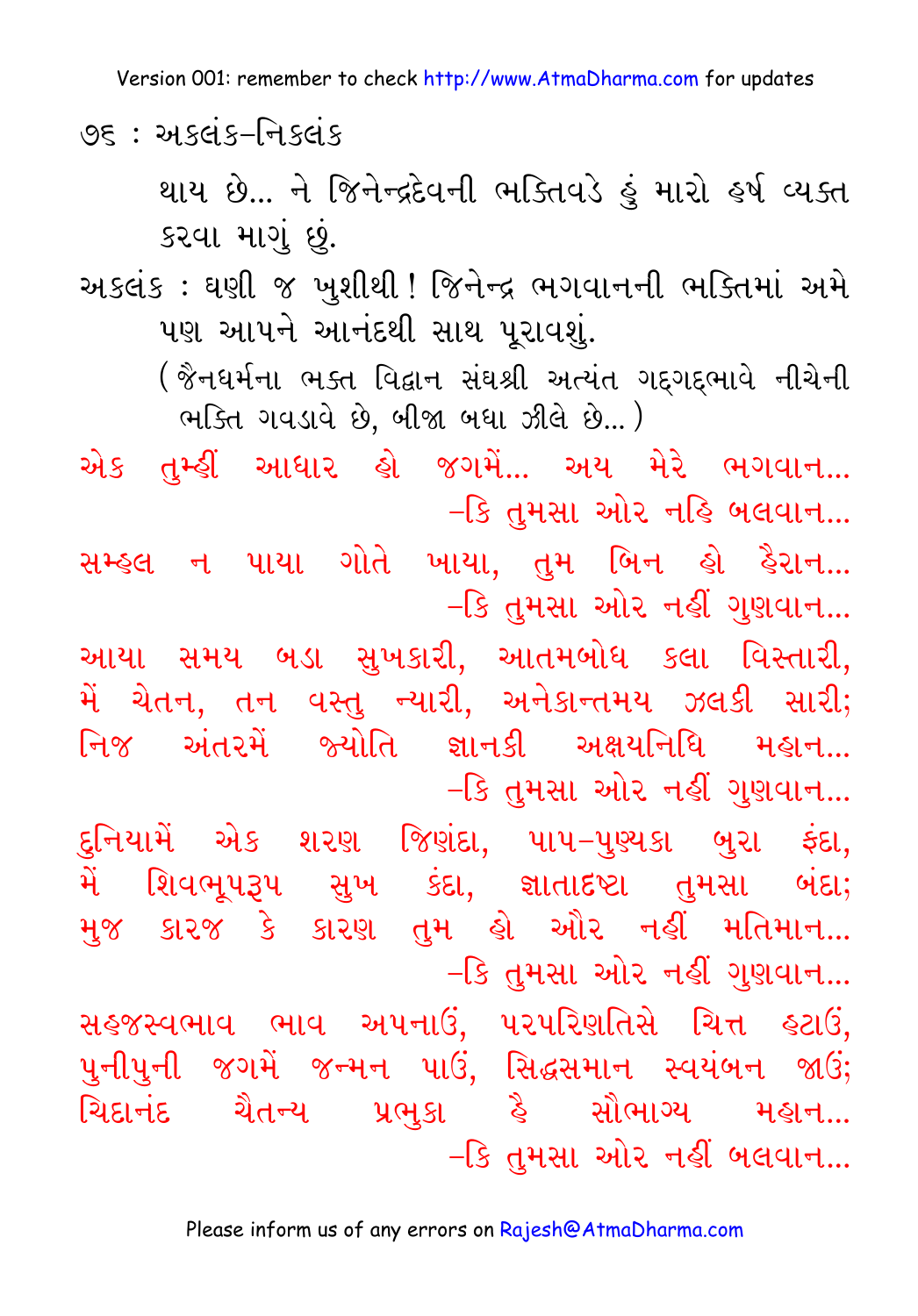થાય છે... ને જિનેન્દ્રદેવની ભક્તિવડે હું મારો હર્ષ વ્યક્ત કરવા માગું છું.

અકલંક : ઘણી જ ખુશીથી ! જિનેન્દ્ર ભગવાનની ભક્તિમાં અમે પણ આપને આનંદથી સાથ પૂરાવશું.

(જૈનધર્મના ભક્ત વિદ્વાન સંઘશ્રી અત્યંત ગદ્‌ગદ્‌ભાવે નીચેની ભક્તિ ગવડાવે છે, બીજા બધા ઝીલે છે...)

એક તુમ્હીં આધાર હો જગમેં... અય મેરે ભગવાન...
 –કિ તુમસા ઓર નહિ બલવાન...

સમ્હલ ન પાયા ગોતે ખાયા, તુમ બિન હો હૈરાન...
 –કિ તુમસા ઓર નહીં ગુણવાન...

આયા સમય બડા સુખકારી, આતમબોધ કલા વિસ્તારી,
મેં ચેતન, તન વસ્તુ ન્યારી, અનેકાન્તમય ઝલકી સારી;
નિજ અંતરમેં જ્યોતિ જ્ઞાનકી અક્ષયનિધિ મહાન...
 –કિ તુમસા ઓર નહીં ગુણવાન...

દુનિયામેં એક શરણ જિણંદા, પાપ–પુણ્યકા બુરા ફંદા,
મેં શિવભૂપરૂપ સુખ કંદા, જ્ઞાતાદષ્ટા તુમસા બંદા;
મુજ કારજ કે કારણ તુમ હો ઔર નહીં મતિમાન...
 –કિ તુમસા ઓર નહીં ગુણવાન...

સહજસ્વભાવ ભાવ અપનાઉં, પરપરિણતિસે ચિત્ત હટાઉં,
પુનીપુની જગમેં જન્મન પાઉં, સિદ્ધસમાન સ્વયંબન જાઉં;
ચિદાનંદ ચૈતન્ય પ્રભુકા હૈ સૌભાગ્ય મહાન...
 –કિ તુમસા ઓર નહીં બલવાન...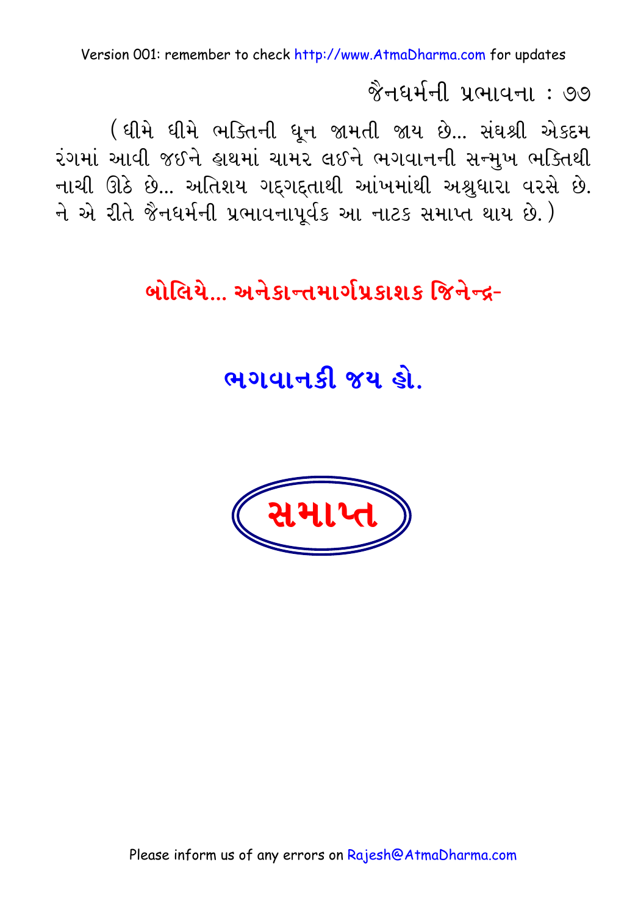(ધીમે ધીમે ભક્તિની ધૂન જામતી જાય છે... સંઘશ્રી એકદમ રંગમાં આવી જઈને હાથમાં ચામર લઈને ભગવાનની સન્મુખ ભક્તિથી નાચી ઊઠે છે... અતિશય ગદ્ગદ્તાથી આંખમાંથી અશ્રુધારા વરસે છે. ને એ રીતે જૈનધર્મની પ્રભાવનાપૂર્વક આ નાટક સમાપ્ત થાય છે.)

**બોલિયે... અનેકાન્તમાર્ગપ્રકાશક જિનેન્દ્ર-**

**ભગવાનકી જય હો.**

**સમાપ્ત**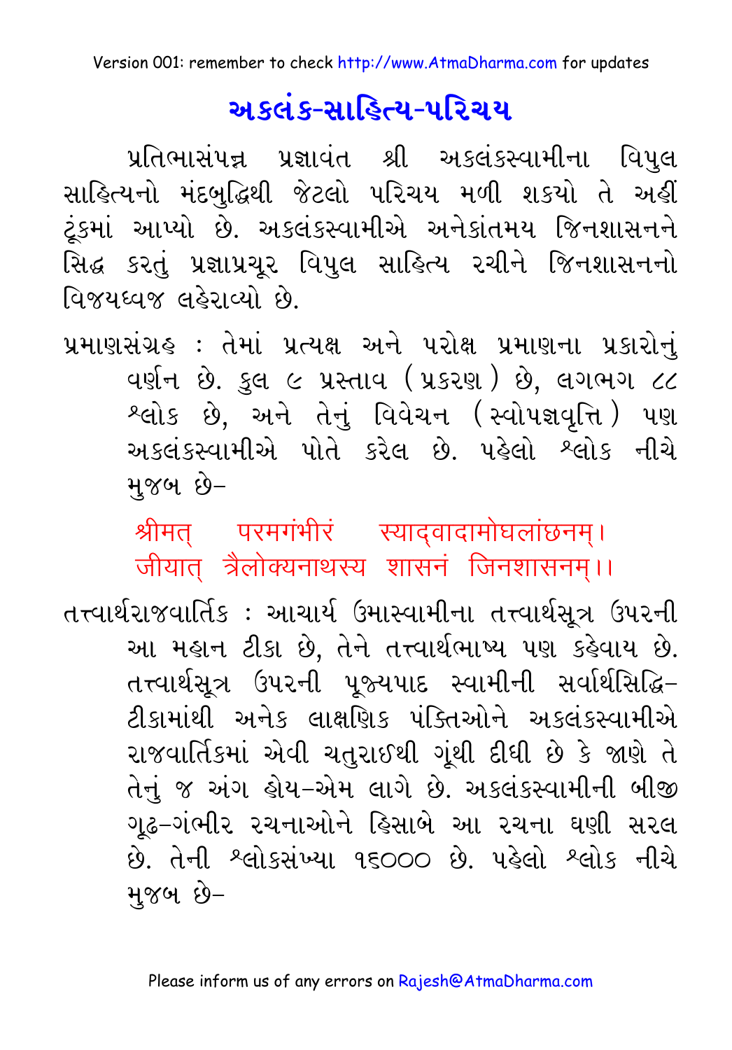# અકલંક-સાહિત્ય-પરિચય

પ્રતિભાસંપન્ન પ્રજ્ઞાવંત શ્રી અકલંકસ્વામીના વિપુલ સાહિત્યનો મંદબુદ્ધિથી જેટલો પરિચય મળી શકયો તે અહીં ટૂંકમાં આપ્યો છે. અકલંકસ્વામીએ અનેકાંતમય જિનશાસનને સિદ્ધ કરતું પ્રજ્ઞાપ્રચૂર વિપુલ સાહિત્ય રચીને જિનશાસનનો વિજયધ્વજ લહેરાવ્યો છે.

પ્રમાણસંગ્રહ : તેમાં પ્રત્યક્ષ અને પરોક્ષ પ્રમાણના પ્રકારોનું વર્ણન છે. કુલ ૯ પ્રસ્તાવ (પ્રકરણ) છે, લગભગ ૮૮ શ્લોક છે, અને તેનું વિવેચન (સ્વોપજ્ઞવૃત્તિ) પણ અકલંકસ્વામીએ પોતે કરેલ છે. પહેલો શ્લોક નીચે મુજબ છે–

> श्रीमत् परमगंभीरं स्याद्वादामोघलांछनम्।
> जीयात् त्रैलोक्यनाथस्य शासनं जिनशासनम्।।

તત્ત્વાર્થરાજવાર્તિક : આચાર્ય ઉમાસ્વામીના તત્ત્વાર્થસૂત્ર ઉપરની આ મહાન ટીકા છે, તેને તત્ત્વાર્થભાષ્ય પણ કહેવાય છે. તત્ત્વાર્થસૂત્ર ઉપરની પૂજ્યપાદ સ્વામીની સર્વાર્થસિદ્ધિ–ટીકામાંથી અનેક લાક્ષણિક પંક્તિઓને અકલંકસ્વામીએ રાજવાર્તિકમાં એવી ચતુરાઈથી ગૂંથી દીધી છે કે જાણે તે તેનું જ અંગ હોય–એમ લાગે છે. અકલંકસ્વામીની બીજી ગૂઢ–ગંભીર રચનાઓને હિસાબે આ રચના ઘણી સરલ છે. તેની શ્લોકસંખ્યા ૧૬૦૦૦ છે. પહેલો શ્લોક નીચે મુજબ છે–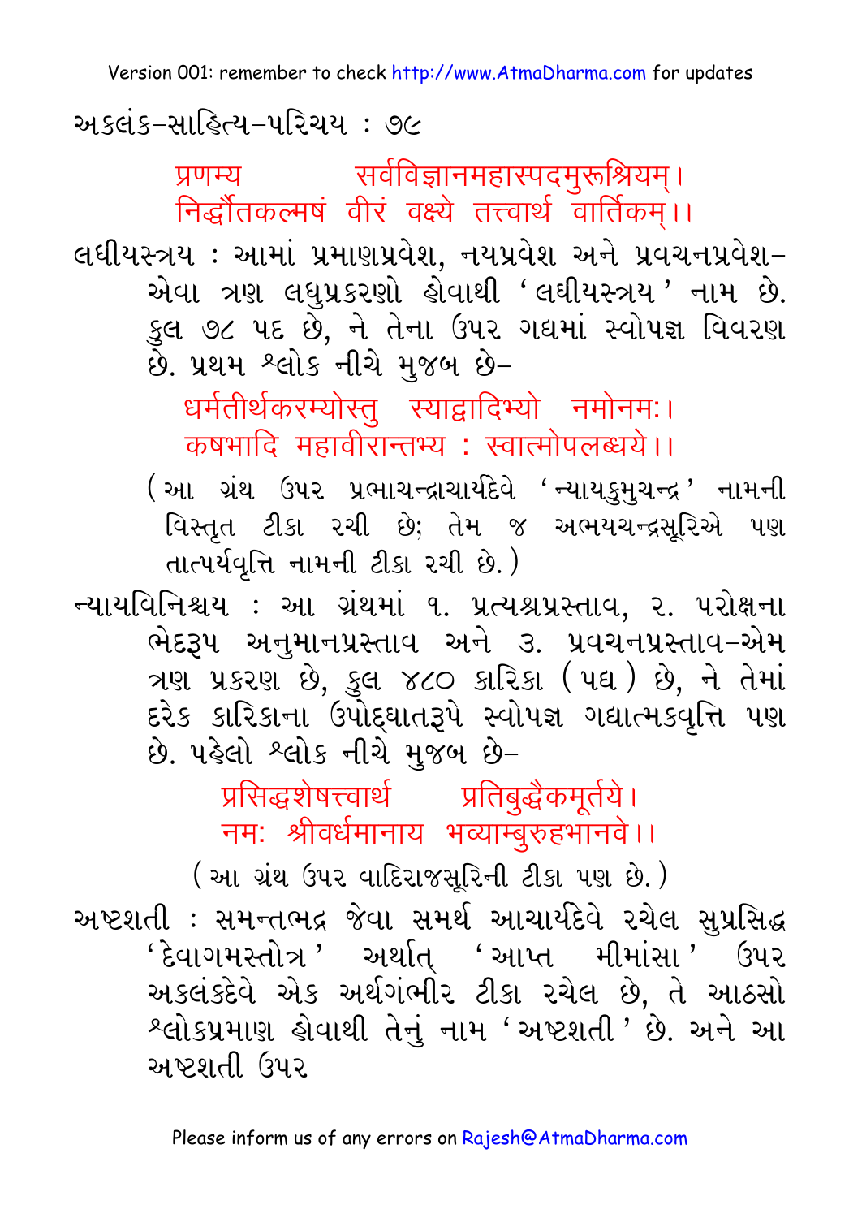અકલંક–સાહિત્ય–પરિચય : ૭૯

> प्रणम्य सर्वविज्ञानमहास्पदमुरूश्रियम्।
> निर्द्धौतकल्मषं वीरं वक्ष्ये तत्त्वार्थ वार्तिकम्।।

**લઘીયસ્ત્રય :** આમાં પ્રમાણપ્રવેશ, નયપ્રવેશ અને પ્રવચનપ્રવેશ–એવા ત્રણ લઘુપ્રકરણો હોવાથી ‘લઘીયસ્ત્રય’ નામ છે. કુલ ૭૮ પદ છે, ને તેના ઉપર ગદ્યમાં સ્વોપજ્ઞ વિવરણ છે. પ્રથમ શ્લોક નીચે મુજબ છે–

> धर्मतीर्थकरम्योस्तु स्याद्वादिभ्यो नमोनमः।
> कषभादि महावीरान्तभ्य : स्वात्मोपलब्धये।।

(આ ગ્રંથ ઉપર પ્રભાચન્દ્રાચાર્યદેવે ‘ન્યાયકુમુચન્દ્ર’ નામની વિસ્તૃત ટીકા રચી છે; તેમ જ અભયચન્દ્રસૂરિએ પણ તાત્પર્યવૃત્તિ નામની ટીકા રચી છે.)

**ન્યાયવિનિશ્ચય :** આ ગ્રંથમાં ૧. પ્રત્યશ્રપ્રસ્તાવ, ૨. પરોક્ષના ભેદરૂપ અનુમાનપ્રસ્તાવ અને ૩. પ્રવચનપ્રસ્તાવ–એમ ત્રણ પ્રકરણ છે, કુલ ૪૮૦ કારિકા (પદ્ય) છે, ને તેમાં દરેક કારિકાના ઉપોદ્‌ઘાતરૂપે સ્વોપજ્ઞ ગદ્યાત્મકવૃત્તિ પણ છે. પહેલો શ્લોક નીચે મુજબ છે–

> प्रसिद्धशेषत्त्वार्थ प्रतिबुद्धैकमूर्तये।
> नमः श्रीवर्धमानाय भव्याम्बुरुहभानवे।।

(આ ગ્રંથ ઉપર વાદિરાજસૂરિની ટીકા પણ છે.)

**અષ્ટશતી :** સમન્તભદ્ર જેવા સમર્થ આચાર્યદેવે રચેલ સુપ્રસિદ્ધ ‘દેવાગમસ્તોત્ર’ અર્થાત્ ‘આપ્ત મીમાંસા’ ઉપર અકલંકદેવે એક અર્થગંભીર ટીકા રચેલ છે, તે આઠસો શ્લોકપ્રમાણ હોવાથી તેનું નામ ‘અષ્ટશતી’ છે. અને આ અષ્ટશતી ઉપર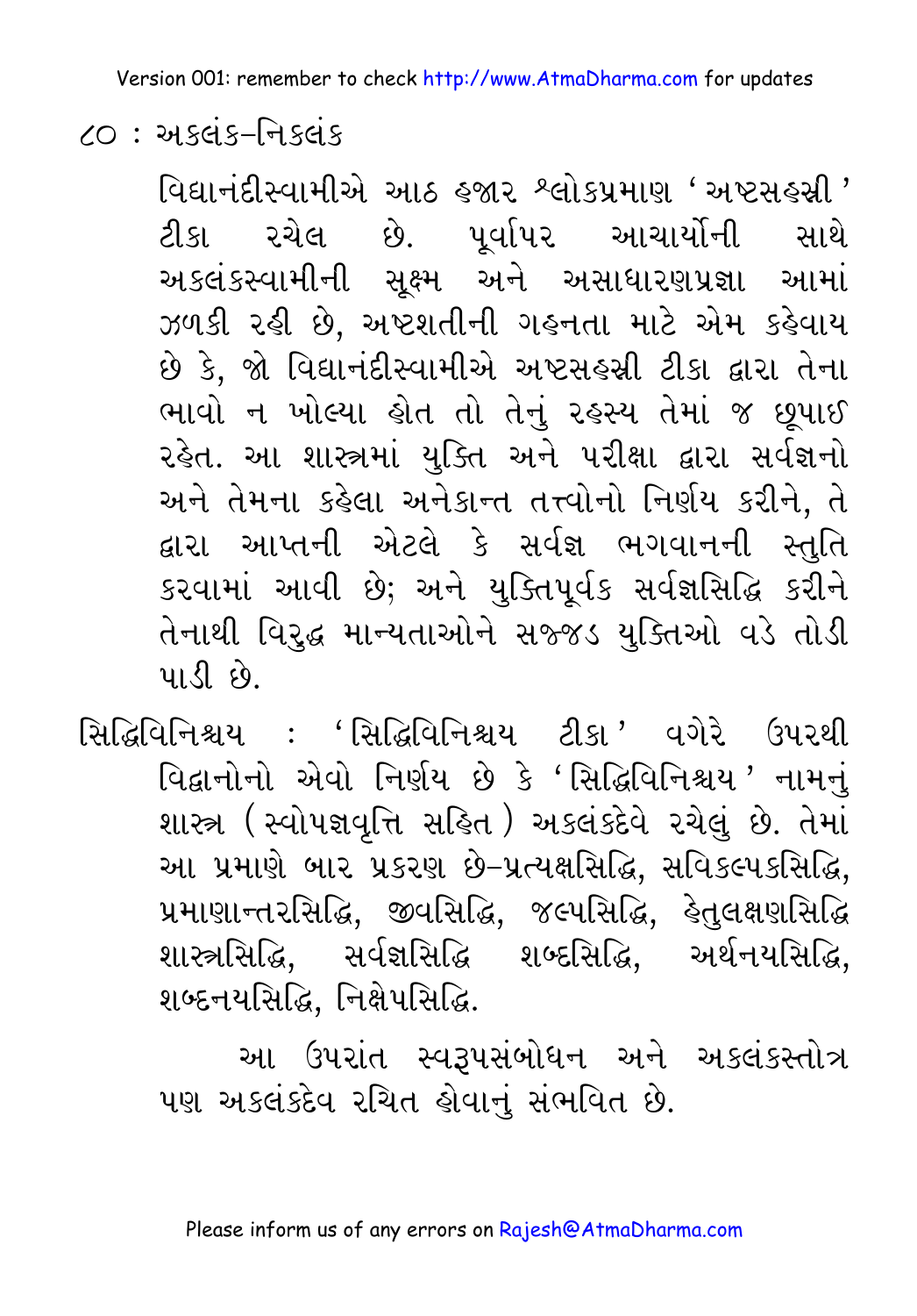વિદ્યાનંદીસ્વામીએ આઠ હજાર શ્લોકપ્રમાણ 'અષ્ટસહસ્રી' ટીકા રચેલ છે. પૂર્વાપર આચાર્યોની સાથે અકલંકસ્વામીની સૂક્ષ્મ અને અસાધારણપ્રજ્ઞા આમાં ઝળકી રહી છે, અષ્ટશતીની ગહનતા માટે એમ કહેવાય છે કે, જો વિદ્યાનંદીસ્વામીએ અષ્ટસહસ્રી ટીકા દ્વારા તેના ભાવો ન ખોલ્યા હોત તો તેનું રહસ્ય તેમાં જ છૂપાઈ રહેત. આ શાસ્ત્રમાં યુક્તિ અને પરીક્ષા દ્વારા સર્વજ્ઞનો અને તેમના કહેલા અનેકાન્ત તત્ત્વોનો નિર્ણય કરીને, તે દ્વારા આપ્તની એટલે કે સર્વજ્ઞ ભગવાનની સ્તુતિ કરવામાં આવી છે; અને યુક્તિપૂર્વક સર્વજ્ઞસિદ્ધિ કરીને તેનાથી વિરુદ્ધ માન્યતાઓને સજ્જડ યુક્તિઓ વડે તોડી પાડી છે.

સિદ્ધિવિનિશ્ચય : 'સિદ્ધિવિનિશ્ચય ટીકા' વગેરે ઉપરથી વિદ્વાનોનો એવો નિર્ણય છે કે 'સિદ્ધિવિનિશ્ચય' નામનું શાસ્ત્ર (સ્વોપજ્ઞવૃત્તિ સહિત) અકલંકદેવે રચેલું છે. તેમાં આ પ્રમાણે બાર પ્રકરણ છે–પ્રત્યક્ષસિદ્ધિ, સવિકલ્પકસિદ્ધિ, પ્રમાણાન્તરસિદ્ધિ, જીવસિદ્ધિ, જલ્પસિદ્ધિ, હેતુલક્ષણસિદ્ધિ શાસ્ત્રસિદ્ધિ, સર્વજ્ઞસિદ્ધિ શબ્દસિદ્ધિ, અર્થનયસિદ્ધિ, શબ્દનયસિદ્ધિ, નિક્ષેપસિદ્ધિ.

આ ઉપરાંત સ્વરૂપસંબોધન અને અકલંકસ્તોત્ર પણ અકલંકદેવ રચિત હોવાનું સંભવિત છે.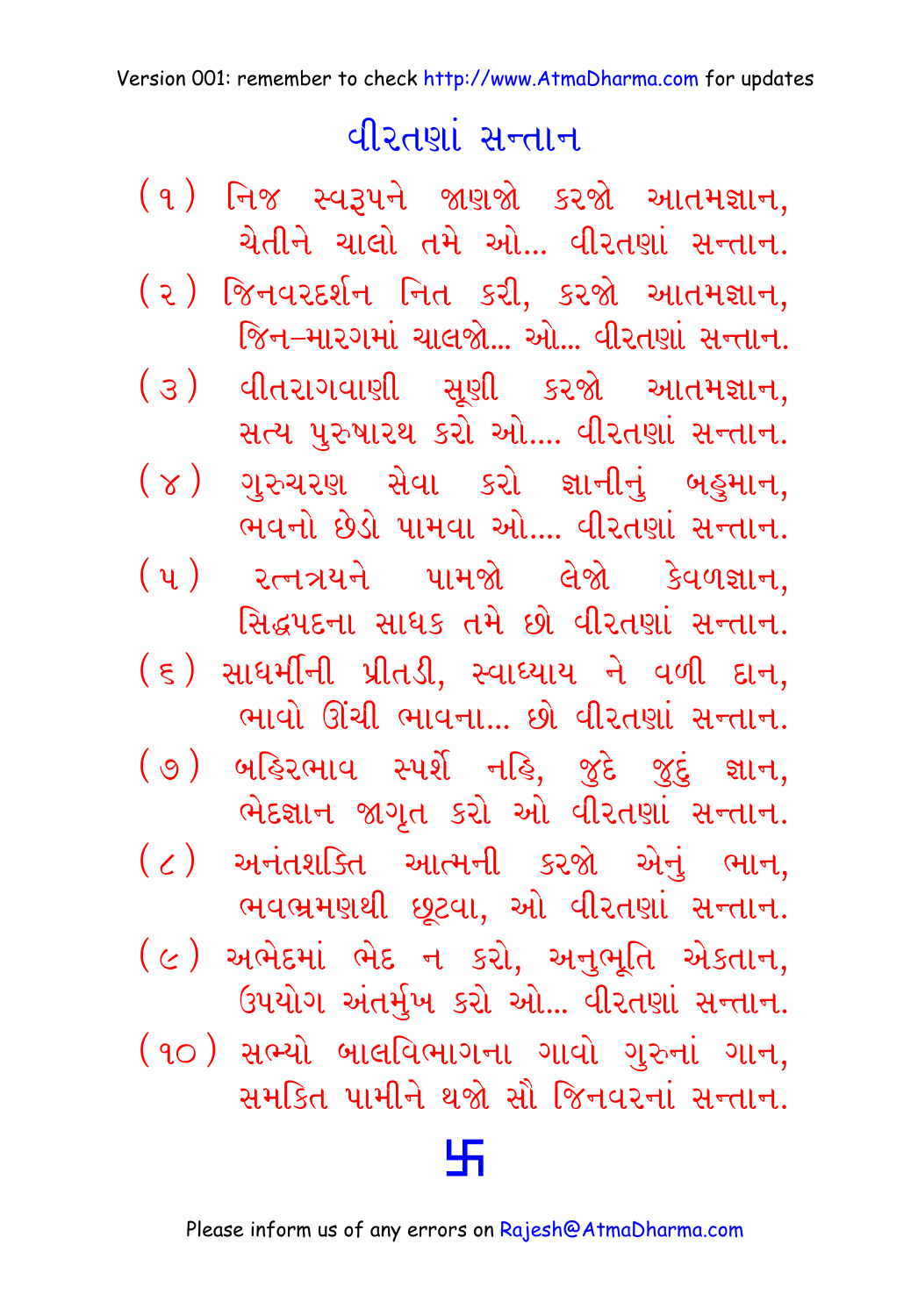# વીરતણાં સન્તાન

(૧) નિજ સ્વરૂપને જાણજો કરજો આતમજ્ઞાન,
ચેતીને ચાલો તમે ઓ... વીરતણાં સન્તાન.

(૨) જિનવરદર્શન નિત કરી, કરજો આતમજ્ઞાન,
જિન-મારગમાં ચાલજો... ઓ... વીરતણાં સન્તાન.

(૩) વીતરાગવાણી સૂણી કરજો આતમજ્ઞાન,
સત્ય પુરુષારથ કરો ઓ.... વીરતણાં સન્તાન.

(૪) ગુરુચરણ સેવા કરો જ્ઞાનીનું બહુમાન,
ભવનો છેડો પામવા ઓ.... વીરતણાં સન્તાન.

(૫) રત્નત્રયને પામજો લેજો કેવળજ્ઞાન,
સિદ્ધપદના સાધક તમે છો વીરતણાં સન્તાન.

(૬) સાધર્મીની પ્રીતડી, સ્વાધ્યાય ને વળી દાન,
ભાવો ઊંચી ભાવના... છો વીરતણાં સન્તાન.

(૭) બહિરભાવ સ્પર્શે નહિ, જુદે જુદું જ્ઞાન,
ભેદજ્ઞાન જાગૃત કરો ઓ વીરતણાં સન્તાન.

(૮) અનંતશક્તિ આત્મની કરજો એનું ભાન,
ભવભ્રમણથી છૂટવા, ઓ વીરતણાં સન્તાન.

(૯) અભેદમાં ભેદ ન કરો, અનુભૂતિ એકતાન,
ઉપયોગ અંતર્મુખ કરો ઓ... વીરતણાં સન્તાન.

(૧૦) સભ્યો બાલવિભાગના ગાવો ગુરુનાં ગાન,
સમકિત પામીને થજો સૌ જિનવરનાં સન્તાન.

卐